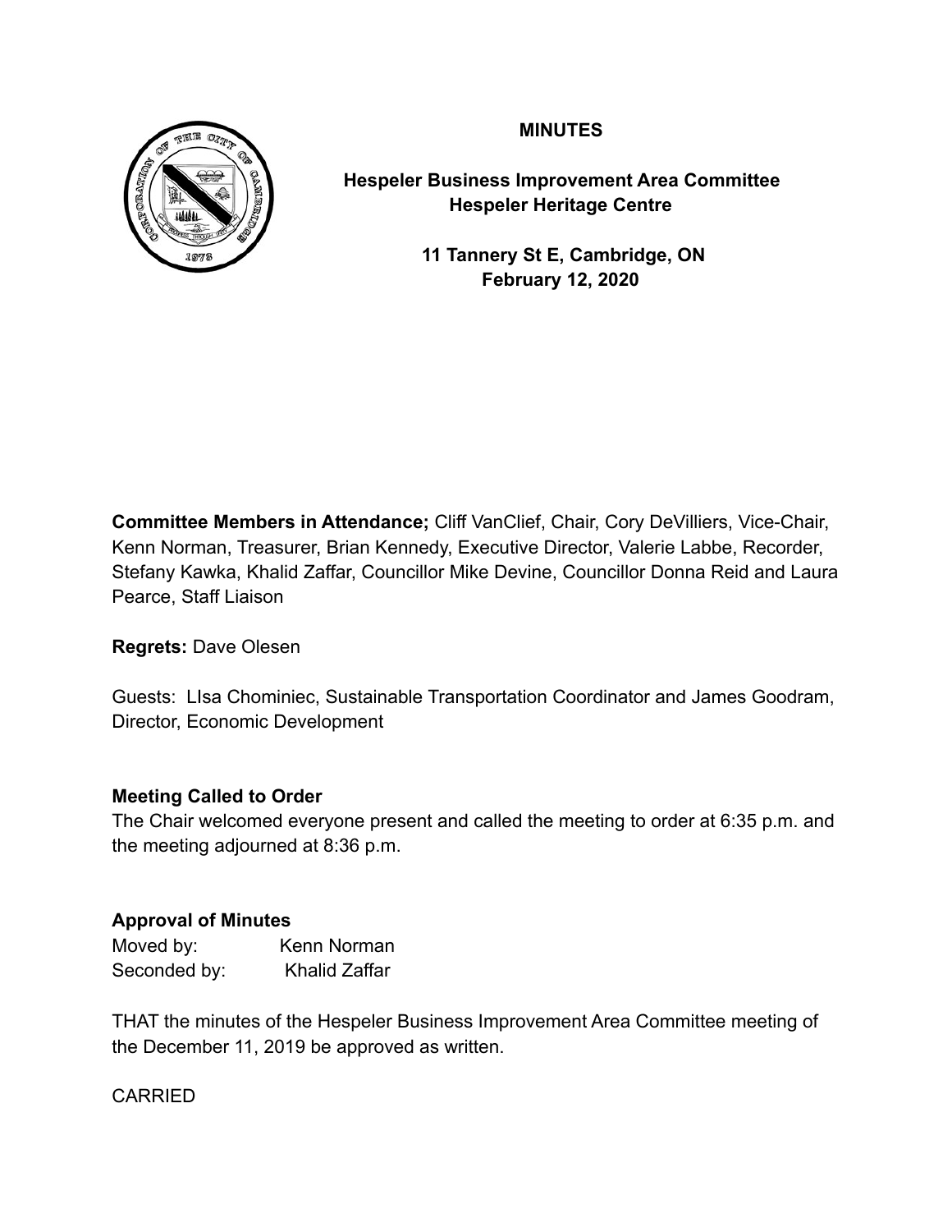# MINUTES

**Hespeler Business Improvement Area Committee**
**Hespeler Heritage Centre**

**11 Tannery St E, Cambridge, ON**
**February 12, 2020**

**Committee Members in Attendance;** Cliff VanClief, Chair, Cory DeVilliers, Vice-Chair, Kenn Norman, Treasurer, Brian Kennedy, Executive Director, Valerie Labbe, Recorder, Stefany Kawka, Khalid Zaffar, Councillor Mike Devine, Councillor Donna Reid and Laura Pearce, Staff Liaison

**Regrets:** Dave Olesen

Guests: LIsa Chominiec, Sustainable Transportation Coordinator and James Goodram, Director, Economic Development

**Meeting Called to Order**

The Chair welcomed everyone present and called the meeting to order at 6:35 p.m. and the meeting adjourned at 8:36 p.m.

**Approval of Minutes**

Moved by: Kenn Norman
Seconded by: Khalid Zaffar

THAT the minutes of the Hespeler Business Improvement Area Committee meeting of the December 11, 2019 be approved as written.

CARRIED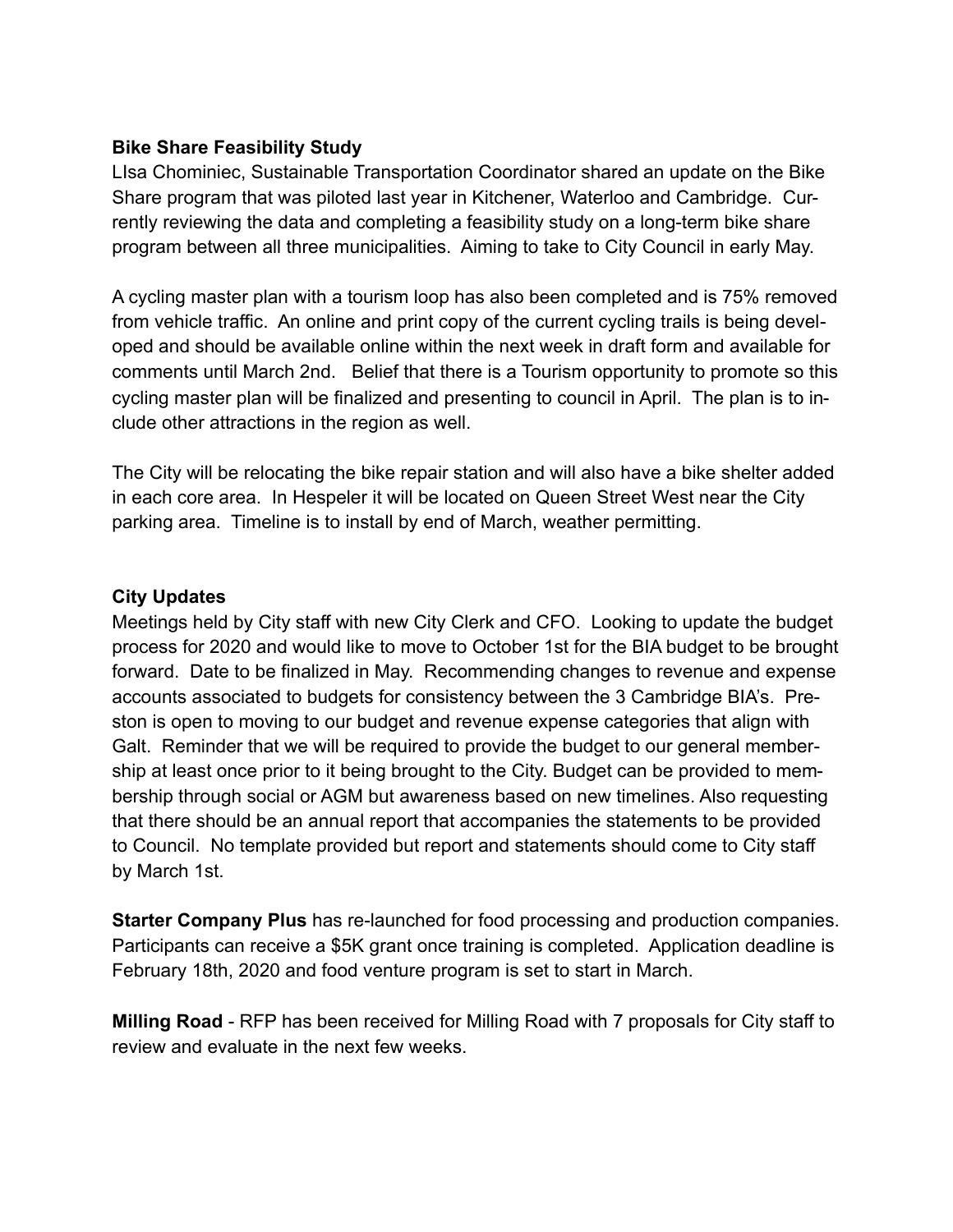**Bike Share Feasibility Study**

LIsa Chominiec, Sustainable Transportation Coordinator shared an update on the Bike Share program that was piloted last year in Kitchener, Waterloo and Cambridge. Currently reviewing the data and completing a feasibility study on a long-term bike share program between all three municipalities. Aiming to take to City Council in early May.

A cycling master plan with a tourism loop has also been completed and is 75% removed from vehicle traffic. An online and print copy of the current cycling trails is being developed and should be available online within the next week in draft form and available for comments until March 2nd. Belief that there is a Tourism opportunity to promote so this cycling master plan will be finalized and presenting to council in April. The plan is to include other attractions in the region as well.

The City will be relocating the bike repair station and will also have a bike shelter added in each core area. In Hespeler it will be located on Queen Street West near the City parking area. Timeline is to install by end of March, weather permitting.

**City Updates**

Meetings held by City staff with new City Clerk and CFO. Looking to update the budget process for 2020 and would like to move to October 1st for the BIA budget to be brought forward. Date to be finalized in May. Recommending changes to revenue and expense accounts associated to budgets for consistency between the 3 Cambridge BIA's. Preston is open to moving to our budget and revenue expense categories that align with Galt. Reminder that we will be required to provide the budget to our general membership at least once prior to it being brought to the City. Budget can be provided to membership through social or AGM but awareness based on new timelines. Also requesting that there should be an annual report that accompanies the statements to be provided to Council. No template provided but report and statements should come to City staff by March 1st.

**Starter Company Plus** has re-launched for food processing and production companies. Participants can receive a $5K grant once training is completed. Application deadline is February 18th, 2020 and food venture program is set to start in March.

**Milling Road** - RFP has been received for Milling Road with 7 proposals for City staff to review and evaluate in the next few weeks.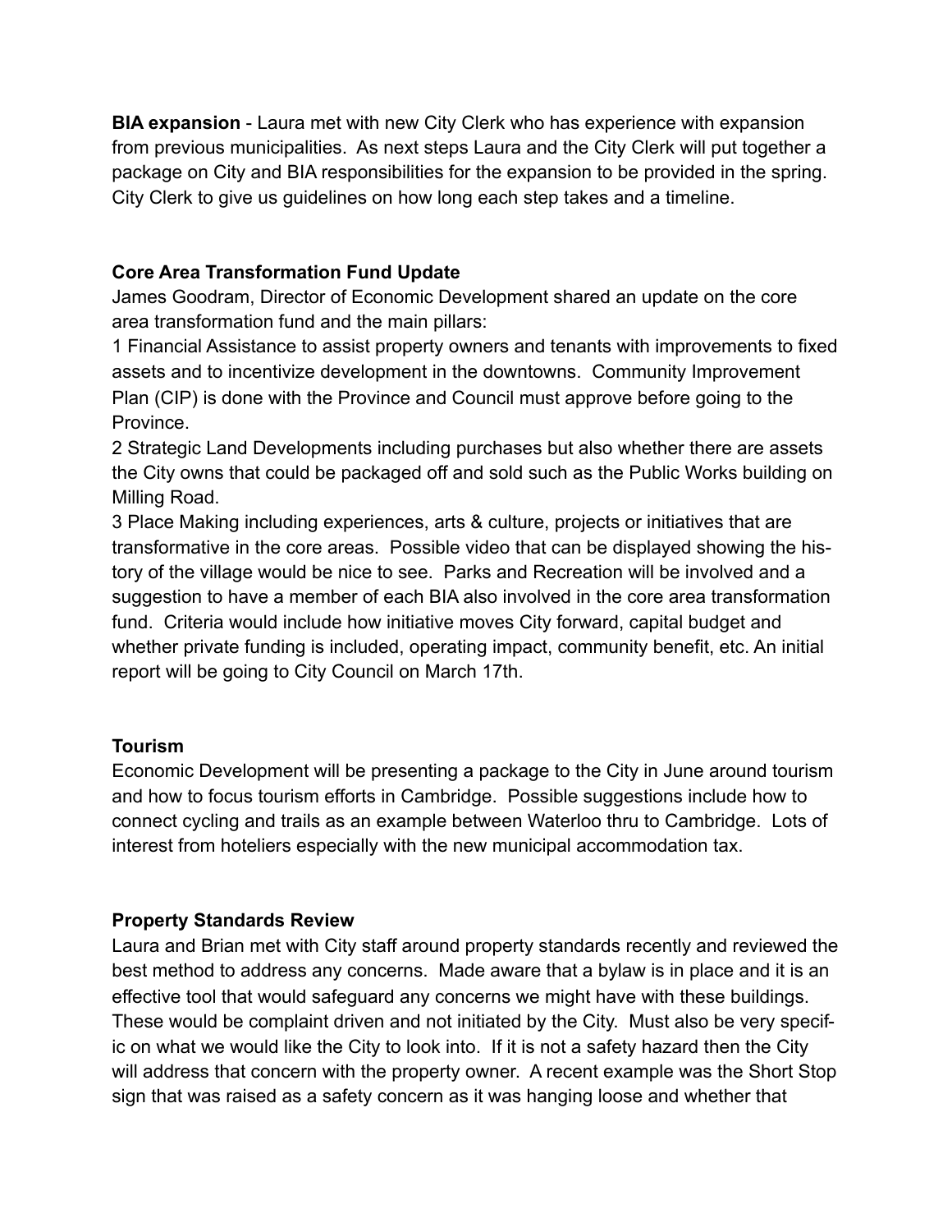**BIA expansion** - Laura met with new City Clerk who has experience with expansion from previous municipalities. As next steps Laura and the City Clerk will put together a package on City and BIA responsibilities for the expansion to be provided in the spring. City Clerk to give us guidelines on how long each step takes and a timeline.

**Core Area Transformation Fund Update**

James Goodram, Director of Economic Development shared an update on the core area transformation fund and the main pillars:

1 Financial Assistance to assist property owners and tenants with improvements to fixed assets and to incentivize development in the downtowns. Community Improvement Plan (CIP) is done with the Province and Council must approve before going to the Province.

2 Strategic Land Developments including purchases but also whether there are assets the City owns that could be packaged off and sold such as the Public Works building on Milling Road.

3 Place Making including experiences, arts & culture, projects or initiatives that are transformative in the core areas. Possible video that can be displayed showing the history of the village would be nice to see. Parks and Recreation will be involved and a suggestion to have a member of each BIA also involved in the core area transformation fund. Criteria would include how initiative moves City forward, capital budget and whether private funding is included, operating impact, community benefit, etc. An initial report will be going to City Council on March 17th.

**Tourism**

Economic Development will be presenting a package to the City in June around tourism and how to focus tourism efforts in Cambridge. Possible suggestions include how to connect cycling and trails as an example between Waterloo thru to Cambridge. Lots of interest from hoteliers especially with the new municipal accommodation tax.

**Property Standards Review**

Laura and Brian met with City staff around property standards recently and reviewed the best method to address any concerns. Made aware that a bylaw is in place and it is an effective tool that would safeguard any concerns we might have with these buildings. These would be complaint driven and not initiated by the City. Must also be very specific on what we would like the City to look into. If it is not a safety hazard then the City will address that concern with the property owner. A recent example was the Short Stop sign that was raised as a safety concern as it was hanging loose and whether that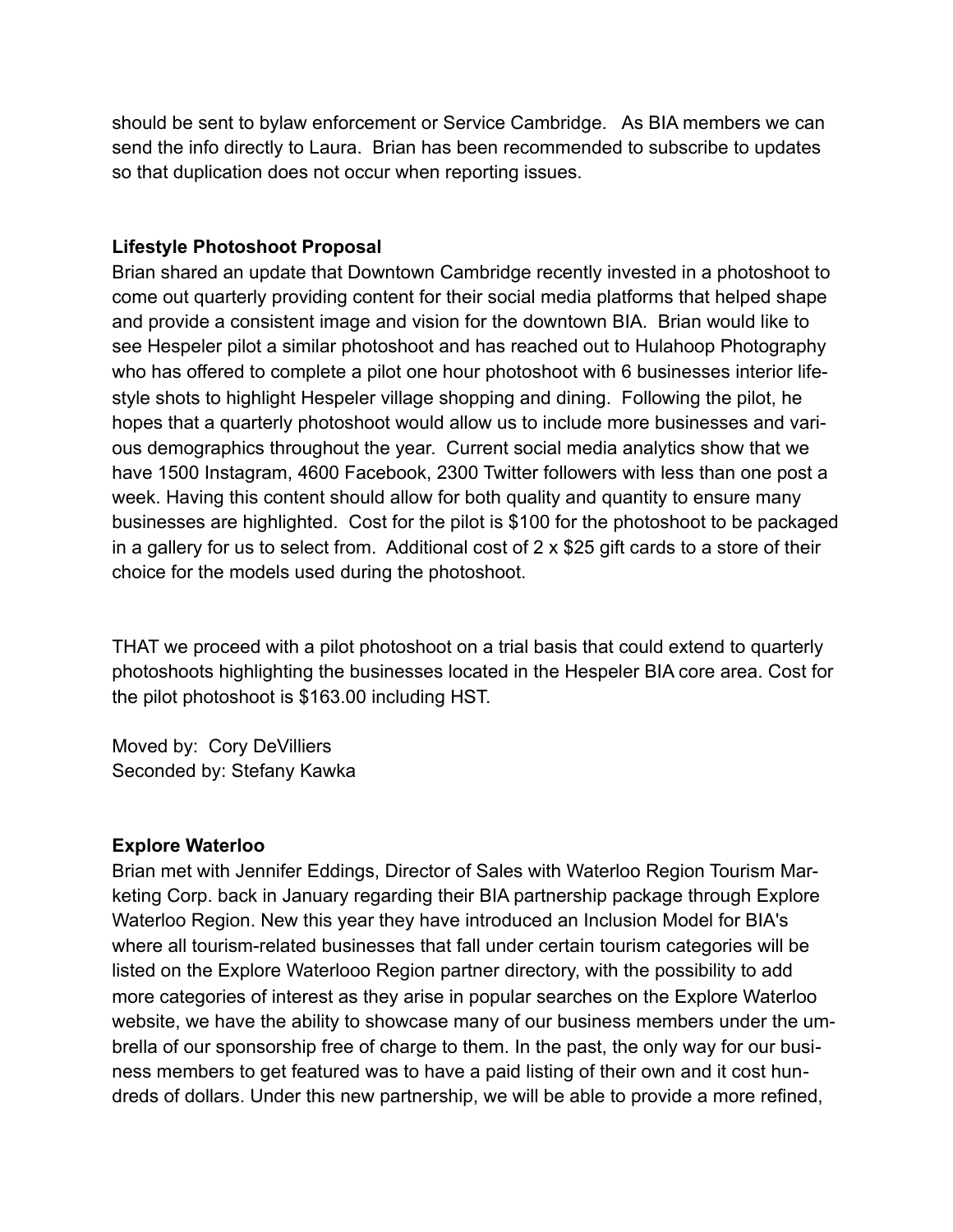should be sent to bylaw enforcement or Service Cambridge. As BIA members we can send the info directly to Laura. Brian has been recommended to subscribe to updates so that duplication does not occur when reporting issues.

**Lifestyle Photoshoot Proposal**

Brian shared an update that Downtown Cambridge recently invested in a photoshoot to come out quarterly providing content for their social media platforms that helped shape and provide a consistent image and vision for the downtown BIA. Brian would like to see Hespeler pilot a similar photoshoot and has reached out to Hulahoop Photography who has offered to complete a pilot one hour photoshoot with 6 businesses interior lifestyle shots to highlight Hespeler village shopping and dining. Following the pilot, he hopes that a quarterly photoshoot would allow us to include more businesses and various demographics throughout the year. Current social media analytics show that we have 1500 Instagram, 4600 Facebook, 2300 Twitter followers with less than one post a week. Having this content should allow for both quality and quantity to ensure many businesses are highlighted. Cost for the pilot is $100 for the photoshoot to be packaged in a gallery for us to select from. Additional cost of 2 x $25 gift cards to a store of their choice for the models used during the photoshoot.

THAT we proceed with a pilot photoshoot on a trial basis that could extend to quarterly photoshoots highlighting the businesses located in the Hespeler BIA core area. Cost for the pilot photoshoot is $163.00 including HST.

Moved by: Cory DeVilliers
Seconded by: Stefany Kawka

**Explore Waterloo**

Brian met with Jennifer Eddings, Director of Sales with Waterloo Region Tourism Marketing Corp. back in January regarding their BIA partnership package through Explore Waterloo Region. New this year they have introduced an Inclusion Model for BIA's where all tourism-related businesses that fall under certain tourism categories will be listed on the Explore Waterlooo Region partner directory, with the possibility to add more categories of interest as they arise in popular searches on the Explore Waterloo website, we have the ability to showcase many of our business members under the umbrella of our sponsorship free of charge to them. In the past, the only way for our business members to get featured was to have a paid listing of their own and it cost hundreds of dollars. Under this new partnership, we will be able to provide a more refined,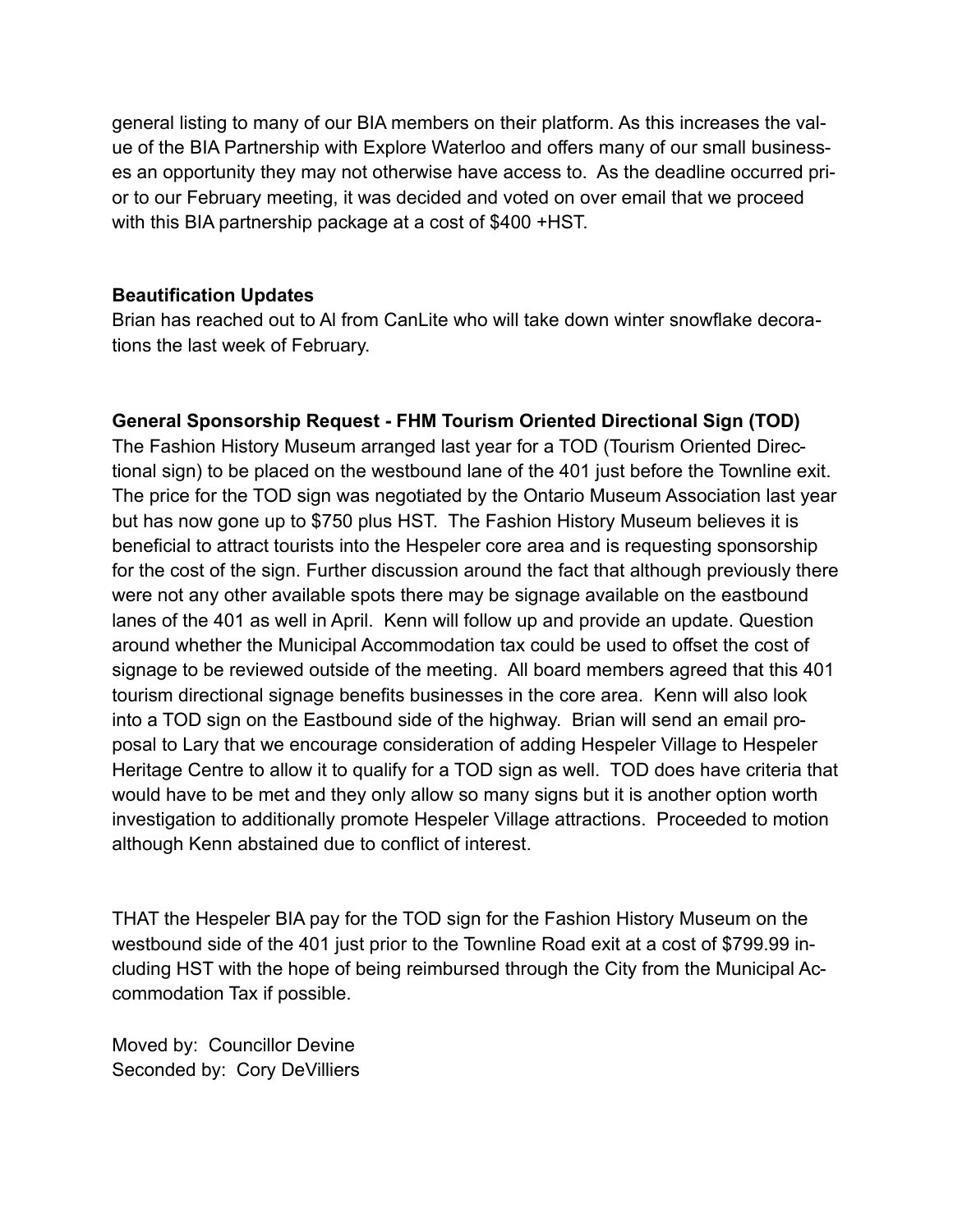general listing to many of our BIA members on their platform. As this increases the value of the BIA Partnership with Explore Waterloo and offers many of our small businesses an opportunity they may not otherwise have access to. As the deadline occurred prior to our February meeting, it was decided and voted on over email that we proceed with this BIA partnership package at a cost of $400 +HST.

**Beautification Updates**
Brian has reached out to Al from CanLite who will take down winter snowflake decorations the last week of February.

**General Sponsorship Request - FHM Tourism Oriented Directional Sign (TOD)**
The Fashion History Museum arranged last year for a TOD (Tourism Oriented Directional sign) to be placed on the westbound lane of the 401 just before the Townline exit. The price for the TOD sign was negotiated by the Ontario Museum Association last year but has now gone up to $750 plus HST. The Fashion History Museum believes it is beneficial to attract tourists into the Hespeler core area and is requesting sponsorship for the cost of the sign. Further discussion around the fact that although previously there were not any other available spots there may be signage available on the eastbound lanes of the 401 as well in April. Kenn will follow up and provide an update. Question around whether the Municipal Accommodation tax could be used to offset the cost of signage to be reviewed outside of the meeting. All board members agreed that this 401 tourism directional signage benefits businesses in the core area. Kenn will also look into a TOD sign on the Eastbound side of the highway. Brian will send an email proposal to Lary that we encourage consideration of adding Hespeler Village to Hespeler Heritage Centre to allow it to qualify for a TOD sign as well. TOD does have criteria that would have to be met and they only allow so many signs but it is another option worth investigation to additionally promote Hespeler Village attractions. Proceeded to motion although Kenn abstained due to conflict of interest.

THAT the Hespeler BIA pay for the TOD sign for the Fashion History Museum on the westbound side of the 401 just prior to the Townline Road exit at a cost of $799.99 including HST with the hope of being reimbursed through the City from the Municipal Accommodation Tax if possible.

Moved by: Councillor Devine
Seconded by: Cory DeVilliers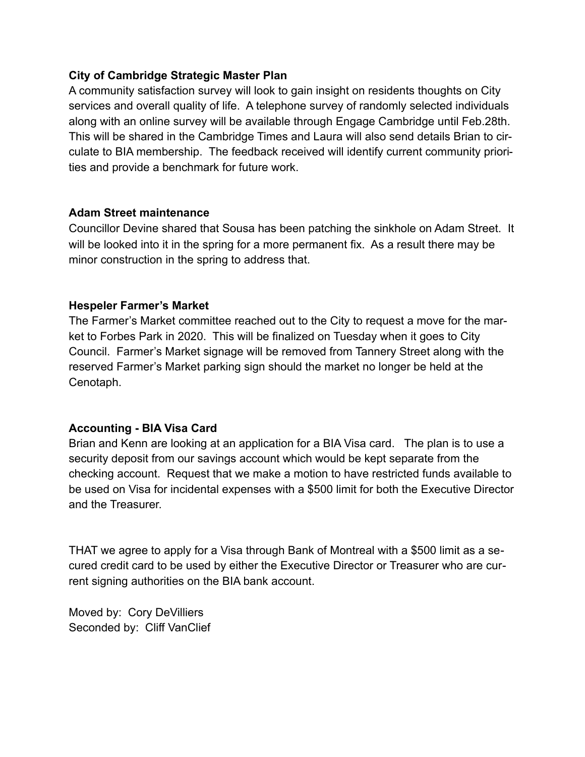**City of Cambridge Strategic Master Plan**

A community satisfaction survey will look to gain insight on residents thoughts on City services and overall quality of life. A telephone survey of randomly selected individuals along with an online survey will be available through Engage Cambridge until Feb.28th. This will be shared in the Cambridge Times and Laura will also send details Brian to circulate to BIA membership. The feedback received will identify current community priorities and provide a benchmark for future work.

**Adam Street maintenance**

Councillor Devine shared that Sousa has been patching the sinkhole on Adam Street. It will be looked into it in the spring for a more permanent fix. As a result there may be minor construction in the spring to address that.

**Hespeler Farmer's Market**

The Farmer's Market committee reached out to the City to request a move for the market to Forbes Park in 2020. This will be finalized on Tuesday when it goes to City Council. Farmer's Market signage will be removed from Tannery Street along with the reserved Farmer's Market parking sign should the market no longer be held at the Cenotaph.

**Accounting - BIA Visa Card**

Brian and Kenn are looking at an application for a BIA Visa card. The plan is to use a security deposit from our savings account which would be kept separate from the checking account. Request that we make a motion to have restricted funds available to be used on Visa for incidental expenses with a $500 limit for both the Executive Director and the Treasurer.

THAT we agree to apply for a Visa through Bank of Montreal with a $500 limit as a secured credit card to be used by either the Executive Director or Treasurer who are current signing authorities on the BIA bank account.

Moved by: Cory DeVilliers
Seconded by: Cliff VanClief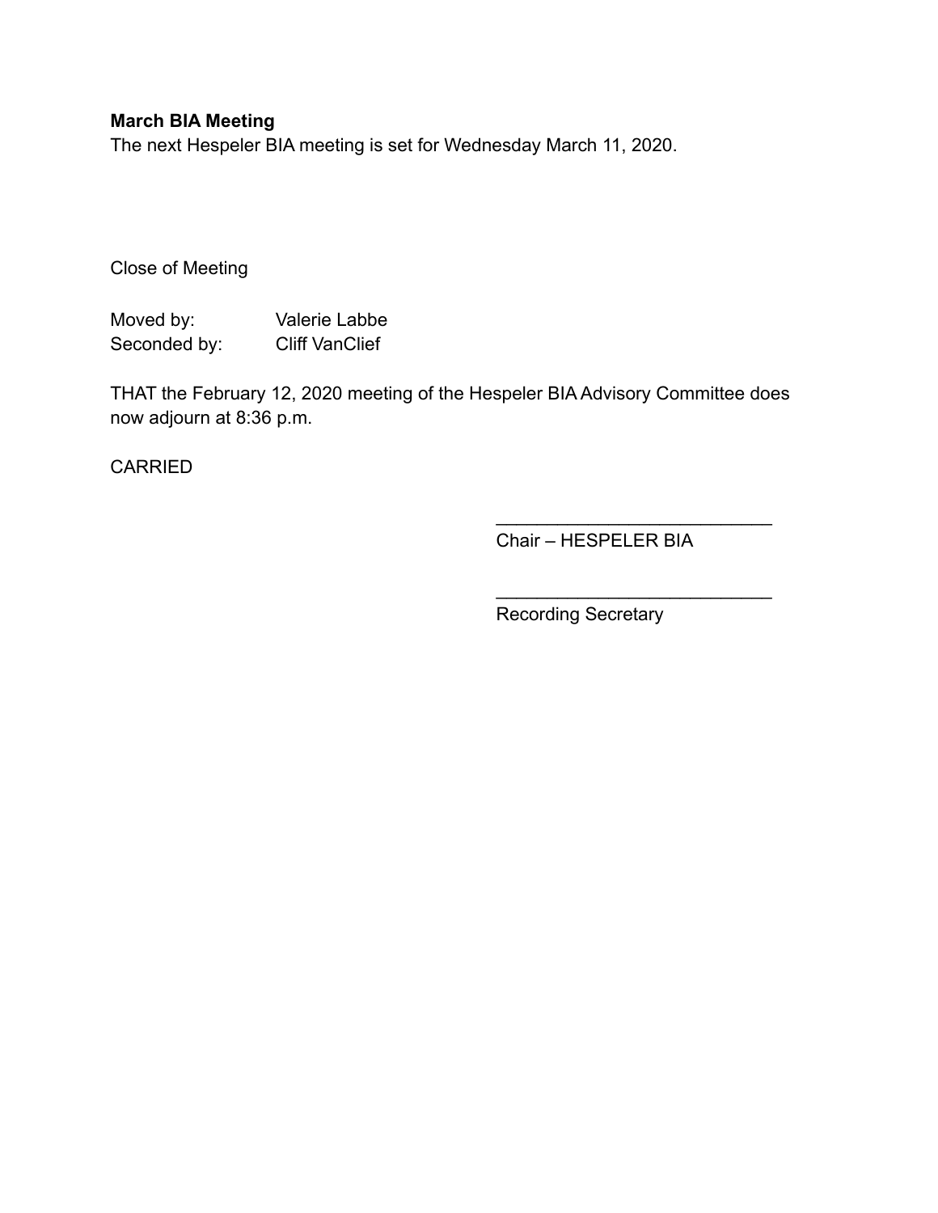**March BIA Meeting**

The next Hespeler BIA meeting is set for Wednesday March 11, 2020.

Close of Meeting

Moved by: Valerie Labbe
Seconded by: Cliff VanClief

THAT the February 12, 2020 meeting of the Hespeler BIA Advisory Committee does now adjourn at 8:36 p.m.

CARRIED

___________________________
Chair – HESPELER BIA

___________________________
Recording Secretary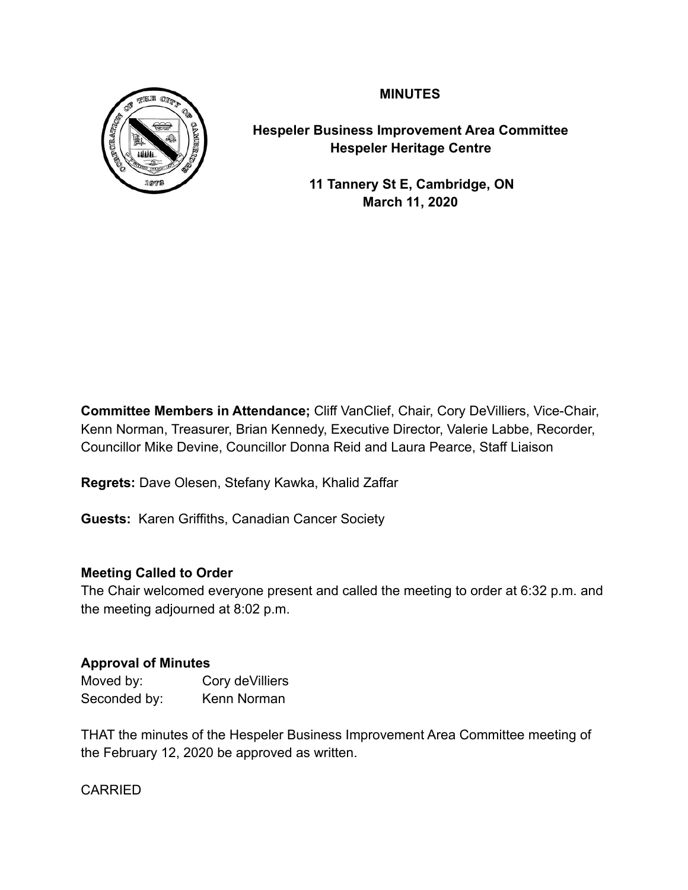**MINUTES**

**Hespeler Business Improvement Area Committee**
**Hespeler Heritage Centre**

**11 Tannery St E, Cambridge, ON**
**March 11, 2020**

**Committee Members in Attendance;** Cliff VanClief, Chair, Cory DeVilliers, Vice-Chair, Kenn Norman, Treasurer, Brian Kennedy, Executive Director, Valerie Labbe, Recorder, Councillor Mike Devine, Councillor Donna Reid and Laura Pearce, Staff Liaison

**Regrets:** Dave Olesen, Stefany Kawka, Khalid Zaffar

**Guests:** Karen Griffiths, Canadian Cancer Society

**Meeting Called to Order**

The Chair welcomed everyone present and called the meeting to order at 6:32 p.m. and the meeting adjourned at 8:02 p.m.

**Approval of Minutes**

Moved by: Cory deVilliers
Seconded by: Kenn Norman

THAT the minutes of the Hespeler Business Improvement Area Committee meeting of the February 12, 2020 be approved as written.

CARRIED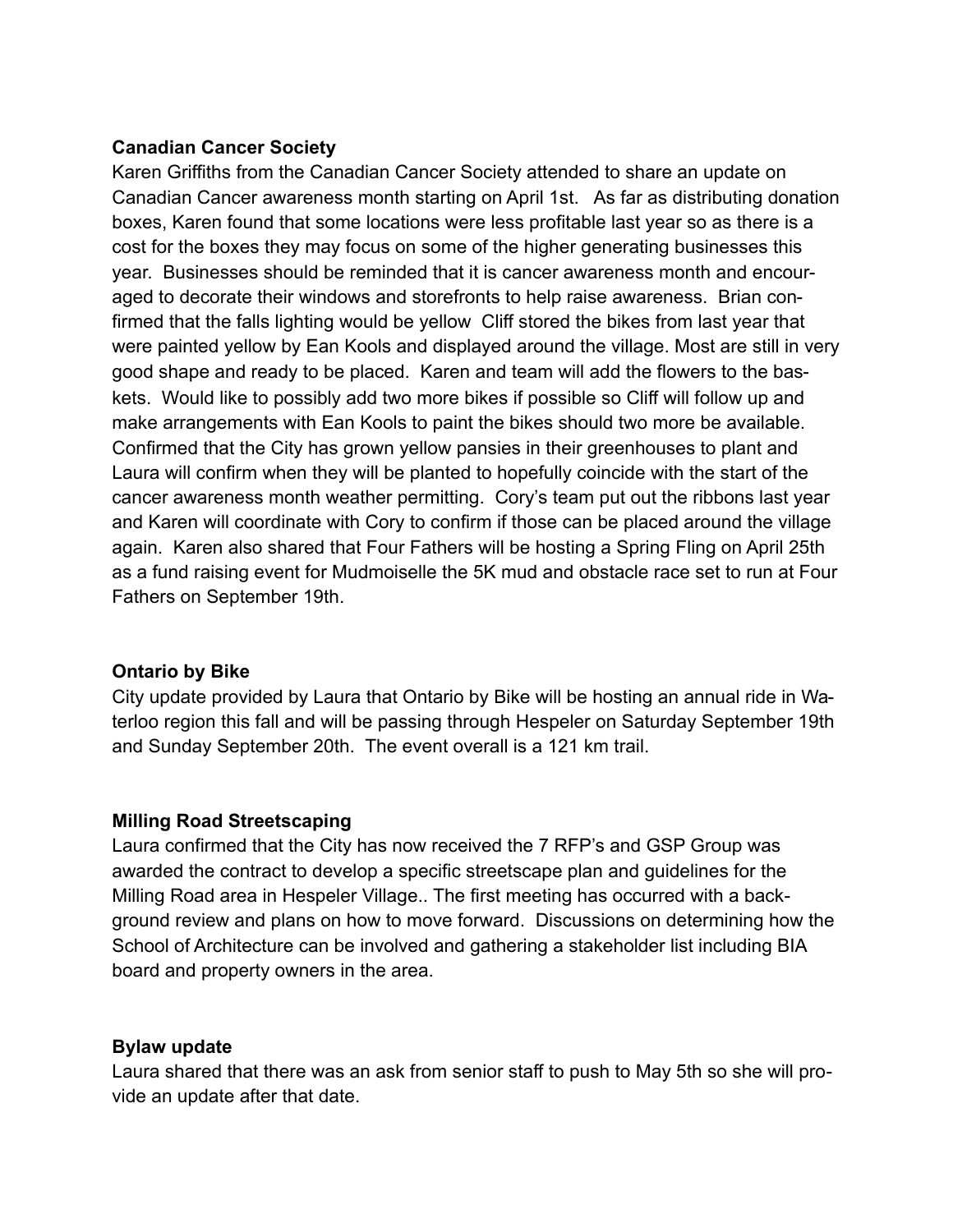**Canadian Cancer Society**

Karen Griffiths from the Canadian Cancer Society attended to share an update on Canadian Cancer awareness month starting on April 1st. As far as distributing donation boxes, Karen found that some locations were less profitable last year so as there is a cost for the boxes they may focus on some of the higher generating businesses this year. Businesses should be reminded that it is cancer awareness month and encouraged to decorate their windows and storefronts to help raise awareness. Brian confirmed that the falls lighting would be yellow Cliff stored the bikes from last year that were painted yellow by Ean Kools and displayed around the village. Most are still in very good shape and ready to be placed. Karen and team will add the flowers to the baskets. Would like to possibly add two more bikes if possible so Cliff will follow up and make arrangements with Ean Kools to paint the bikes should two more be available. Confirmed that the City has grown yellow pansies in their greenhouses to plant and Laura will confirm when they will be planted to hopefully coincide with the start of the cancer awareness month weather permitting. Cory's team put out the ribbons last year and Karen will coordinate with Cory to confirm if those can be placed around the village again. Karen also shared that Four Fathers will be hosting a Spring Fling on April 25th as a fund raising event for Mudmoiselle the 5K mud and obstacle race set to run at Four Fathers on September 19th.

**Ontario by Bike**

City update provided by Laura that Ontario by Bike will be hosting an annual ride in Waterloo region this fall and will be passing through Hespeler on Saturday September 19th and Sunday September 20th. The event overall is a 121 km trail.

**Milling Road Streetscaping**

Laura confirmed that the City has now received the 7 RFP's and GSP Group was awarded the contract to develop a specific streetscape plan and guidelines for the Milling Road area in Hespeler Village.. The first meeting has occurred with a background review and plans on how to move forward. Discussions on determining how the School of Architecture can be involved and gathering a stakeholder list including BIA board and property owners in the area.

**Bylaw update**

Laura shared that there was an ask from senior staff to push to May 5th so she will provide an update after that date.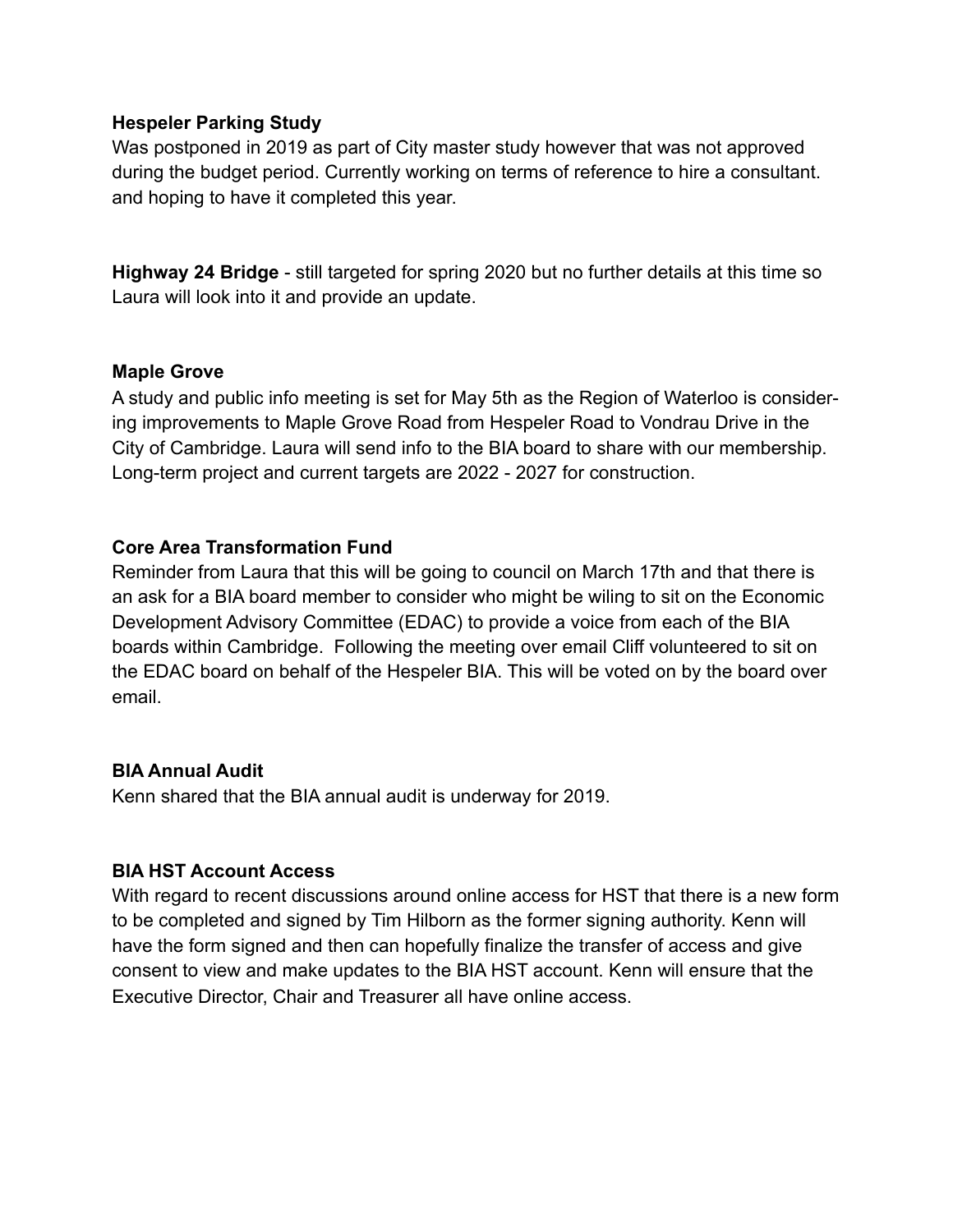**Hespeler Parking Study**

Was postponed in 2019 as part of City master study however that was not approved during the budget period. Currently working on terms of reference to hire a consultant. and hoping to have it completed this year.

**Highway 24 Bridge** - still targeted for spring 2020 but no further details at this time so Laura will look into it and provide an update.

**Maple Grove**

A study and public info meeting is set for May 5th as the Region of Waterloo is considering improvements to Maple Grove Road from Hespeler Road to Vondrau Drive in the City of Cambridge. Laura will send info to the BIA board to share with our membership. Long-term project and current targets are 2022 - 2027 for construction.

**Core Area Transformation Fund**

Reminder from Laura that this will be going to council on March 17th and that there is an ask for a BIA board member to consider who might be wiling to sit on the Economic Development Advisory Committee (EDAC) to provide a voice from each of the BIA boards within Cambridge. Following the meeting over email Cliff volunteered to sit on the EDAC board on behalf of the Hespeler BIA. This will be voted on by the board over email.

**BIA Annual Audit**

Kenn shared that the BIA annual audit is underway for 2019.

**BIA HST Account Access**

With regard to recent discussions around online access for HST that there is a new form to be completed and signed by Tim Hilborn as the former signing authority. Kenn will have the form signed and then can hopefully finalize the transfer of access and give consent to view and make updates to the BIA HST account. Kenn will ensure that the Executive Director, Chair and Treasurer all have online access.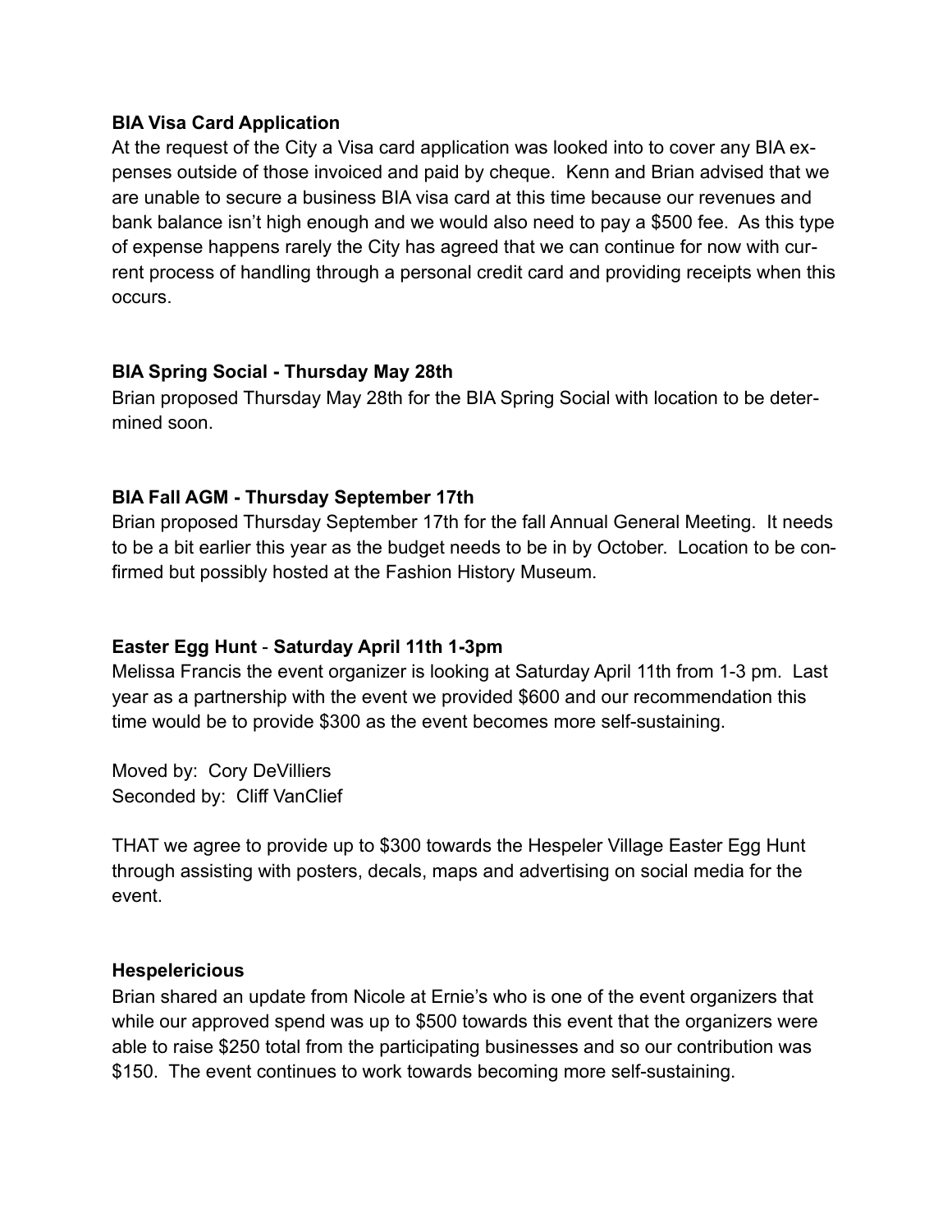**BIA Visa Card Application**

At the request of the City a Visa card application was looked into to cover any BIA expenses outside of those invoiced and paid by cheque. Kenn and Brian advised that we are unable to secure a business BIA visa card at this time because our revenues and bank balance isn't high enough and we would also need to pay a $500 fee. As this type of expense happens rarely the City has agreed that we can continue for now with current process of handling through a personal credit card and providing receipts when this occurs.

**BIA Spring Social - Thursday May 28th**

Brian proposed Thursday May 28th for the BIA Spring Social with location to be determined soon.

**BIA Fall AGM - Thursday September 17th**

Brian proposed Thursday September 17th for the fall Annual General Meeting. It needs to be a bit earlier this year as the budget needs to be in by October. Location to be confirmed but possibly hosted at the Fashion History Museum.

**Easter Egg Hunt** - **Saturday April 11th 1-3pm**

Melissa Francis the event organizer is looking at Saturday April 11th from 1-3 pm. Last year as a partnership with the event we provided $600 and our recommendation this time would be to provide $300 as the event becomes more self-sustaining.

Moved by: Cory DeVilliers
Seconded by: Cliff VanClief

THAT we agree to provide up to $300 towards the Hespeler Village Easter Egg Hunt through assisting with posters, decals, maps and advertising on social media for the event.

**Hespelericious**

Brian shared an update from Nicole at Ernie's who is one of the event organizers that while our approved spend was up to $500 towards this event that the organizers were able to raise $250 total from the participating businesses and so our contribution was $150. The event continues to work towards becoming more self-sustaining.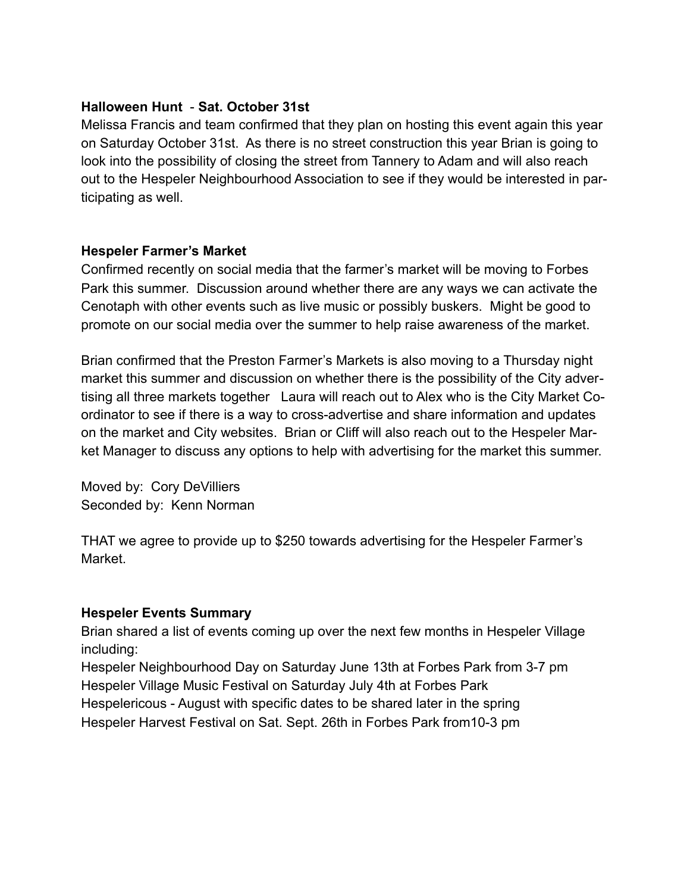**Halloween Hunt** - **Sat. October 31st**
Melissa Francis and team confirmed that they plan on hosting this event again this year on Saturday October 31st. As there is no street construction this year Brian is going to look into the possibility of closing the street from Tannery to Adam and will also reach out to the Hespeler Neighbourhood Association to see if they would be interested in participating as well.

**Hespeler Farmer's Market**
Confirmed recently on social media that the farmer's market will be moving to Forbes Park this summer. Discussion around whether there are any ways we can activate the Cenotaph with other events such as live music or possibly buskers. Might be good to promote on our social media over the summer to help raise awareness of the market.

Brian confirmed that the Preston Farmer's Markets is also moving to a Thursday night market this summer and discussion on whether there is the possibility of the City advertising all three markets together Laura will reach out to Alex who is the City Market Coordinator to see if there is a way to cross-advertise and share information and updates on the market and City websites. Brian or Cliff will also reach out to the Hespeler Market Manager to discuss any options to help with advertising for the market this summer.

Moved by: Cory DeVilliers
Seconded by: Kenn Norman

THAT we agree to provide up to $250 towards advertising for the Hespeler Farmer's Market.

**Hespeler Events Summary**
Brian shared a list of events coming up over the next few months in Hespeler Village including:
Hespeler Neighbourhood Day on Saturday June 13th at Forbes Park from 3-7 pm
Hespeler Village Music Festival on Saturday July 4th at Forbes Park
Hespelericous - August with specific dates to be shared later in the spring
Hespeler Harvest Festival on Sat. Sept. 26th in Forbes Park from10-3 pm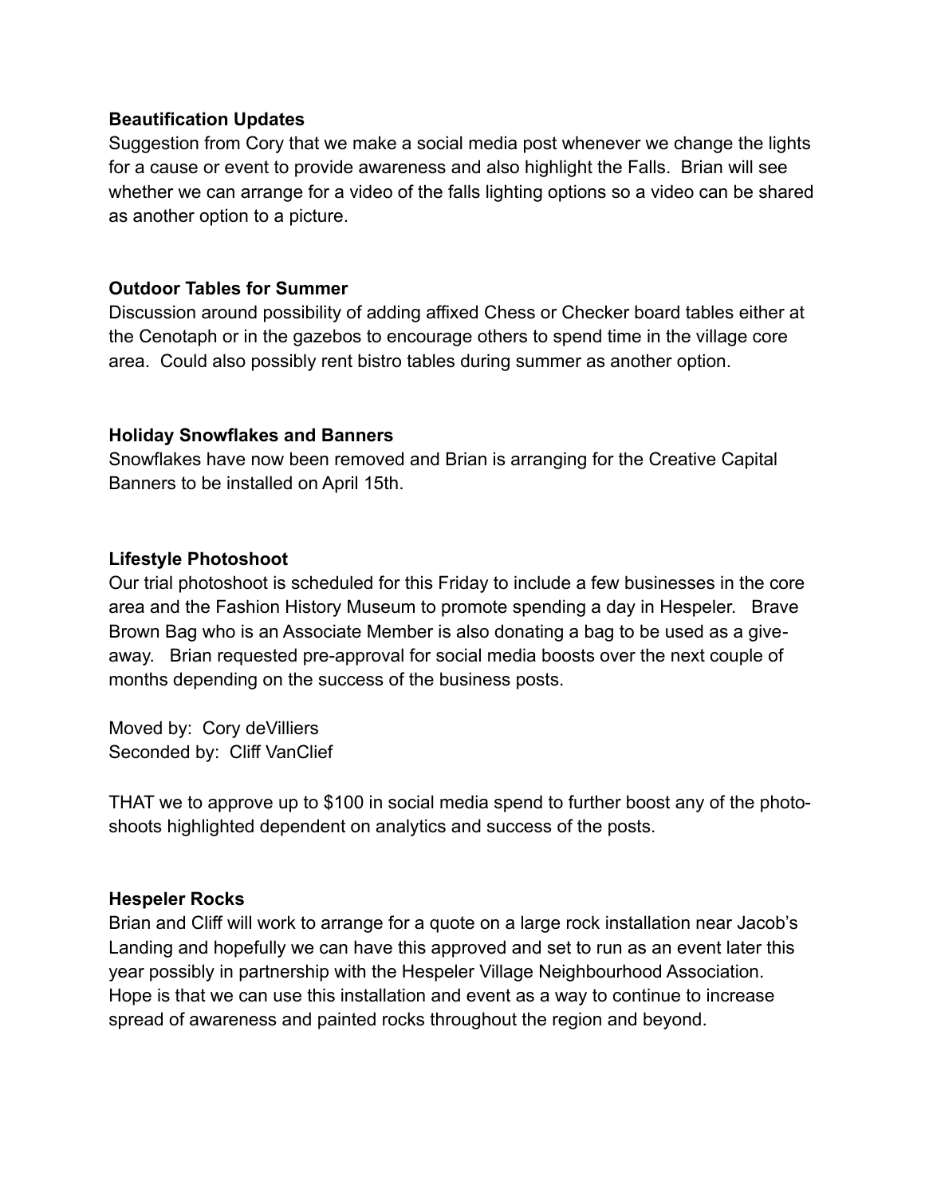**Beautification Updates**

Suggestion from Cory that we make a social media post whenever we change the lights for a cause or event to provide awareness and also highlight the Falls. Brian will see whether we can arrange for a video of the falls lighting options so a video can be shared as another option to a picture.

**Outdoor Tables for Summer**

Discussion around possibility of adding affixed Chess or Checker board tables either at the Cenotaph or in the gazebos to encourage others to spend time in the village core area. Could also possibly rent bistro tables during summer as another option.

**Holiday Snowflakes and Banners**

Snowflakes have now been removed and Brian is arranging for the Creative Capital Banners to be installed on April 15th.

**Lifestyle Photoshoot**

Our trial photoshoot is scheduled for this Friday to include a few businesses in the core area and the Fashion History Museum to promote spending a day in Hespeler. Brave Brown Bag who is an Associate Member is also donating a bag to be used as a give-away. Brian requested pre-approval for social media boosts over the next couple of months depending on the success of the business posts.

Moved by: Cory deVilliers
Seconded by: Cliff VanClief

THAT we to approve up to $100 in social media spend to further boost any of the photo-shoots highlighted dependent on analytics and success of the posts.

**Hespeler Rocks**

Brian and Cliff will work to arrange for a quote on a large rock installation near Jacob's Landing and hopefully we can have this approved and set to run as an event later this year possibly in partnership with the Hespeler Village Neighbourhood Association. Hope is that we can use this installation and event as a way to continue to increase spread of awareness and painted rocks throughout the region and beyond.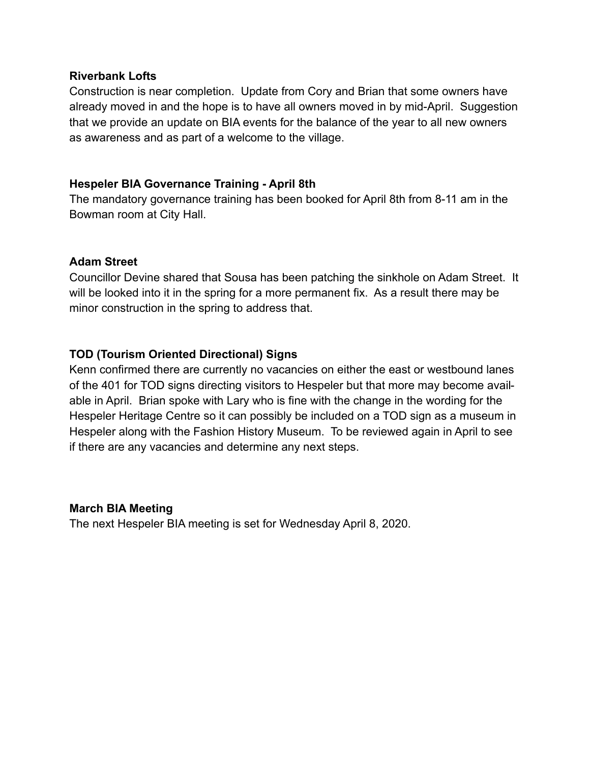**Riverbank Lofts**

Construction is near completion. Update from Cory and Brian that some owners have already moved in and the hope is to have all owners moved in by mid-April. Suggestion that we provide an update on BIA events for the balance of the year to all new owners as awareness and as part of a welcome to the village.

**Hespeler BIA Governance Training - April 8th**

The mandatory governance training has been booked for April 8th from 8-11 am in the Bowman room at City Hall.

**Adam Street**

Councillor Devine shared that Sousa has been patching the sinkhole on Adam Street. It will be looked into it in the spring for a more permanent fix. As a result there may be minor construction in the spring to address that.

**TOD (Tourism Oriented Directional) Signs**

Kenn confirmed there are currently no vacancies on either the east or westbound lanes of the 401 for TOD signs directing visitors to Hespeler but that more may become available in April. Brian spoke with Lary who is fine with the change in the wording for the Hespeler Heritage Centre so it can possibly be included on a TOD sign as a museum in Hespeler along with the Fashion History Museum. To be reviewed again in April to see if there are any vacancies and determine any next steps.

**March BIA Meeting**

The next Hespeler BIA meeting is set for Wednesday April 8, 2020.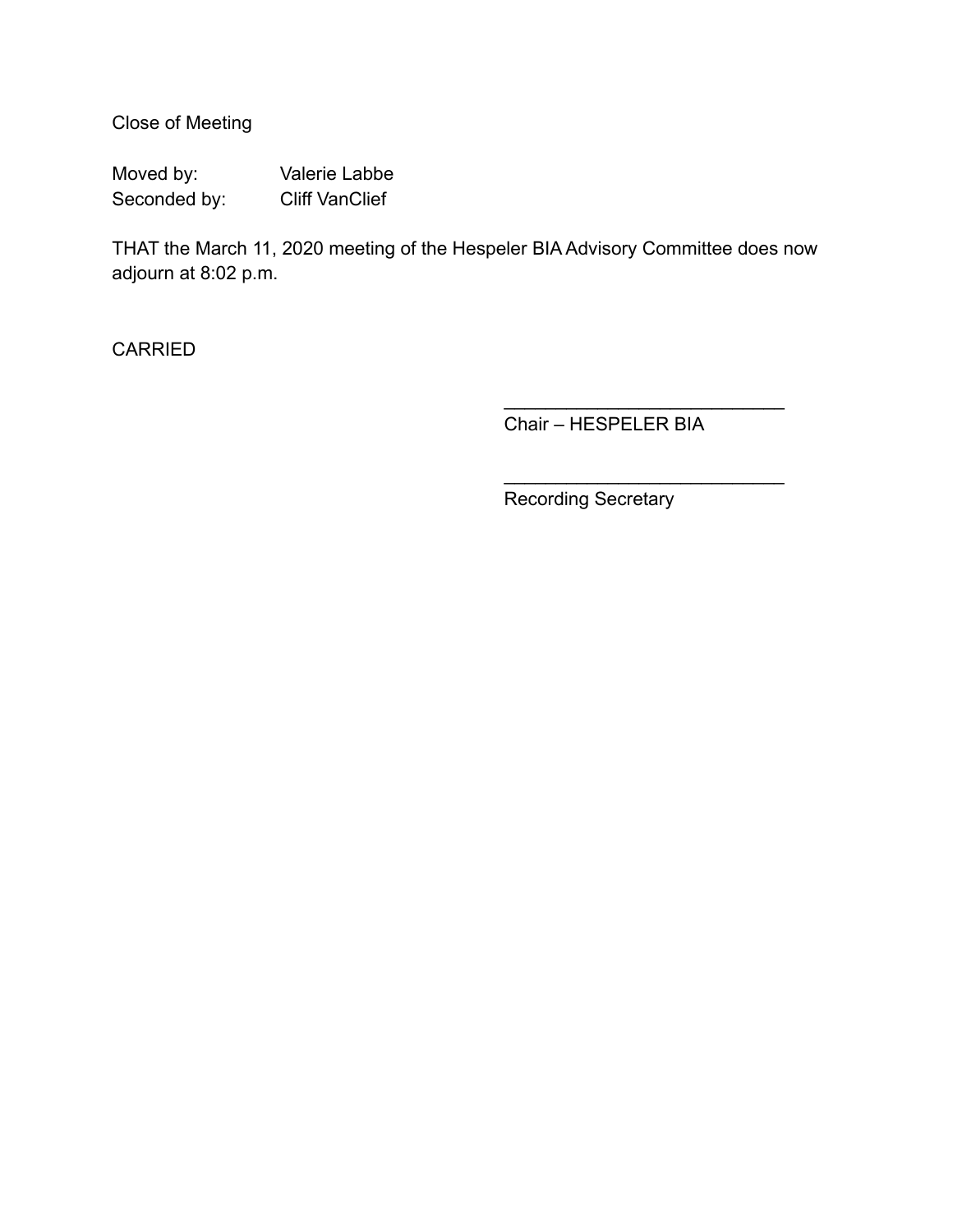Close of Meeting

Moved by: Valerie Labbe
Seconded by: Cliff VanClief

THAT the March 11, 2020 meeting of the Hespeler BIA Advisory Committee does now adjourn at 8:02 p.m.

CARRIED

\_\_\_\_\_\_\_\_\_\_\_\_\_\_\_\_\_\_\_\_\_\_\_\_\_\_\_\_
Chair – HESPELER BIA

\_\_\_\_\_\_\_\_\_\_\_\_\_\_\_\_\_\_\_\_\_\_\_\_\_\_\_\_
Recording Secretary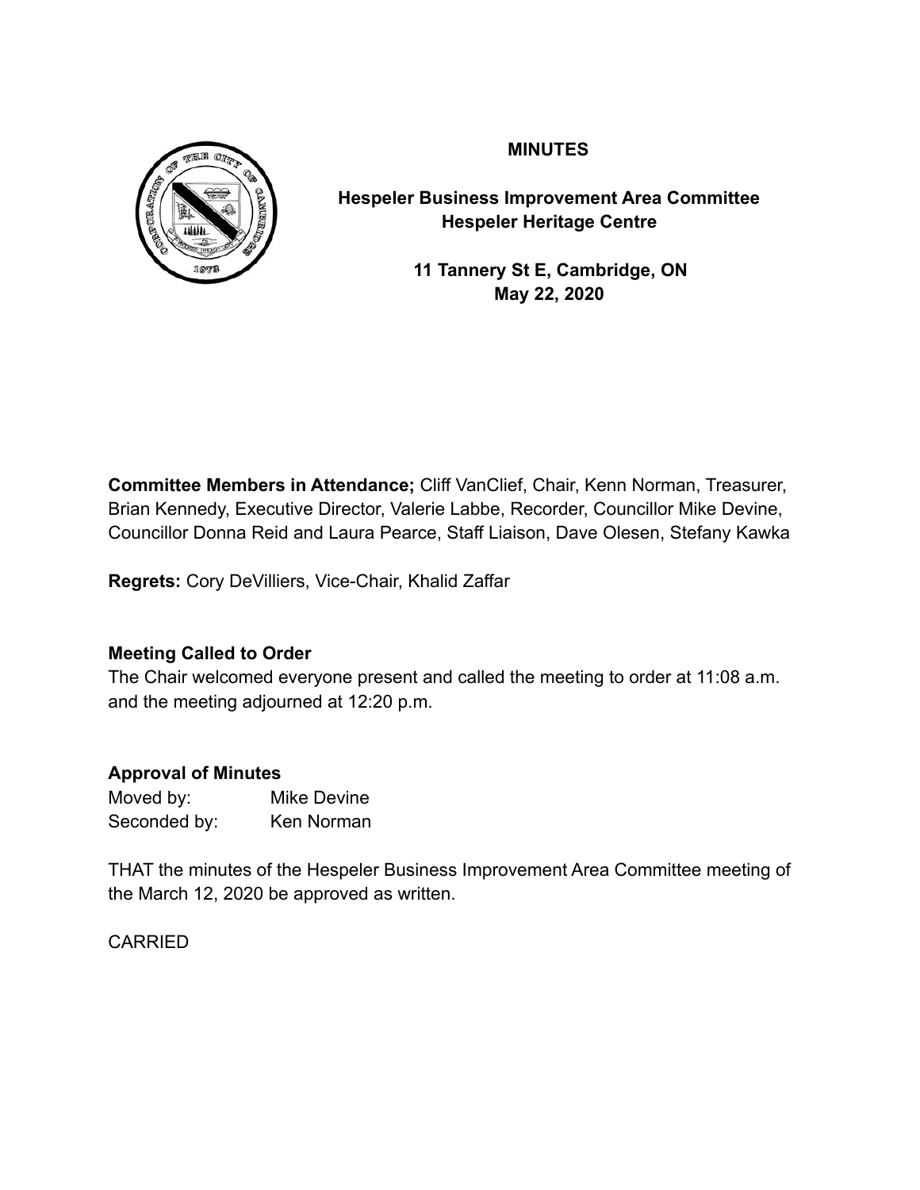**MINUTES**

**Hespeler Business Improvement Area Committee**
**Hespeler Heritage Centre**

**11 Tannery St E, Cambridge, ON**
**May 22, 2020**

**Committee Members in Attendance;** Cliff VanClief, Chair, Kenn Norman, Treasurer, Brian Kennedy, Executive Director, Valerie Labbe, Recorder, Councillor Mike Devine, Councillor Donna Reid and Laura Pearce, Staff Liaison, Dave Olesen, Stefany Kawka

**Regrets:** Cory DeVilliers, Vice-Chair, Khalid Zaffar

**Meeting Called to Order**

The Chair welcomed everyone present and called the meeting to order at 11:08 a.m. and the meeting adjourned at 12:20 p.m.

**Approval of Minutes**

Moved by: Mike Devine
Seconded by: Ken Norman

THAT the minutes of the Hespeler Business Improvement Area Committee meeting of the March 12, 2020 be approved as written.

CARRIED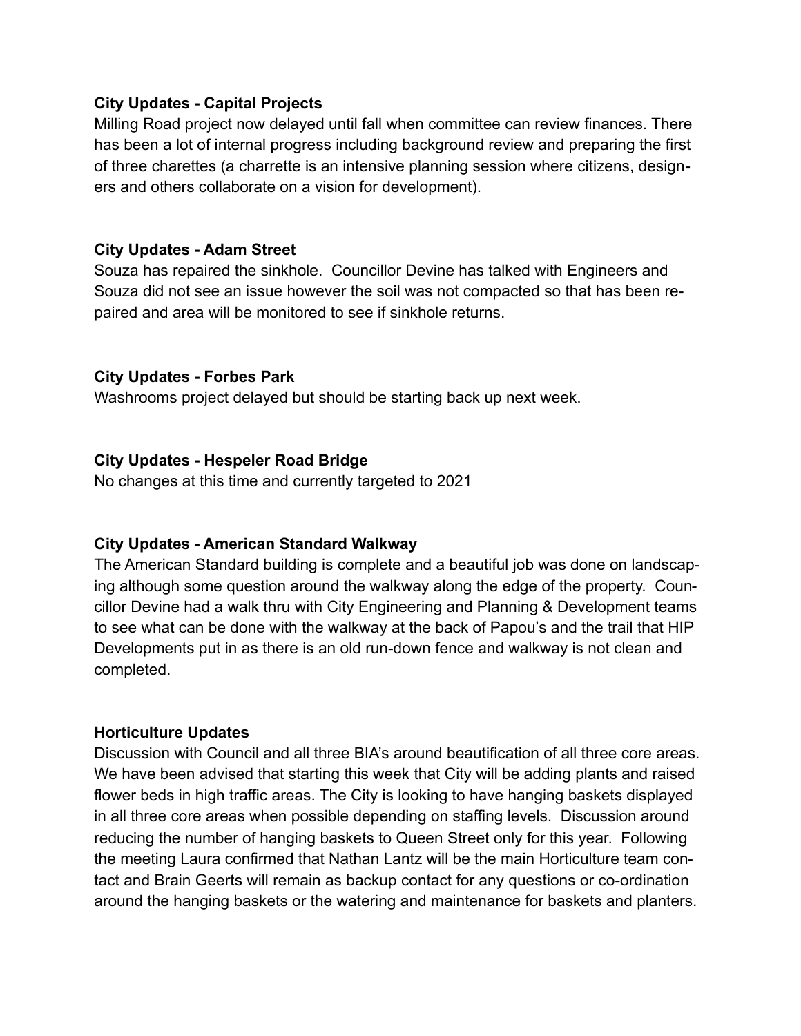**City Updates - Capital Projects**

Milling Road project now delayed until fall when committee can review finances. There has been a lot of internal progress including background review and preparing the first of three charettes (a charrette is an intensive planning session where citizens, designers and others collaborate on a vision for development).

**City Updates - Adam Street**

Souza has repaired the sinkhole. Councillor Devine has talked with Engineers and Souza did not see an issue however the soil was not compacted so that has been repaired and area will be monitored to see if sinkhole returns.

**City Updates - Forbes Park**

Washrooms project delayed but should be starting back up next week.

**City Updates - Hespeler Road Bridge**

No changes at this time and currently targeted to 2021

**City Updates - American Standard Walkway**

The American Standard building is complete and a beautiful job was done on landscaping although some question around the walkway along the edge of the property. Councillor Devine had a walk thru with City Engineering and Planning & Development teams to see what can be done with the walkway at the back of Papou's and the trail that HIP Developments put in as there is an old run-down fence and walkway is not clean and completed.

**Horticulture Updates**

Discussion with Council and all three BIA's around beautification of all three core areas. We have been advised that starting this week that City will be adding plants and raised flower beds in high traffic areas. The City is looking to have hanging baskets displayed in all three core areas when possible depending on staffing levels. Discussion around reducing the number of hanging baskets to Queen Street only for this year. Following the meeting Laura confirmed that Nathan Lantz will be the main Horticulture team contact and Brain Geerts will remain as backup contact for any questions or co-ordination around the hanging baskets or the watering and maintenance for baskets and planters.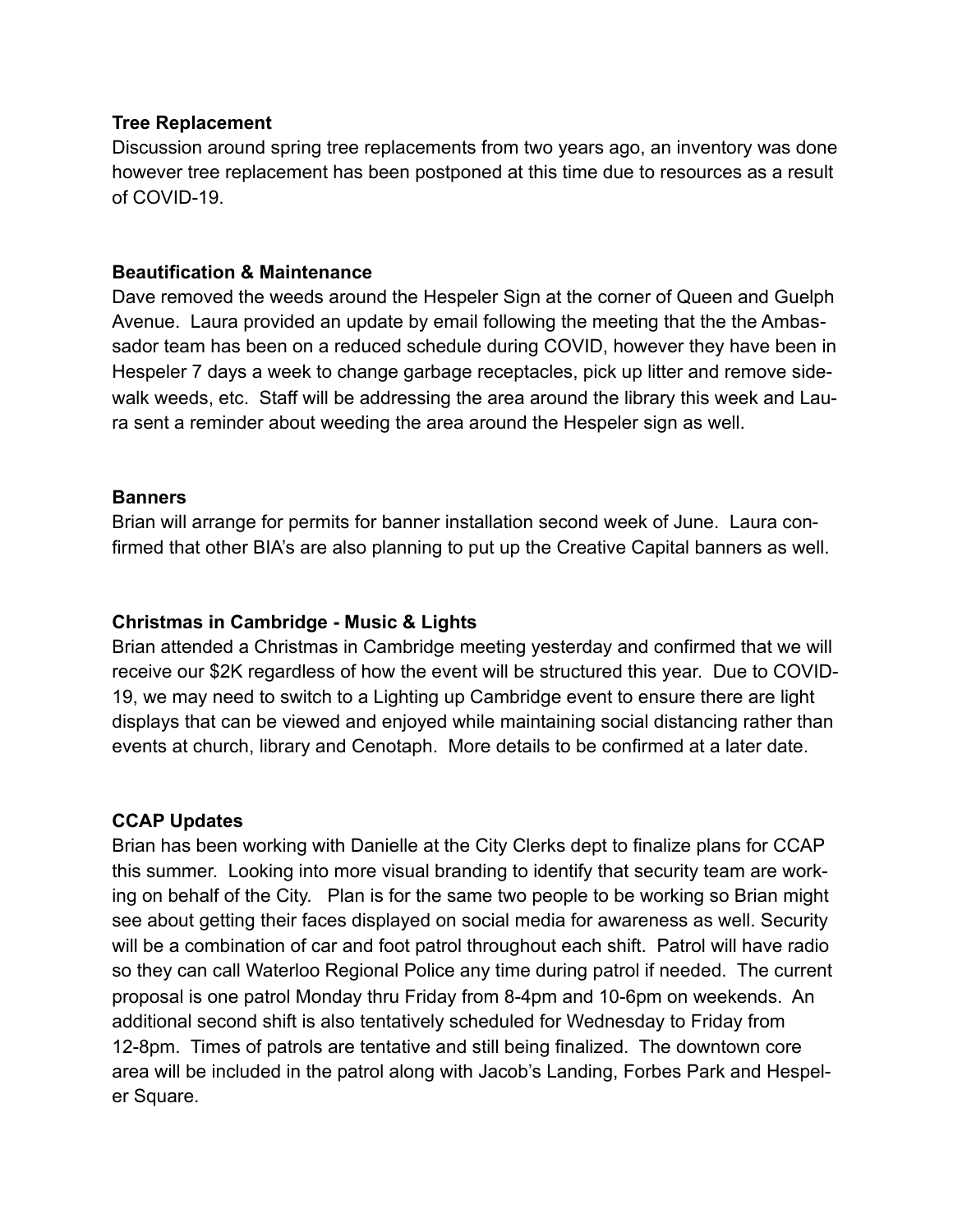**Tree Replacement**

Discussion around spring tree replacements from two years ago, an inventory was done however tree replacement has been postponed at this time due to resources as a result of COVID-19.

**Beautification & Maintenance**

Dave removed the weeds around the Hespeler Sign at the corner of Queen and Guelph Avenue. Laura provided an update by email following the meeting that the the Ambassador team has been on a reduced schedule during COVID, however they have been in Hespeler 7 days a week to change garbage receptacles, pick up litter and remove sidewalk weeds, etc. Staff will be addressing the area around the library this week and Laura sent a reminder about weeding the area around the Hespeler sign as well.

**Banners**

Brian will arrange for permits for banner installation second week of June. Laura confirmed that other BIA's are also planning to put up the Creative Capital banners as well.

**Christmas in Cambridge - Music & Lights**

Brian attended a Christmas in Cambridge meeting yesterday and confirmed that we will receive our $2K regardless of how the event will be structured this year. Due to COVID-19, we may need to switch to a Lighting up Cambridge event to ensure there are light displays that can be viewed and enjoyed while maintaining social distancing rather than events at church, library and Cenotaph. More details to be confirmed at a later date.

**CCAP Updates**

Brian has been working with Danielle at the City Clerks dept to finalize plans for CCAP this summer. Looking into more visual branding to identify that security team are working on behalf of the City. Plan is for the same two people to be working so Brian might see about getting their faces displayed on social media for awareness as well. Security will be a combination of car and foot patrol throughout each shift. Patrol will have radio so they can call Waterloo Regional Police any time during patrol if needed. The current proposal is one patrol Monday thru Friday from 8-4pm and 10-6pm on weekends. An additional second shift is also tentatively scheduled for Wednesday to Friday from 12-8pm. Times of patrols are tentative and still being finalized. The downtown core area will be included in the patrol along with Jacob's Landing, Forbes Park and Hespeler Square.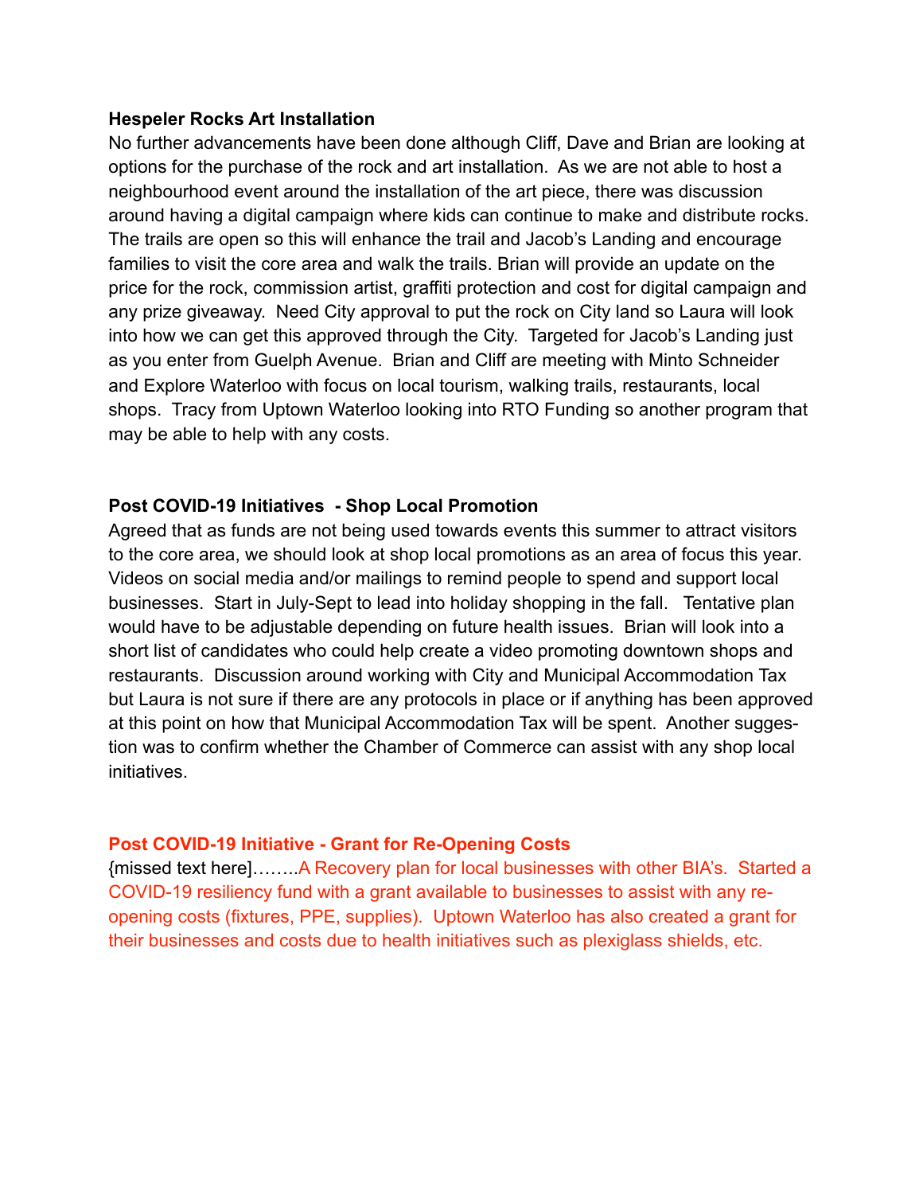**Hespeler Rocks Art Installation**

No further advancements have been done although Cliff, Dave and Brian are looking at options for the purchase of the rock and art installation. As we are not able to host a neighbourhood event around the installation of the art piece, there was discussion around having a digital campaign where kids can continue to make and distribute rocks. The trails are open so this will enhance the trail and Jacob's Landing and encourage families to visit the core area and walk the trails. Brian will provide an update on the price for the rock, commission artist, graffiti protection and cost for digital campaign and any prize giveaway. Need City approval to put the rock on City land so Laura will look into how we can get this approved through the City. Targeted for Jacob's Landing just as you enter from Guelph Avenue. Brian and Cliff are meeting with Minto Schneider and Explore Waterloo with focus on local tourism, walking trails, restaurants, local shops. Tracy from Uptown Waterloo looking into RTO Funding so another program that may be able to help with any costs.

**Post COVID-19 Initiatives - Shop Local Promotion**

Agreed that as funds are not being used towards events this summer to attract visitors to the core area, we should look at shop local promotions as an area of focus this year. Videos on social media and/or mailings to remind people to spend and support local businesses. Start in July-Sept to lead into holiday shopping in the fall. Tentative plan would have to be adjustable depending on future health issues. Brian will look into a short list of candidates who could help create a video promoting downtown shops and restaurants. Discussion around working with City and Municipal Accommodation Tax but Laura is not sure if there are any protocols in place or if anything has been approved at this point on how that Municipal Accommodation Tax will be spent. Another suggestion was to confirm whether the Chamber of Commerce can assist with any shop local initiatives.

**Post COVID-19 Initiative - Grant for Re-Opening Costs**

{missed text here}……..A Recovery plan for local businesses with other BIA's. Started a COVID-19 resiliency fund with a grant available to businesses to assist with any re-opening costs (fixtures, PPE, supplies). Uptown Waterloo has also created a grant for their businesses and costs due to health initiatives such as plexiglass shields, etc.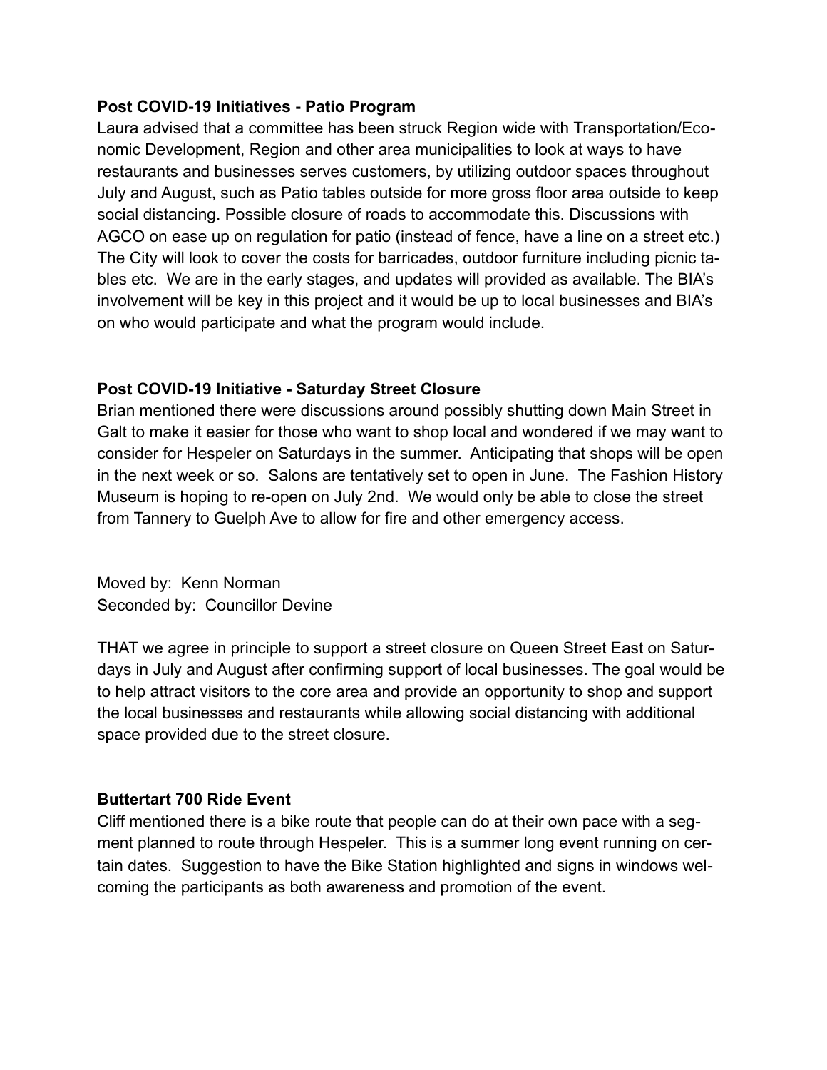**Post COVID-19 Initiatives - Patio Program**

Laura advised that a committee has been struck Region wide with Transportation/Economic Development, Region and other area municipalities to look at ways to have restaurants and businesses serves customers, by utilizing outdoor spaces throughout July and August, such as Patio tables outside for more gross floor area outside to keep social distancing. Possible closure of roads to accommodate this. Discussions with AGCO on ease up on regulation for patio (instead of fence, have a line on a street etc.) The City will look to cover the costs for barricades, outdoor furniture including picnic tables etc. We are in the early stages, and updates will provided as available. The BIA's involvement will be key in this project and it would be up to local businesses and BIA's on who would participate and what the program would include.

**Post COVID-19 Initiative - Saturday Street Closure**

Brian mentioned there were discussions around possibly shutting down Main Street in Galt to make it easier for those who want to shop local and wondered if we may want to consider for Hespeler on Saturdays in the summer. Anticipating that shops will be open in the next week or so. Salons are tentatively set to open in June. The Fashion History Museum is hoping to re-open on July 2nd. We would only be able to close the street from Tannery to Guelph Ave to allow for fire and other emergency access.

Moved by: Kenn Norman
Seconded by: Councillor Devine

THAT we agree in principle to support a street closure on Queen Street East on Saturdays in July and August after confirming support of local businesses. The goal would be to help attract visitors to the core area and provide an opportunity to shop and support the local businesses and restaurants while allowing social distancing with additional space provided due to the street closure.

**Buttertart 700 Ride Event**

Cliff mentioned there is a bike route that people can do at their own pace with a segment planned to route through Hespeler. This is a summer long event running on certain dates. Suggestion to have the Bike Station highlighted and signs in windows welcoming the participants as both awareness and promotion of the event.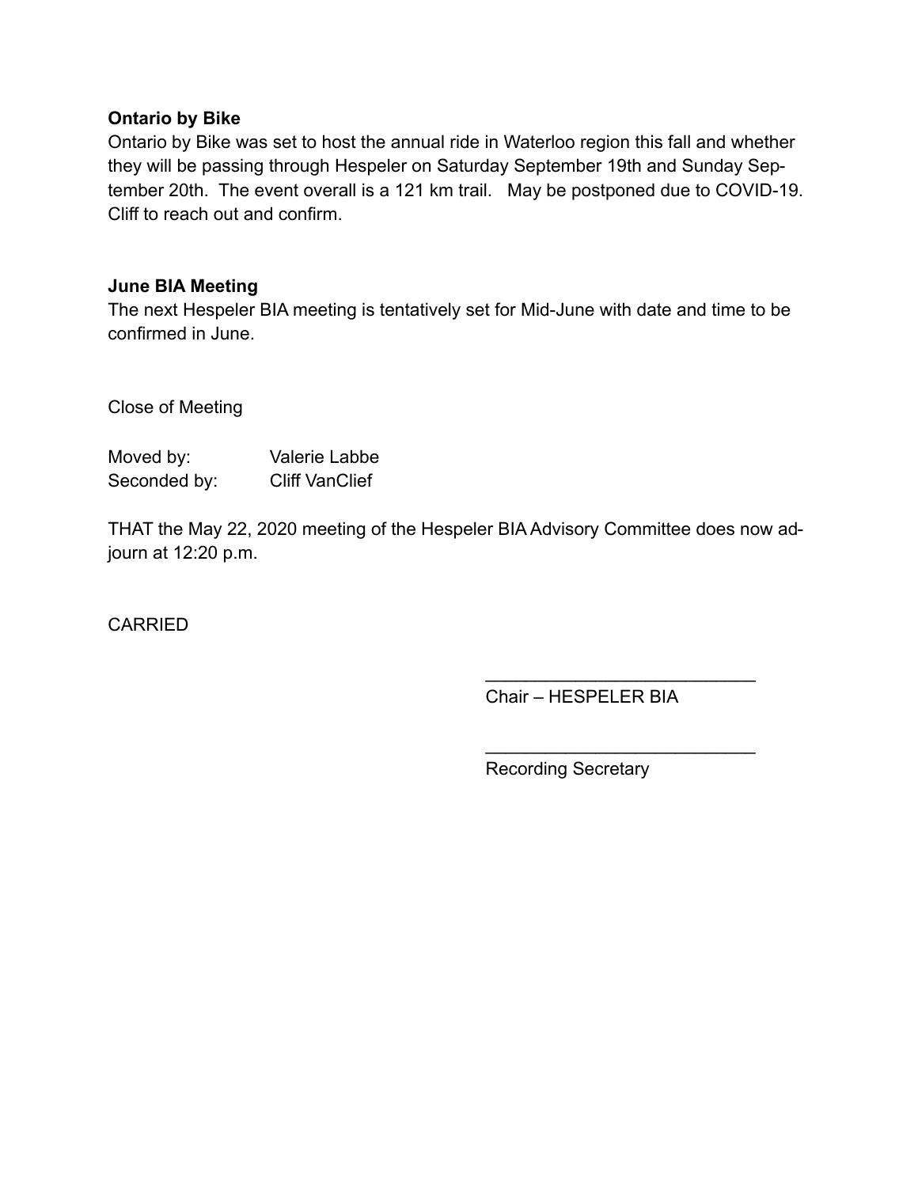**Ontario by Bike**
Ontario by Bike was set to host the annual ride in Waterloo region this fall and whether they will be passing through Hespeler on Saturday September 19th and Sunday September 20th. The event overall is a 121 km trail. May be postponed due to COVID-19. Cliff to reach out and confirm.

**June BIA Meeting**
The next Hespeler BIA meeting is tentatively set for Mid-June with date and time to be confirmed in June.

Close of Meeting

Moved by: Valerie Labbe
Seconded by: Cliff VanClief

THAT the May 22, 2020 meeting of the Hespeler BIA Advisory Committee does now adjourn at 12:20 p.m.

CARRIED

___________________________
Chair – HESPELER BIA

___________________________
Recording Secretary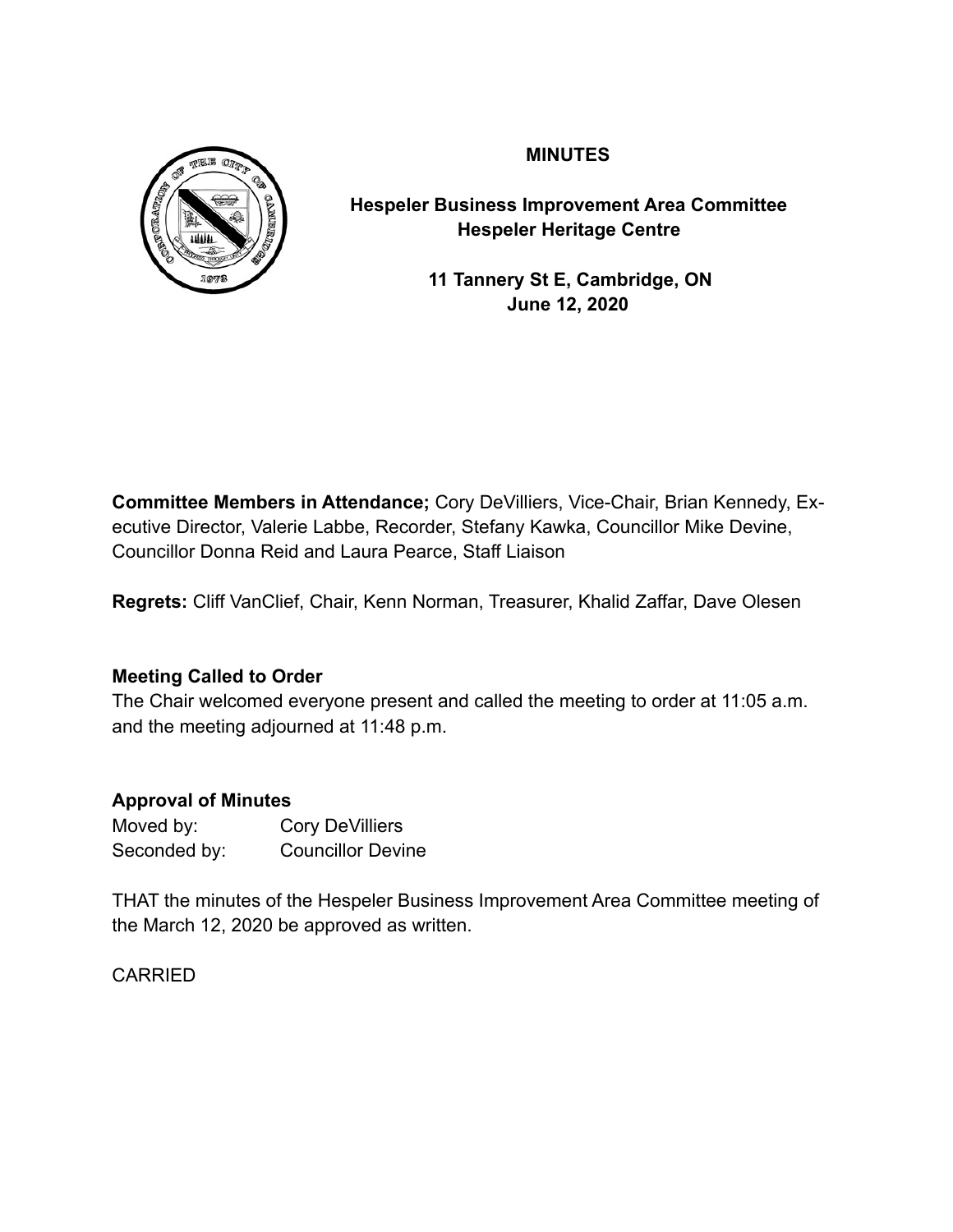**MINUTES**

**Hespeler Business Improvement Area Committee**
**Hespeler Heritage Centre**

**11 Tannery St E, Cambridge, ON**
**June 12, 2020**

**Committee Members in Attendance;** Cory DeVilliers, Vice-Chair, Brian Kennedy, Executive Director, Valerie Labbe, Recorder, Stefany Kawka, Councillor Mike Devine, Councillor Donna Reid and Laura Pearce, Staff Liaison

**Regrets:** Cliff VanClief, Chair, Kenn Norman, Treasurer, Khalid Zaffar, Dave Olesen

**Meeting Called to Order**

The Chair welcomed everyone present and called the meeting to order at 11:05 a.m. and the meeting adjourned at 11:48 p.m.

**Approval of Minutes**

Moved by: Cory DeVilliers
Seconded by: Councillor Devine

THAT the minutes of the Hespeler Business Improvement Area Committee meeting of the March 12, 2020 be approved as written.

CARRIED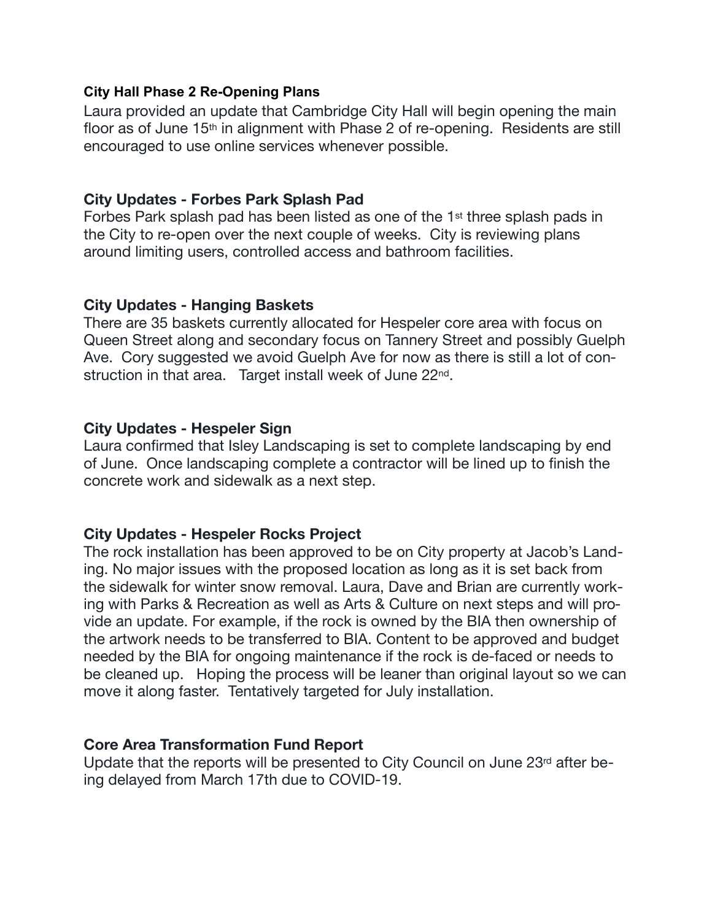**City Hall Phase 2 Re-Opening Plans**

Laura provided an update that Cambridge City Hall will begin opening the main floor as of June 15th in alignment with Phase 2 of re-opening. Residents are still encouraged to use online services whenever possible.

**City Updates - Forbes Park Splash Pad**

Forbes Park splash pad has been listed as one of the 1st three splash pads in the City to re-open over the next couple of weeks. City is reviewing plans around limiting users, controlled access and bathroom facilities.

**City Updates - Hanging Baskets**

There are 35 baskets currently allocated for Hespeler core area with focus on Queen Street along and secondary focus on Tannery Street and possibly Guelph Ave. Cory suggested we avoid Guelph Ave for now as there is still a lot of construction in that area. Target install week of June 22nd.

**City Updates - Hespeler Sign**

Laura confirmed that Isley Landscaping is set to complete landscaping by end of June. Once landscaping complete a contractor will be lined up to finish the concrete work and sidewalk as a next step.

**City Updates - Hespeler Rocks Project**

The rock installation has been approved to be on City property at Jacob's Landing. No major issues with the proposed location as long as it is set back from the sidewalk for winter snow removal. Laura, Dave and Brian are currently working with Parks & Recreation as well as Arts & Culture on next steps and will provide an update. For example, if the rock is owned by the BIA then ownership of the artwork needs to be transferred to BIA. Content to be approved and budget needed by the BIA for ongoing maintenance if the rock is de-faced or needs to be cleaned up. Hoping the process will be leaner than original layout so we can move it along faster. Tentatively targeted for July installation.

**Core Area Transformation Fund Report**

Update that the reports will be presented to City Council on June 23rd after being delayed from March 17th due to COVID-19.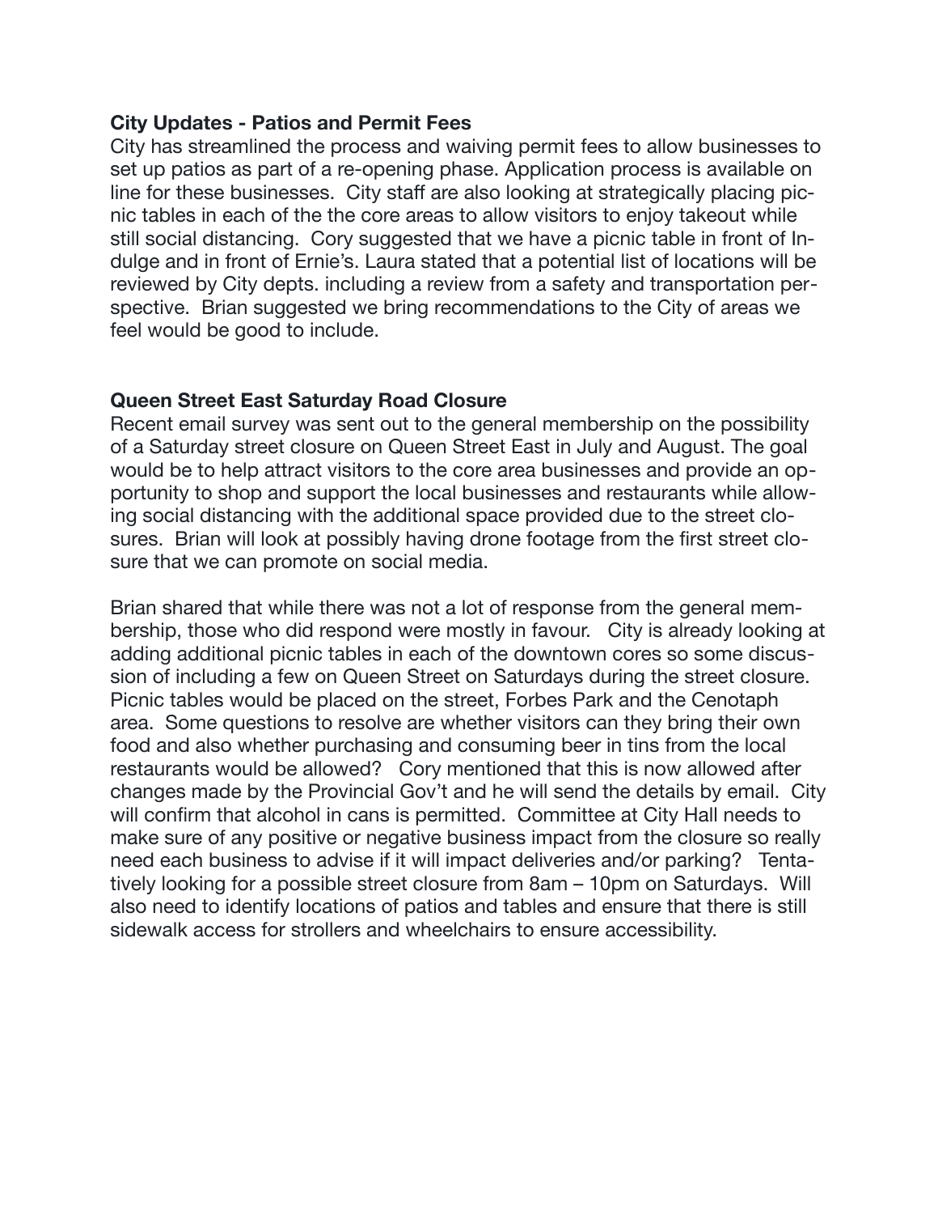**City Updates - Patios and Permit Fees**

City has streamlined the process and waiving permit fees to allow businesses to set up patios as part of a re-opening phase. Application process is available on line for these businesses. City staff are also looking at strategically placing picnic tables in each of the the core areas to allow visitors to enjoy takeout while still social distancing. Cory suggested that we have a picnic table in front of Indulge and in front of Ernie's. Laura stated that a potential list of locations will be reviewed by City depts. including a review from a safety and transportation perspective. Brian suggested we bring recommendations to the City of areas we feel would be good to include.

**Queen Street East Saturday Road Closure**

Recent email survey was sent out to the general membership on the possibility of a Saturday street closure on Queen Street East in July and August. The goal would be to help attract visitors to the core area businesses and provide an opportunity to shop and support the local businesses and restaurants while allowing social distancing with the additional space provided due to the street closures. Brian will look at possibly having drone footage from the first street closure that we can promote on social media.

Brian shared that while there was not a lot of response from the general membership, those who did respond were mostly in favour. City is already looking at adding additional picnic tables in each of the downtown cores so some discussion of including a few on Queen Street on Saturdays during the street closure. Picnic tables would be placed on the street, Forbes Park and the Cenotaph area. Some questions to resolve are whether visitors can they bring their own food and also whether purchasing and consuming beer in tins from the local restaurants would be allowed? Cory mentioned that this is now allowed after changes made by the Provincial Gov't and he will send the details by email. City will confirm that alcohol in cans is permitted. Committee at City Hall needs to make sure of any positive or negative business impact from the closure so really need each business to advise if it will impact deliveries and/or parking? Tentatively looking for a possible street closure from 8am – 10pm on Saturdays. Will also need to identify locations of patios and tables and ensure that there is still sidewalk access for strollers and wheelchairs to ensure accessibility.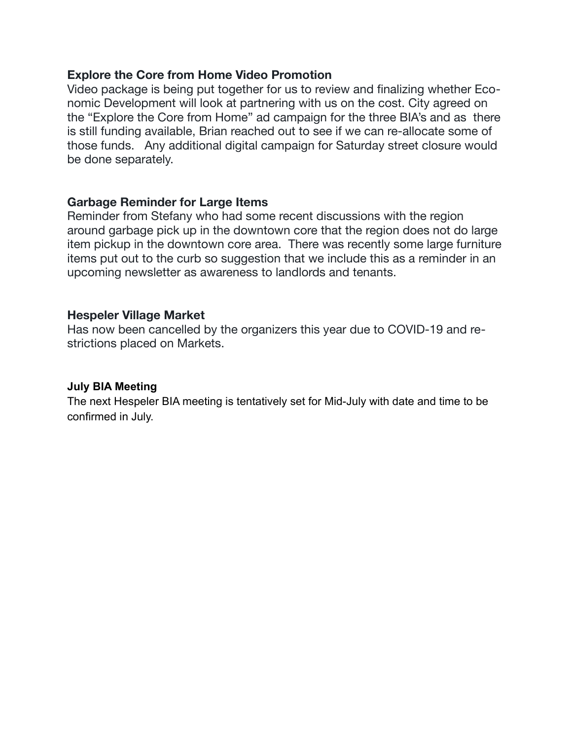### Explore the Core from Home Video Promotion

Video package is being put together for us to review and finalizing whether Economic Development will look at partnering with us on the cost. City agreed on the "Explore the Core from Home" ad campaign for the three BIA's and as there is still funding available, Brian reached out to see if we can re-allocate some of those funds. Any additional digital campaign for Saturday street closure would be done separately.

### Garbage Reminder for Large Items

Reminder from Stefany who had some recent discussions with the region around garbage pick up in the downtown core that the region does not do large item pickup in the downtown core area. There was recently some large furniture items put out to the curb so suggestion that we include this as a reminder in an upcoming newsletter as awareness to landlords and tenants.

### Hespeler Village Market

Has now been cancelled by the organizers this year due to COVID-19 and restrictions placed on Markets.

### July BIA Meeting

The next Hespeler BIA meeting is tentatively set for Mid-July with date and time to be confirmed in July.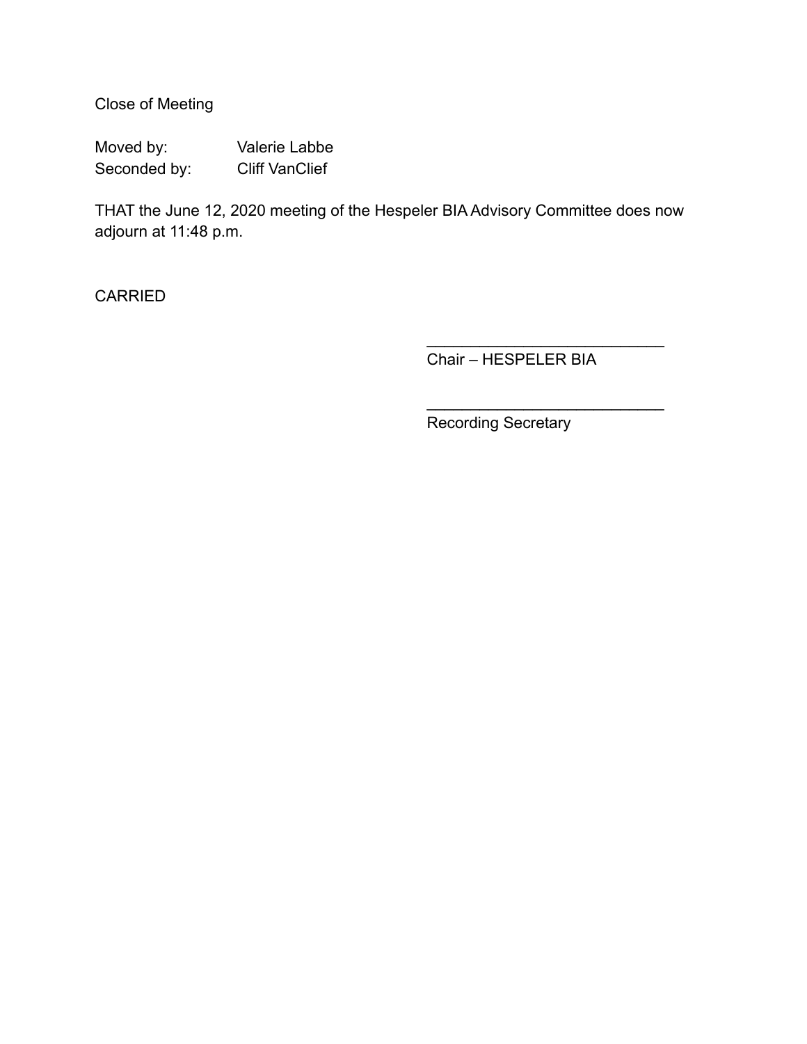Close of Meeting

Moved by: Valerie Labbe
Seconded by: Cliff VanClief

THAT the June 12, 2020 meeting of the Hespeler BIA Advisory Committee does now adjourn at 11:48 p.m.

CARRIED

___________________________
Chair – HESPELER BIA

___________________________
Recording Secretary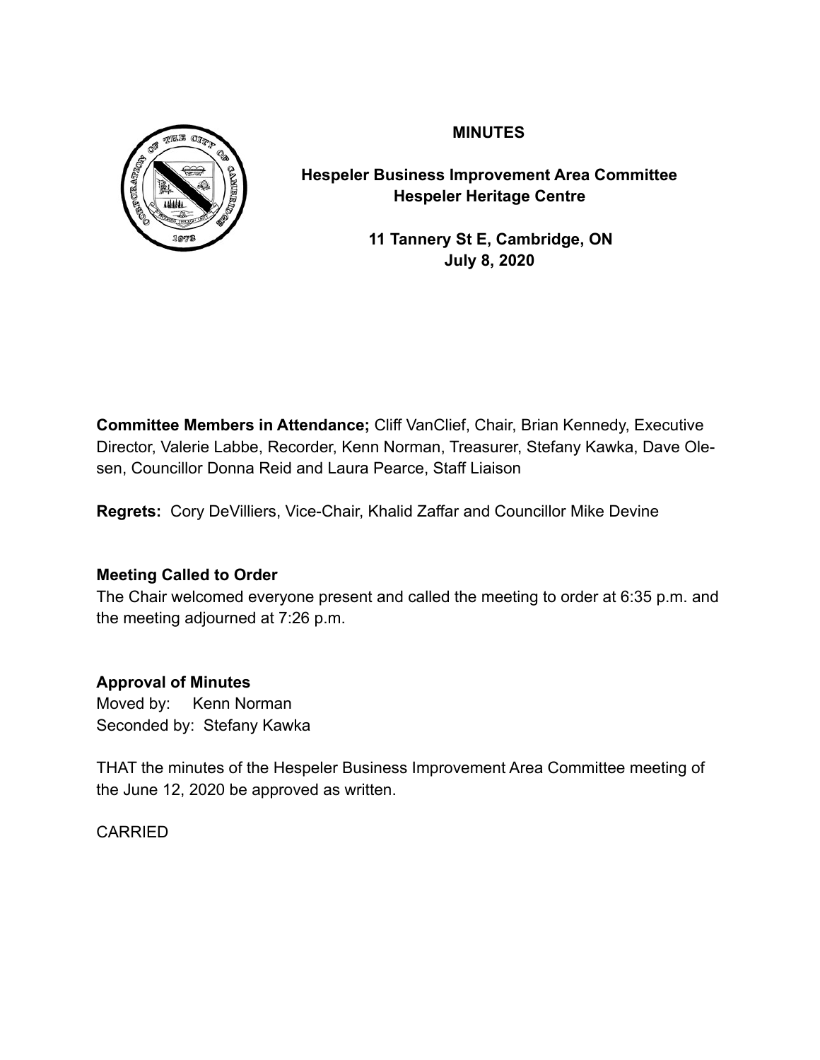**MINUTES**

**Hespeler Business Improvement Area Committee**
**Hespeler Heritage Centre**

**11 Tannery St E, Cambridge, ON**
**July 8, 2020**

**Committee Members in Attendance;** Cliff VanClief, Chair, Brian Kennedy, Executive Director, Valerie Labbe, Recorder, Kenn Norman, Treasurer, Stefany Kawka, Dave Olesen, Councillor Donna Reid and Laura Pearce, Staff Liaison

**Regrets:** Cory DeVilliers, Vice-Chair, Khalid Zaffar and Councillor Mike Devine

**Meeting Called to Order**

The Chair welcomed everyone present and called the meeting to order at 6:35 p.m. and the meeting adjourned at 7:26 p.m.

**Approval of Minutes**

Moved by: Kenn Norman
Seconded by: Stefany Kawka

THAT the minutes of the Hespeler Business Improvement Area Committee meeting of the June 12, 2020 be approved as written.

CARRIED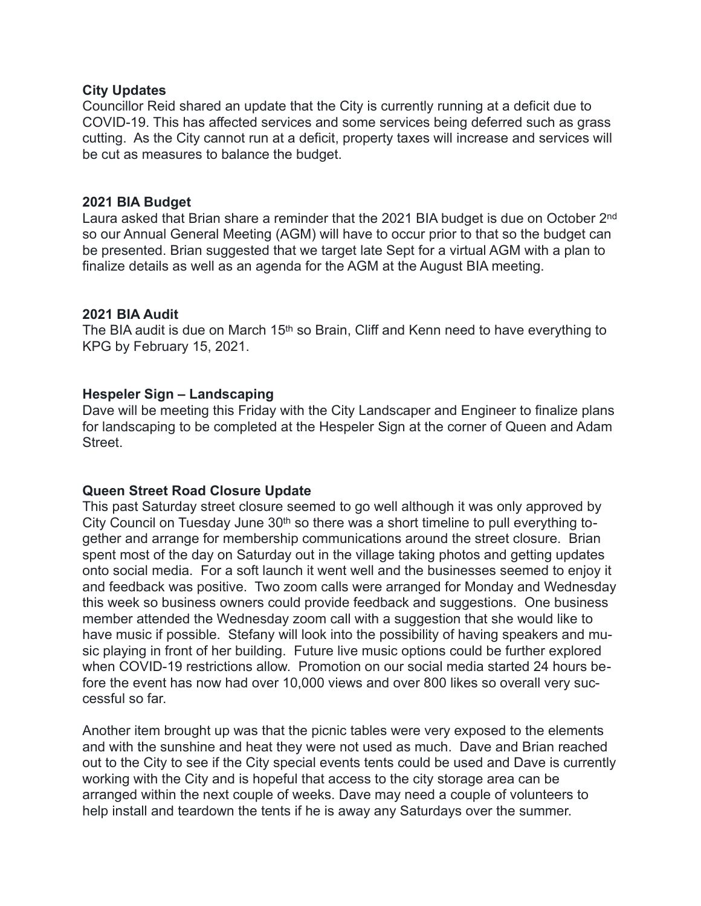**City Updates**

Councillor Reid shared an update that the City is currently running at a deficit due to COVID-19. This has affected services and some services being deferred such as grass cutting. As the City cannot run at a deficit, property taxes will increase and services will be cut as measures to balance the budget.

**2021 BIA Budget**

Laura asked that Brian share a reminder that the 2021 BIA budget is due on October 2nd so our Annual General Meeting (AGM) will have to occur prior to that so the budget can be presented. Brian suggested that we target late Sept for a virtual AGM with a plan to finalize details as well as an agenda for the AGM at the August BIA meeting.

**2021 BIA Audit**

The BIA audit is due on March 15th so Brain, Cliff and Kenn need to have everything to KPG by February 15, 2021.

**Hespeler Sign – Landscaping**

Dave will be meeting this Friday with the City Landscaper and Engineer to finalize plans for landscaping to be completed at the Hespeler Sign at the corner of Queen and Adam Street.

**Queen Street Road Closure Update**

This past Saturday street closure seemed to go well although it was only approved by City Council on Tuesday June 30th so there was a short timeline to pull everything together and arrange for membership communications around the street closure. Brian spent most of the day on Saturday out in the village taking photos and getting updates onto social media. For a soft launch it went well and the businesses seemed to enjoy it and feedback was positive. Two zoom calls were arranged for Monday and Wednesday this week so business owners could provide feedback and suggestions. One business member attended the Wednesday zoom call with a suggestion that she would like to have music if possible. Stefany will look into the possibility of having speakers and music playing in front of her building. Future live music options could be further explored when COVID-19 restrictions allow. Promotion on our social media started 24 hours before the event has now had over 10,000 views and over 800 likes so overall very successful so far.

Another item brought up was that the picnic tables were very exposed to the elements and with the sunshine and heat they were not used as much. Dave and Brian reached out to the City to see if the City special events tents could be used and Dave is currently working with the City and is hopeful that access to the city storage area can be arranged within the next couple of weeks. Dave may need a couple of volunteers to help install and teardown the tents if he is away any Saturdays over the summer.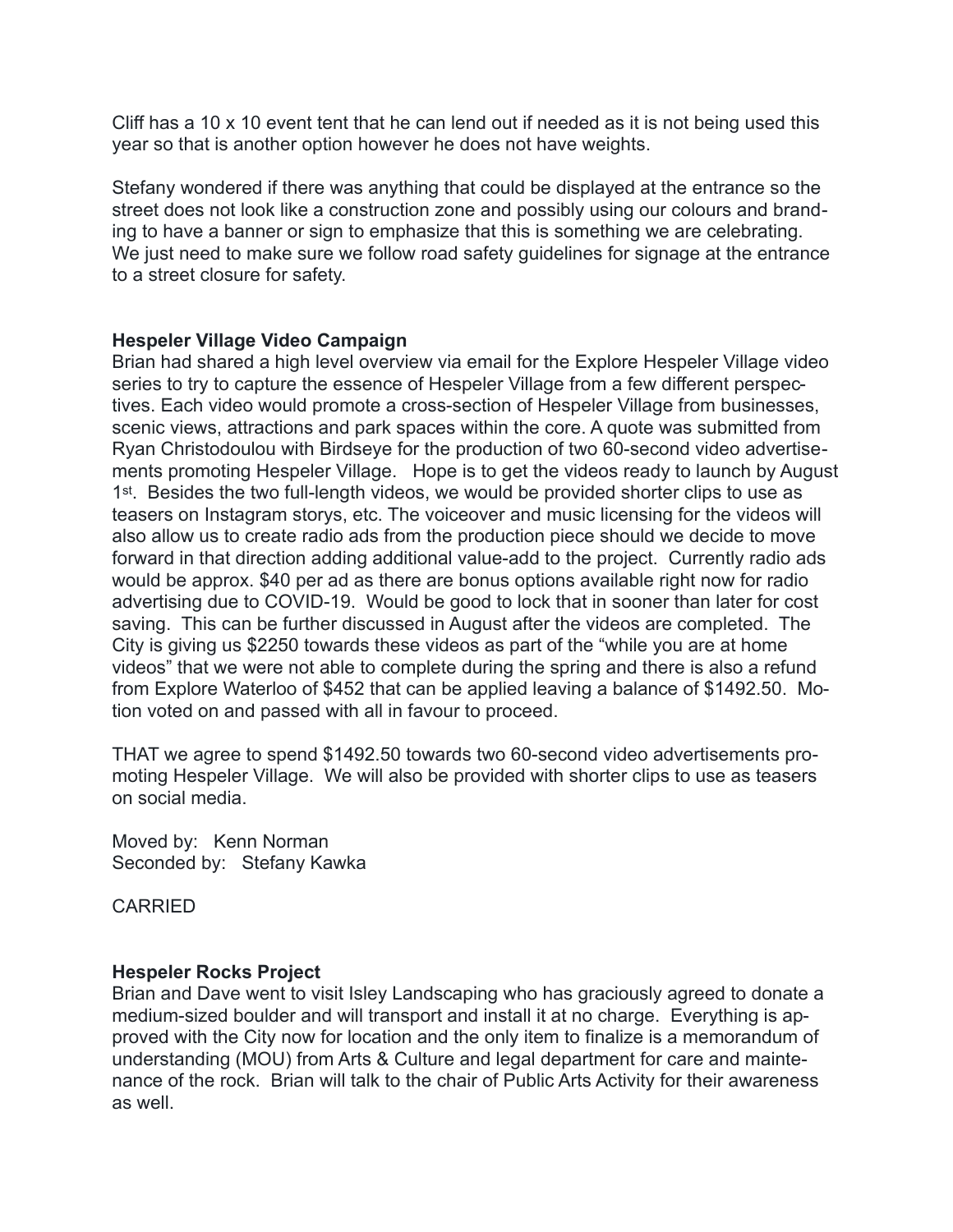Cliff has a 10 x 10 event tent that he can lend out if needed as it is not being used this year so that is another option however he does not have weights.

Stefany wondered if there was anything that could be displayed at the entrance so the street does not look like a construction zone and possibly using our colours and branding to have a banner or sign to emphasize that this is something we are celebrating. We just need to make sure we follow road safety guidelines for signage at the entrance to a street closure for safety.

**Hespeler Village Video Campaign**

Brian had shared a high level overview via email for the Explore Hespeler Village video series to try to capture the essence of Hespeler Village from a few different perspectives. Each video would promote a cross-section of Hespeler Village from businesses, scenic views, attractions and park spaces within the core. A quote was submitted from Ryan Christodoulou with Birdseye for the production of two 60-second video advertisements promoting Hespeler Village. Hope is to get the videos ready to launch by August 1st. Besides the two full-length videos, we would be provided shorter clips to use as teasers on Instagram storys, etc. The voiceover and music licensing for the videos will also allow us to create radio ads from the production piece should we decide to move forward in that direction adding additional value-add to the project. Currently radio ads would be approx. $40 per ad as there are bonus options available right now for radio advertising due to COVID-19. Would be good to lock that in sooner than later for cost saving. This can be further discussed in August after the videos are completed. The City is giving us $2250 towards these videos as part of the "while you are at home videos" that we were not able to complete during the spring and there is also a refund from Explore Waterloo of $452 that can be applied leaving a balance of $1492.50. Motion voted on and passed with all in favour to proceed.

THAT we agree to spend $1492.50 towards two 60-second video advertisements promoting Hespeler Village. We will also be provided with shorter clips to use as teasers on social media.

Moved by: Kenn Norman
Seconded by: Stefany Kawka

CARRIED

**Hespeler Rocks Project**

Brian and Dave went to visit Isley Landscaping who has graciously agreed to donate a medium-sized boulder and will transport and install it at no charge. Everything is approved with the City now for location and the only item to finalize is a memorandum of understanding (MOU) from Arts & Culture and legal department for care and maintenance of the rock. Brian will talk to the chair of Public Arts Activity for their awareness as well.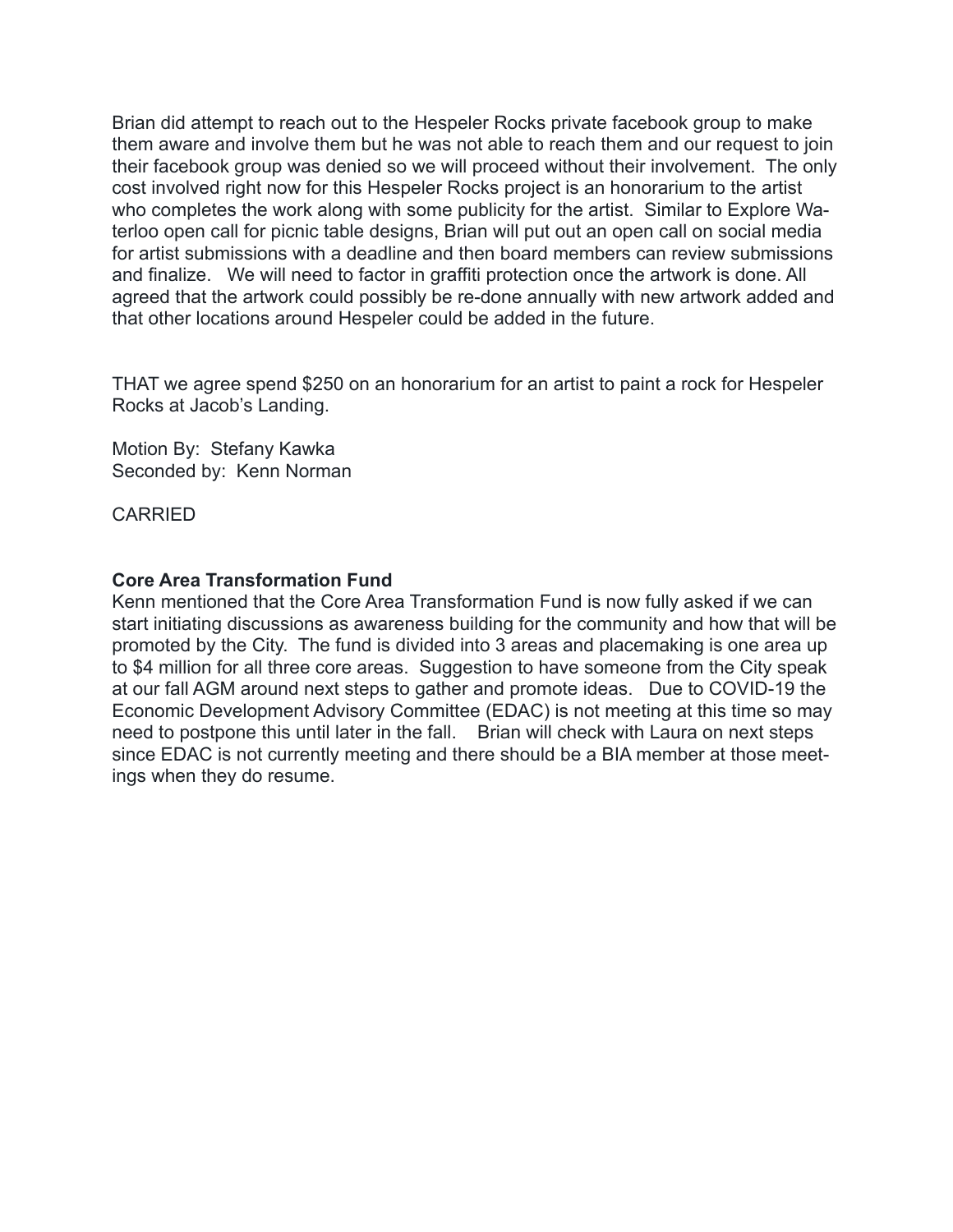Brian did attempt to reach out to the Hespeler Rocks private facebook group to make them aware and involve them but he was not able to reach them and our request to join their facebook group was denied so we will proceed without their involvement. The only cost involved right now for this Hespeler Rocks project is an honorarium to the artist who completes the work along with some publicity for the artist. Similar to Explore Waterloo open call for picnic table designs, Brian will put out an open call on social media for artist submissions with a deadline and then board members can review submissions and finalize. We will need to factor in graffiti protection once the artwork is done. All agreed that the artwork could possibly be re-done annually with new artwork added and that other locations around Hespeler could be added in the future.

THAT we agree spend $250 on an honorarium for an artist to paint a rock for Hespeler Rocks at Jacob's Landing.

Motion By: Stefany Kawka
Seconded by: Kenn Norman

CARRIED

**Core Area Transformation Fund**
Kenn mentioned that the Core Area Transformation Fund is now fully asked if we can start initiating discussions as awareness building for the community and how that will be promoted by the City. The fund is divided into 3 areas and placemaking is one area up to $4 million for all three core areas. Suggestion to have someone from the City speak at our fall AGM around next steps to gather and promote ideas. Due to COVID-19 the Economic Development Advisory Committee (EDAC) is not meeting at this time so may need to postpone this until later in the fall. Brian will check with Laura on next steps since EDAC is not currently meeting and there should be a BIA member at those meetings when they do resume.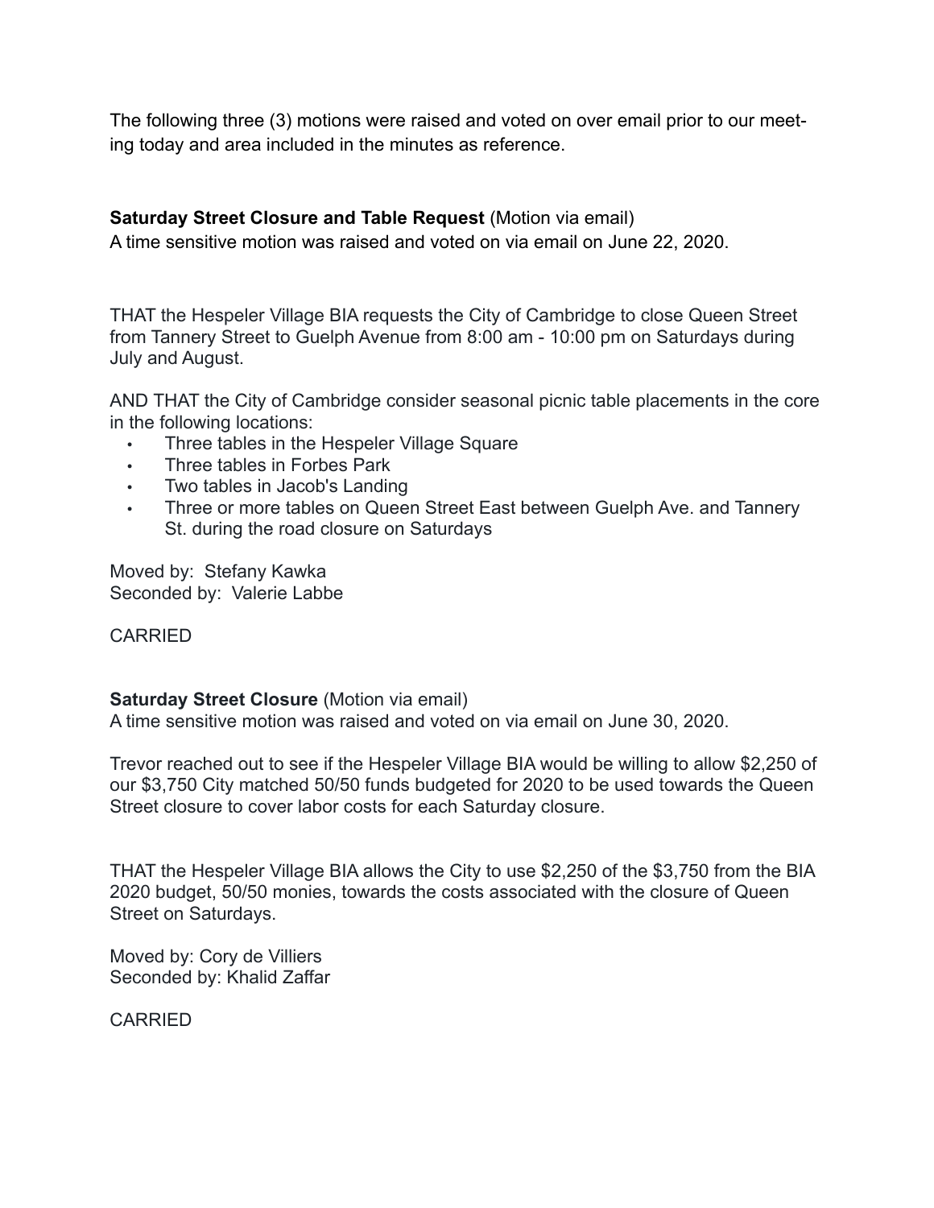The following three (3) motions were raised and voted on over email prior to our meeting today and area included in the minutes as reference.

**Saturday Street Closure and Table Request** (Motion via email)
A time sensitive motion was raised and voted on via email on June 22, 2020.

THAT the Hespeler Village BIA requests the City of Cambridge to close Queen Street from Tannery Street to Guelph Avenue from 8:00 am - 10:00 pm on Saturdays during July and August.

AND THAT the City of Cambridge consider seasonal picnic table placements in the core in the following locations:

- Three tables in the Hespeler Village Square
- Three tables in Forbes Park
- Two tables in Jacob's Landing
- Three or more tables on Queen Street East between Guelph Ave. and Tannery St. during the road closure on Saturdays

Moved by: Stefany Kawka
Seconded by: Valerie Labbe

CARRIED

**Saturday Street Closure** (Motion via email)
A time sensitive motion was raised and voted on via email on June 30, 2020.

Trevor reached out to see if the Hespeler Village BIA would be willing to allow $2,250 of our $3,750 City matched 50/50 funds budgeted for 2020 to be used towards the Queen Street closure to cover labor costs for each Saturday closure.

THAT the Hespeler Village BIA allows the City to use $2,250 of the $3,750 from the BIA 2020 budget, 50/50 monies, towards the costs associated with the closure of Queen Street on Saturdays.

Moved by: Cory de Villiers
Seconded by: Khalid Zaffar

CARRIED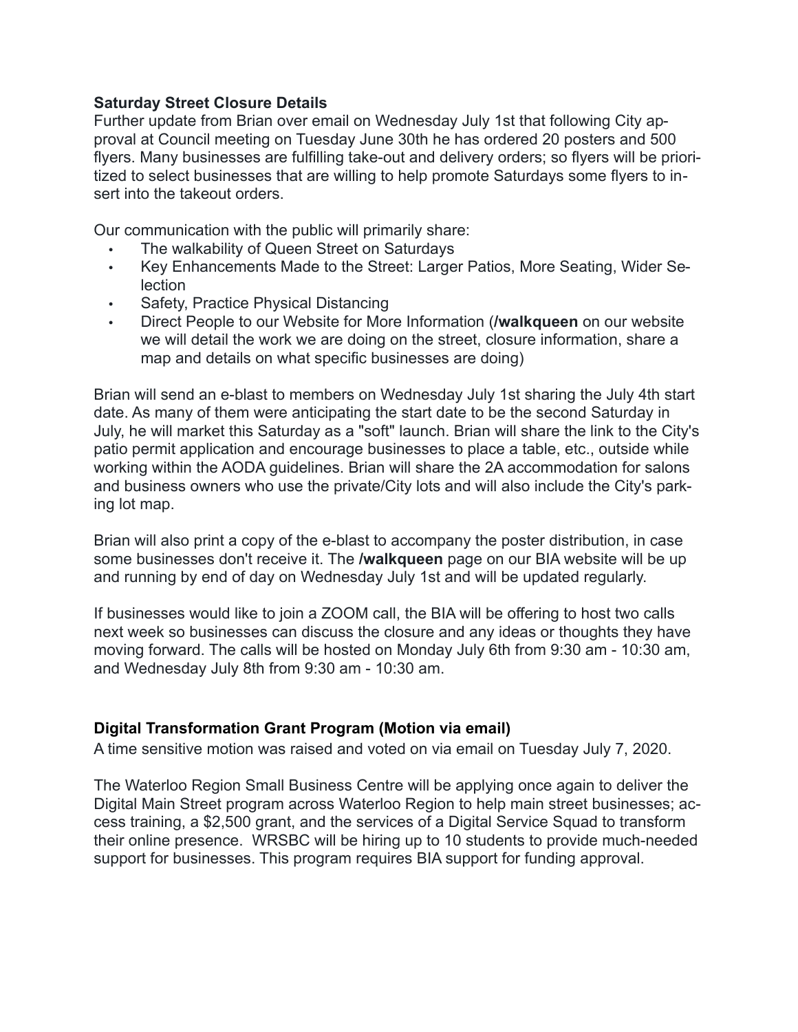**Saturday Street Closure Details**

Further update from Brian over email on Wednesday July 1st that following City approval at Council meeting on Tuesday June 30th he has ordered 20 posters and 500 flyers. Many businesses are fulfilling take-out and delivery orders; so flyers will be prioritized to select businesses that are willing to help promote Saturdays some flyers to insert into the takeout orders.

Our communication with the public will primarily share:

- The walkability of Queen Street on Saturdays
- Key Enhancements Made to the Street: Larger Patios, More Seating, Wider Selection
- Safety, Practice Physical Distancing
- Direct People to our Website for More Information (**/walkqueen** on our website we will detail the work we are doing on the street, closure information, share a map and details on what specific businesses are doing)

Brian will send an e-blast to members on Wednesday July 1st sharing the July 4th start date. As many of them were anticipating the start date to be the second Saturday in July, he will market this Saturday as a "soft" launch. Brian will share the link to the City's patio permit application and encourage businesses to place a table, etc., outside while working within the AODA guidelines. Brian will share the 2A accommodation for salons and business owners who use the private/City lots and will also include the City's parking lot map.

Brian will also print a copy of the e-blast to accompany the poster distribution, in case some businesses don't receive it. The **/walkqueen** page on our BIA website will be up and running by end of day on Wednesday July 1st and will be updated regularly.

If businesses would like to join a ZOOM call, the BIA will be offering to host two calls next week so businesses can discuss the closure and any ideas or thoughts they have moving forward. The calls will be hosted on Monday July 6th from 9:30 am - 10:30 am, and Wednesday July 8th from 9:30 am - 10:30 am.

**Digital Transformation Grant Program (Motion via email)**

A time sensitive motion was raised and voted on via email on Tuesday July 7, 2020.

The Waterloo Region Small Business Centre will be applying once again to deliver the Digital Main Street program across Waterloo Region to help main street businesses; access training, a $2,500 grant, and the services of a Digital Service Squad to transform their online presence. WRSBC will be hiring up to 10 students to provide much-needed support for businesses. This program requires BIA support for funding approval.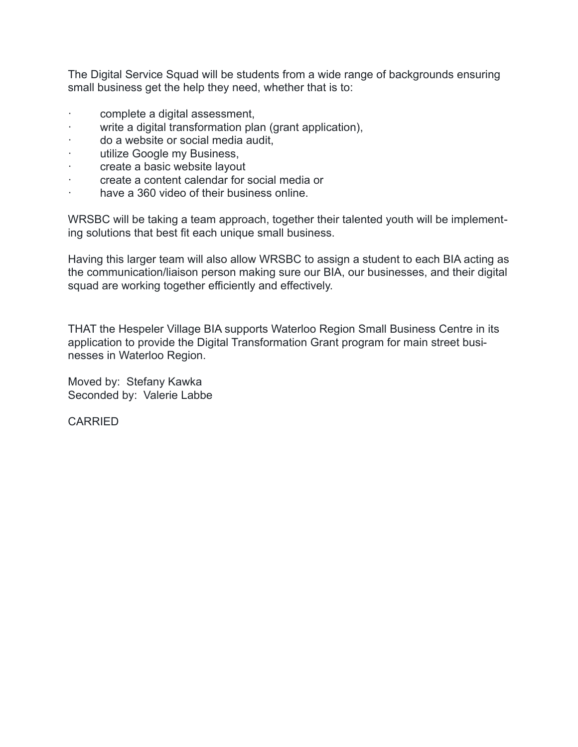The Digital Service Squad will be students from a wide range of backgrounds ensuring small business get the help they need, whether that is to:

- complete a digital assessment,
- write a digital transformation plan (grant application),
- do a website or social media audit,
- utilize Google my Business,
- create a basic website layout
- create a content calendar for social media or
- have a 360 video of their business online.

WRSBC will be taking a team approach, together their talented youth will be implementing solutions that best fit each unique small business.

Having this larger team will also allow WRSBC to assign a student to each BIA acting as the communication/liaison person making sure our BIA, our businesses, and their digital squad are working together efficiently and effectively.

THAT the Hespeler Village BIA supports Waterloo Region Small Business Centre in its application to provide the Digital Transformation Grant program for main street businesses in Waterloo Region.

Moved by: Stefany Kawka
Seconded by: Valerie Labbe

CARRIED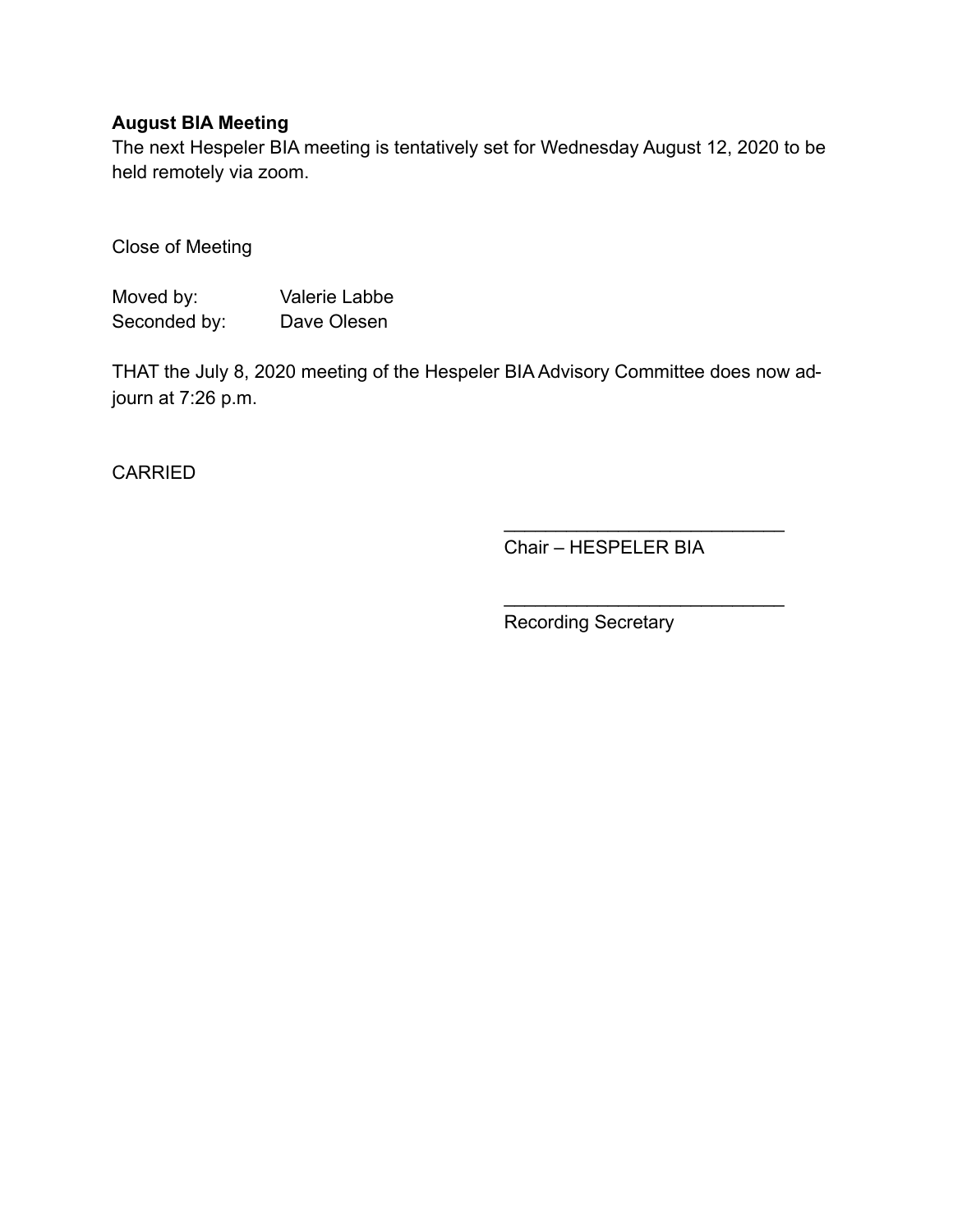**August BIA Meeting**
The next Hespeler BIA meeting is tentatively set for Wednesday August 12, 2020 to be held remotely via zoom.

Close of Meeting

Moved by: Valerie Labbe
Seconded by: Dave Olesen

THAT the July 8, 2020 meeting of the Hespeler BIA Advisory Committee does now adjourn at 7:26 p.m.

CARRIED

___________________________
Chair – HESPELER BIA

___________________________
Recording Secretary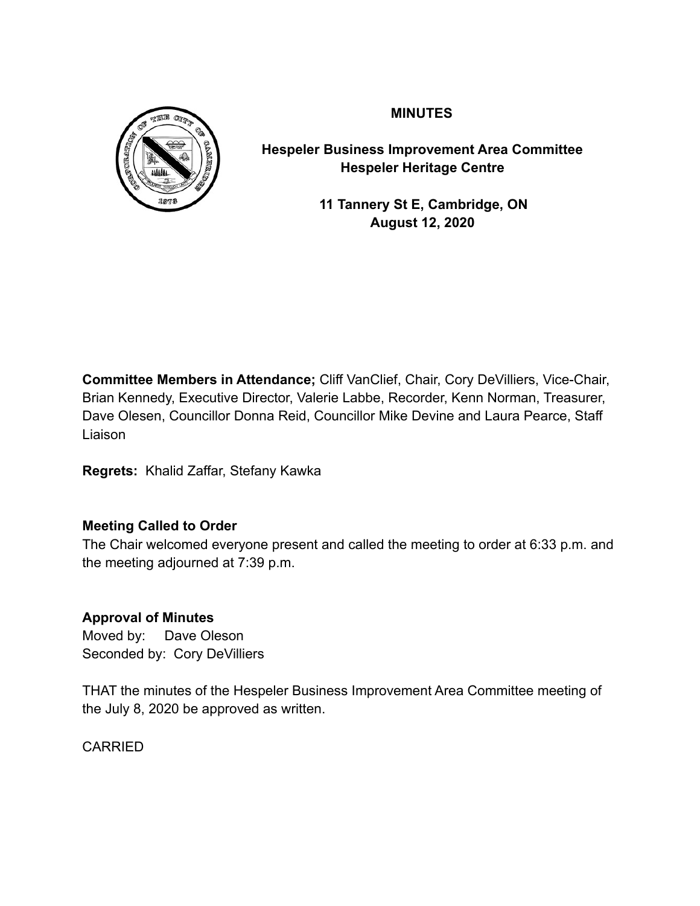**MINUTES**

**Hespeler Business Improvement Area Committee**
**Hespeler Heritage Centre**

**11 Tannery St E, Cambridge, ON**
**August 12, 2020**

**Committee Members in Attendance;** Cliff VanClief, Chair, Cory DeVilliers, Vice-Chair, Brian Kennedy, Executive Director, Valerie Labbe, Recorder, Kenn Norman, Treasurer, Dave Olesen, Councillor Donna Reid, Councillor Mike Devine and Laura Pearce, Staff Liaison

**Regrets:** Khalid Zaffar, Stefany Kawka

**Meeting Called to Order**

The Chair welcomed everyone present and called the meeting to order at 6:33 p.m. and the meeting adjourned at 7:39 p.m.

**Approval of Minutes**

Moved by: Dave Oleson
Seconded by: Cory DeVilliers

THAT the minutes of the Hespeler Business Improvement Area Committee meeting of the July 8, 2020 be approved as written.

CARRIED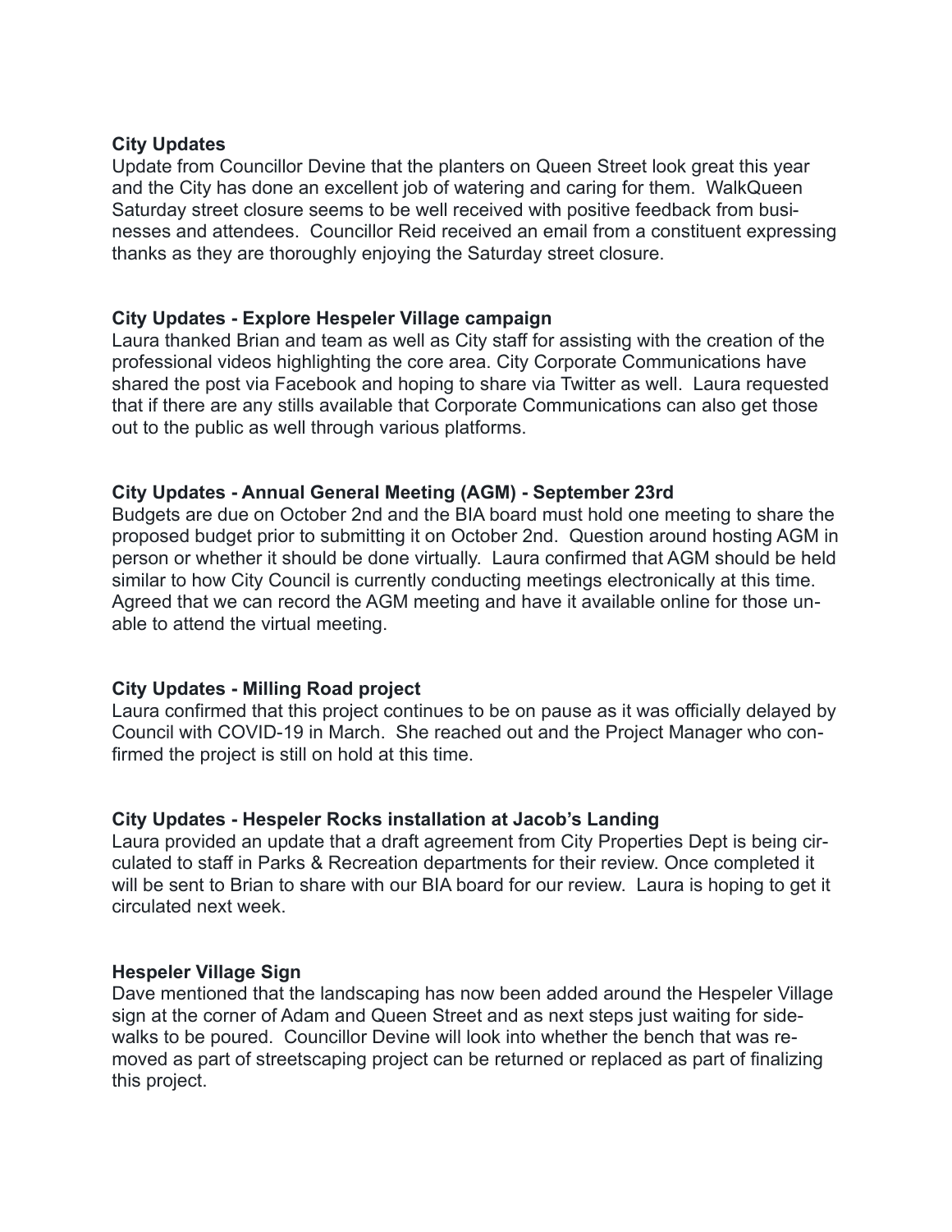**City Updates**

Update from Councillor Devine that the planters on Queen Street look great this year and the City has done an excellent job of watering and caring for them. WalkQueen Saturday street closure seems to be well received with positive feedback from businesses and attendees. Councillor Reid received an email from a constituent expressing thanks as they are thoroughly enjoying the Saturday street closure.

**City Updates - Explore Hespeler Village campaign**

Laura thanked Brian and team as well as City staff for assisting with the creation of the professional videos highlighting the core area. City Corporate Communications have shared the post via Facebook and hoping to share via Twitter as well. Laura requested that if there are any stills available that Corporate Communications can also get those out to the public as well through various platforms.

**City Updates - Annual General Meeting (AGM) - September 23rd**

Budgets are due on October 2nd and the BIA board must hold one meeting to share the proposed budget prior to submitting it on October 2nd. Question around hosting AGM in person or whether it should be done virtually. Laura confirmed that AGM should be held similar to how City Council is currently conducting meetings electronically at this time. Agreed that we can record the AGM meeting and have it available online for those unable to attend the virtual meeting.

**City Updates - Milling Road project**

Laura confirmed that this project continues to be on pause as it was officially delayed by Council with COVID-19 in March. She reached out and the Project Manager who confirmed the project is still on hold at this time.

**City Updates - Hespeler Rocks installation at Jacob's Landing**

Laura provided an update that a draft agreement from City Properties Dept is being circulated to staff in Parks & Recreation departments for their review. Once completed it will be sent to Brian to share with our BIA board for our review. Laura is hoping to get it circulated next week.

**Hespeler Village Sign**

Dave mentioned that the landscaping has now been added around the Hespeler Village sign at the corner of Adam and Queen Street and as next steps just waiting for sidewalks to be poured. Councillor Devine will look into whether the bench that was removed as part of streetscaping project can be returned or replaced as part of finalizing this project.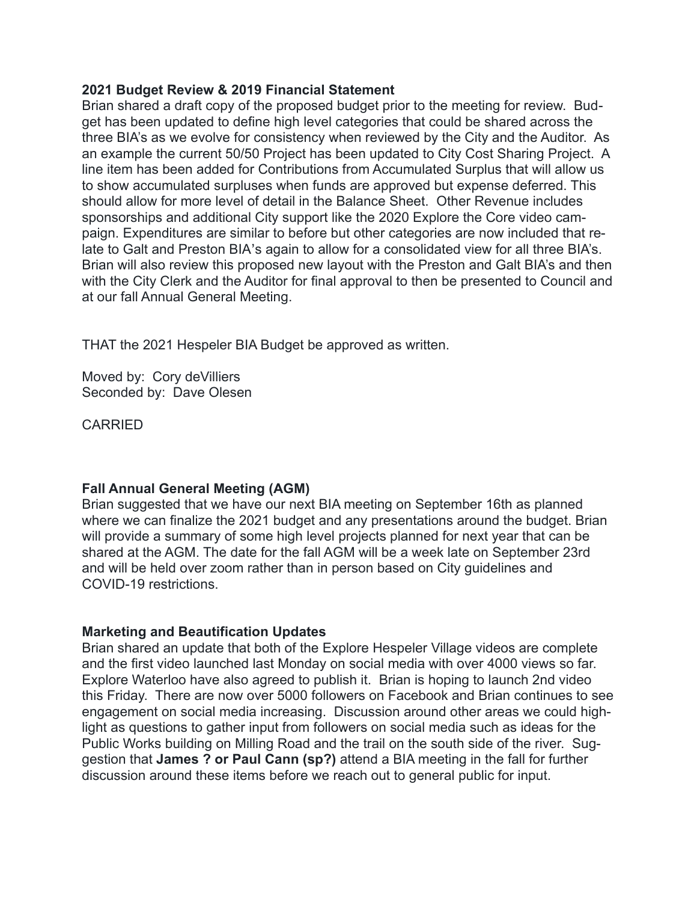**2021 Budget Review & 2019 Financial Statement**

Brian shared a draft copy of the proposed budget prior to the meeting for review. Budget has been updated to define high level categories that could be shared across the three BIA's as we evolve for consistency when reviewed by the City and the Auditor. As an example the current 50/50 Project has been updated to City Cost Sharing Project. A line item has been added for Contributions from Accumulated Surplus that will allow us to show accumulated surpluses when funds are approved but expense deferred. This should allow for more level of detail in the Balance Sheet. Other Revenue includes sponsorships and additional City support like the 2020 Explore the Core video campaign. Expenditures are similar to before but other categories are now included that relate to Galt and Preston BIA's again to allow for a consolidated view for all three BIA's. Brian will also review this proposed new layout with the Preston and Galt BIA's and then with the City Clerk and the Auditor for final approval to then be presented to Council and at our fall Annual General Meeting.

THAT the 2021 Hespeler BIA Budget be approved as written.

Moved by: Cory deVilliers
Seconded by: Dave Olesen

CARRIED

**Fall Annual General Meeting (AGM)**

Brian suggested that we have our next BIA meeting on September 16th as planned where we can finalize the 2021 budget and any presentations around the budget. Brian will provide a summary of some high level projects planned for next year that can be shared at the AGM. The date for the fall AGM will be a week late on September 23rd and will be held over zoom rather than in person based on City guidelines and COVID-19 restrictions.

**Marketing and Beautification Updates**

Brian shared an update that both of the Explore Hespeler Village videos are complete and the first video launched last Monday on social media with over 4000 views so far. Explore Waterloo have also agreed to publish it. Brian is hoping to launch 2nd video this Friday. There are now over 5000 followers on Facebook and Brian continues to see engagement on social media increasing. Discussion around other areas we could highlight as questions to gather input from followers on social media such as ideas for the Public Works building on Milling Road and the trail on the south side of the river. Suggestion that **James ? or Paul Cann (sp?)** attend a BIA meeting in the fall for further discussion around these items before we reach out to general public for input.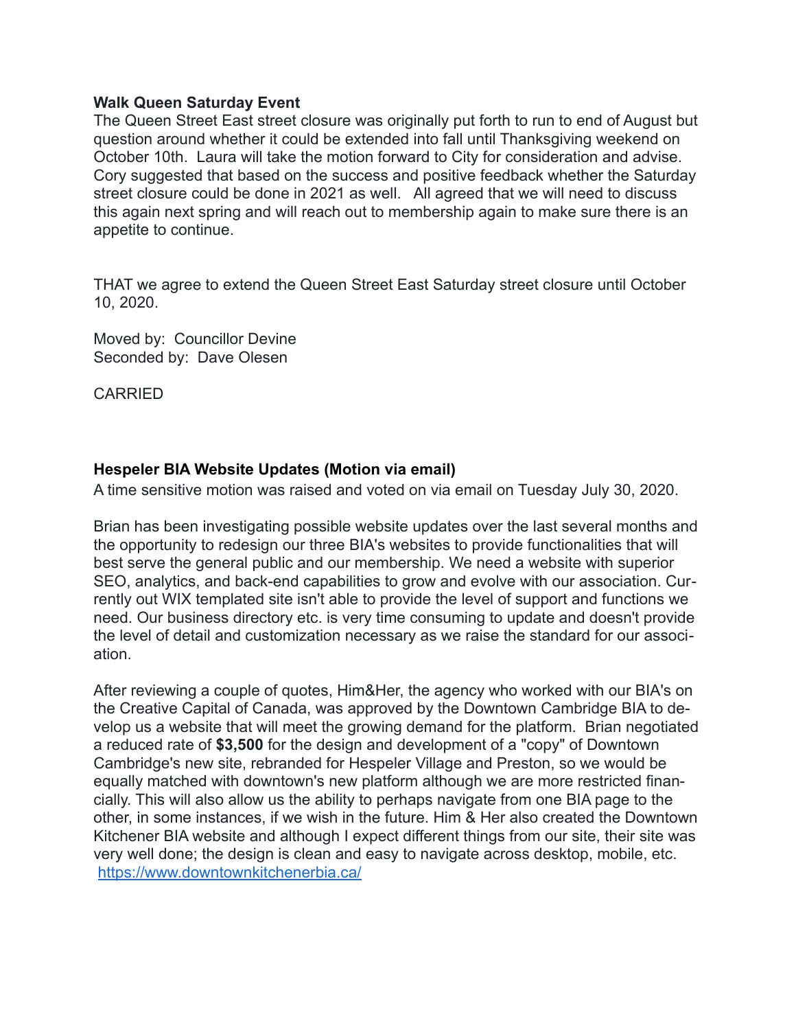**Walk Queen Saturday Event**

The Queen Street East street closure was originally put forth to run to end of August but question around whether it could be extended into fall until Thanksgiving weekend on October 10th. Laura will take the motion forward to City for consideration and advise. Cory suggested that based on the success and positive feedback whether the Saturday street closure could be done in 2021 as well. All agreed that we will need to discuss this again next spring and will reach out to membership again to make sure there is an appetite to continue.

THAT we agree to extend the Queen Street East Saturday street closure until October 10, 2020.

Moved by: Councillor Devine
Seconded by: Dave Olesen

CARRIED

**Hespeler BIA Website Updates (Motion via email)**

A time sensitive motion was raised and voted on via email on Tuesday July 30, 2020.

Brian has been investigating possible website updates over the last several months and the opportunity to redesign our three BIA's websites to provide functionalities that will best serve the general public and our membership. We need a website with superior SEO, analytics, and back-end capabilities to grow and evolve with our association. Currently out WIX templated site isn't able to provide the level of support and functions we need. Our business directory etc. is very time consuming to update and doesn't provide the level of detail and customization necessary as we raise the standard for our association.

After reviewing a couple of quotes, Him&Her, the agency who worked with our BIA's on the Creative Capital of Canada, was approved by the Downtown Cambridge BIA to develop us a website that will meet the growing demand for the platform. Brian negotiated a reduced rate of **$3,500** for the design and development of a "copy" of Downtown Cambridge's new site, rebranded for Hespeler Village and Preston, so we would be equally matched with downtown's new platform although we are more restricted financially. This will also allow us the ability to perhaps navigate from one BIA page to the other, in some instances, if we wish in the future. Him & Her also created the Downtown Kitchener BIA website and although I expect different things from our site, their site was very well done; the design is clean and easy to navigate across desktop, mobile, etc. [https://www.downtownkitchenerbia.ca/](https://www.downtownkitchenerbia.ca/)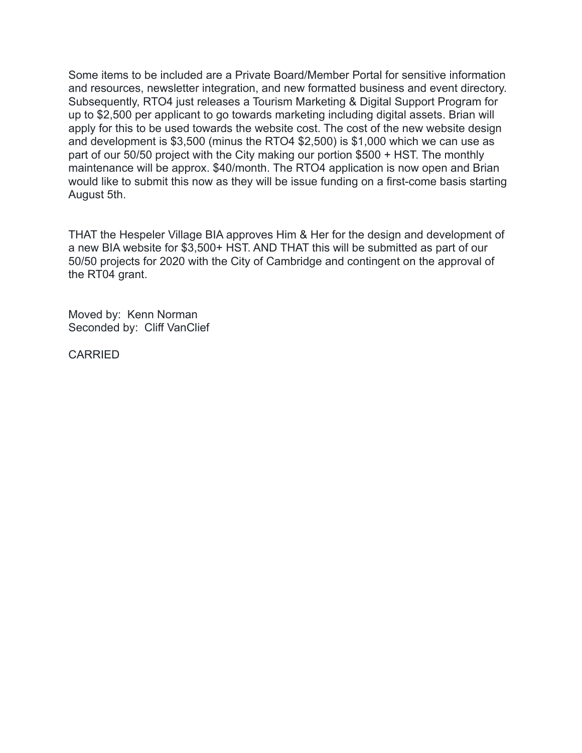Some items to be included are a Private Board/Member Portal for sensitive information and resources, newsletter integration, and new formatted business and event directory. Subsequently, RTO4 just releases a Tourism Marketing & Digital Support Program for up to $2,500 per applicant to go towards marketing including digital assets. Brian will apply for this to be used towards the website cost. The cost of the new website design and development is $3,500 (minus the RTO4 $2,500) is $1,000 which we can use as part of our 50/50 project with the City making our portion $500 + HST. The monthly maintenance will be approx. $40/month. The RTO4 application is now open and Brian would like to submit this now as they will be issue funding on a first-come basis starting August 5th.

THAT the Hespeler Village BIA approves Him & Her for the design and development of a new BIA website for $3,500+ HST. AND THAT this will be submitted as part of our 50/50 projects for 2020 with the City of Cambridge and contingent on the approval of the RT04 grant.

Moved by: Kenn Norman
Seconded by: Cliff VanClief

CARRIED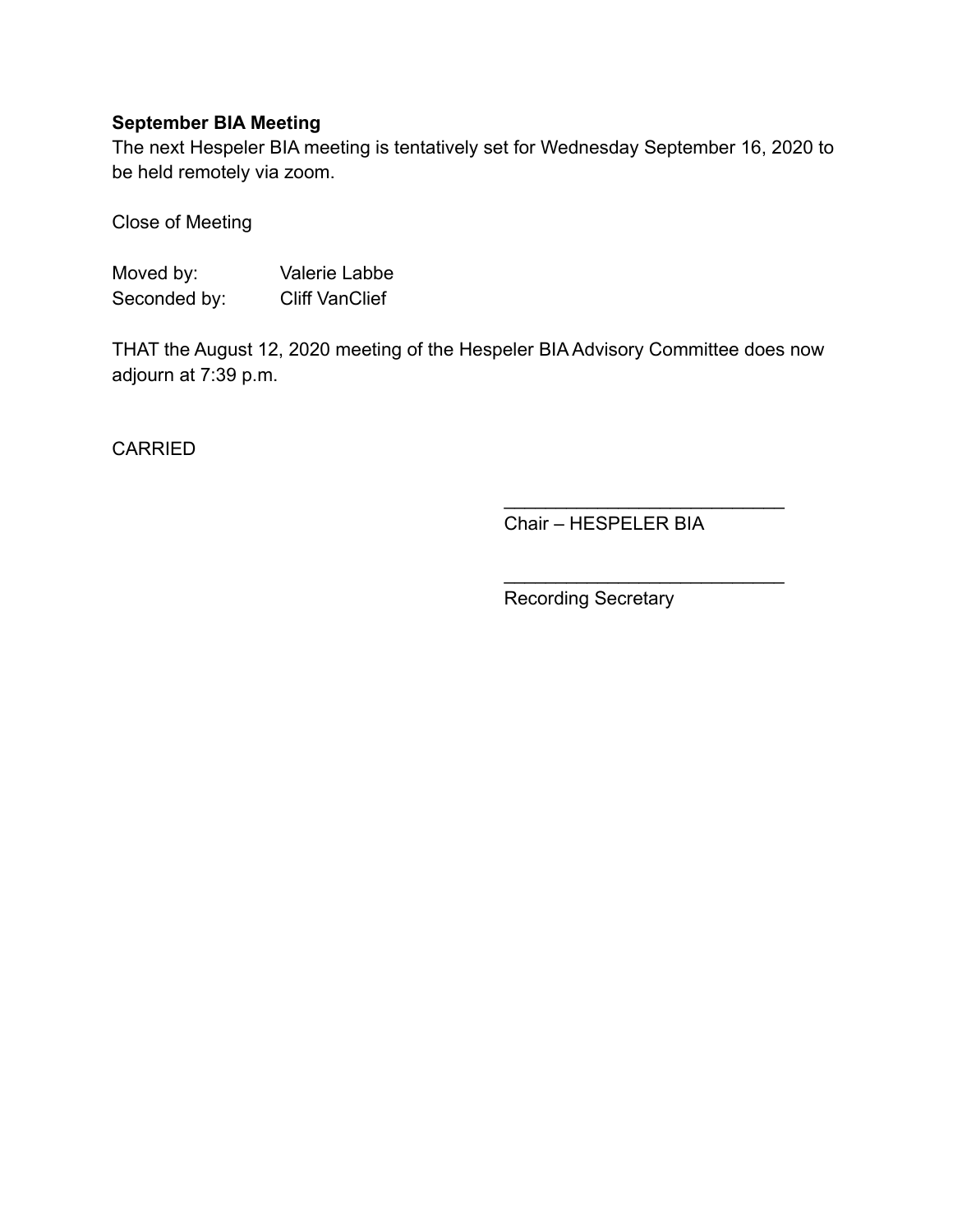**September BIA Meeting**

The next Hespeler BIA meeting is tentatively set for Wednesday September 16, 2020 to be held remotely via zoom.

Close of Meeting

Moved by: Valerie Labbe
Seconded by: Cliff VanClief

THAT the August 12, 2020 meeting of the Hespeler BIA Advisory Committee does now adjourn at 7:39 p.m.

CARRIED

___________________________
Chair – HESPELER BIA

___________________________
Recording Secretary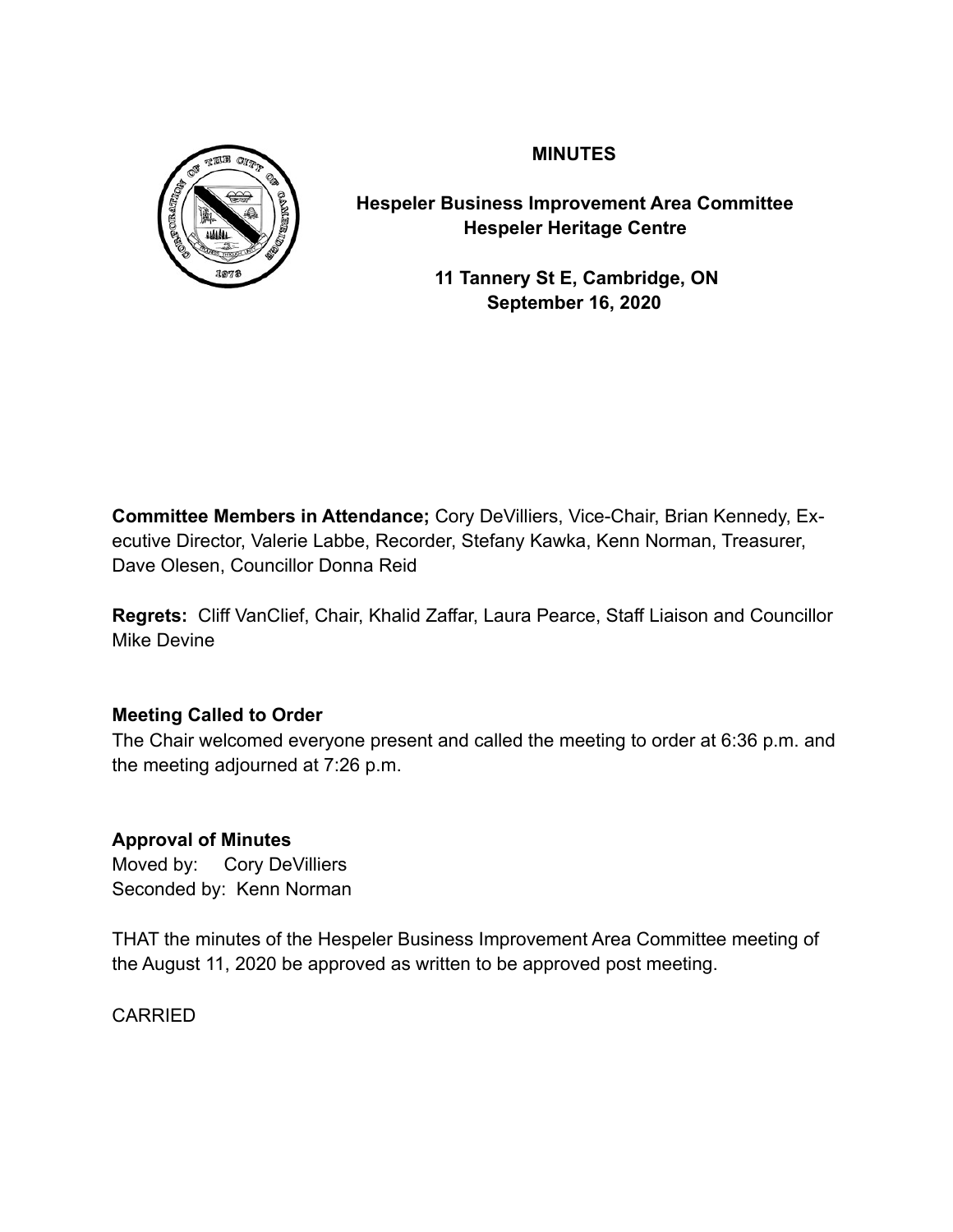**MINUTES**

**Hespeler Business Improvement Area Committee**
**Hespeler Heritage Centre**

**11 Tannery St E, Cambridge, ON**
**September 16, 2020**

**Committee Members in Attendance;** Cory DeVilliers, Vice-Chair, Brian Kennedy, Executive Director, Valerie Labbe, Recorder, Stefany Kawka, Kenn Norman, Treasurer, Dave Olesen, Councillor Donna Reid

**Regrets:** Cliff VanClief, Chair, Khalid Zaffar, Laura Pearce, Staff Liaison and Councillor Mike Devine

**Meeting Called to Order**

The Chair welcomed everyone present and called the meeting to order at 6:36 p.m. and the meeting adjourned at 7:26 p.m.

**Approval of Minutes**

Moved by: Cory DeVilliers
Seconded by: Kenn Norman

THAT the minutes of the Hespeler Business Improvement Area Committee meeting of the August 11, 2020 be approved as written to be approved post meeting.

CARRIED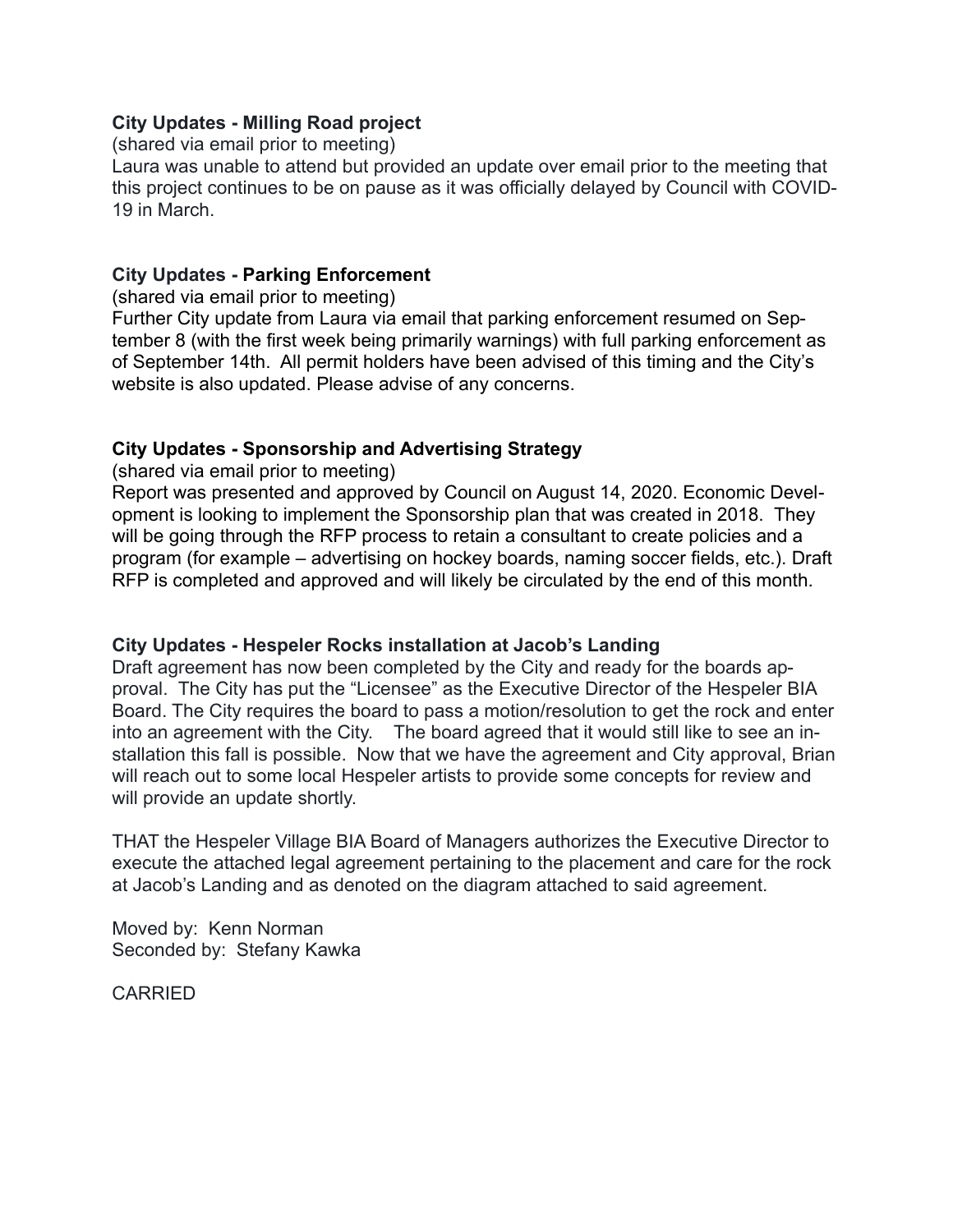**City Updates - Milling Road project**

(shared via email prior to meeting)

Laura was unable to attend but provided an update over email prior to the meeting that this project continues to be on pause as it was officially delayed by Council with COVID-19 in March.

**City Updates - Parking Enforcement**

(shared via email prior to meeting)

Further City update from Laura via email that parking enforcement resumed on September 8 (with the first week being primarily warnings) with full parking enforcement as of September 14th. All permit holders have been advised of this timing and the City's website is also updated. Please advise of any concerns.

**City Updates - Sponsorship and Advertising Strategy**

(shared via email prior to meeting)

Report was presented and approved by Council on August 14, 2020. Economic Development is looking to implement the Sponsorship plan that was created in 2018. They will be going through the RFP process to retain a consultant to create policies and a program (for example – advertising on hockey boards, naming soccer fields, etc.). Draft RFP is completed and approved and will likely be circulated by the end of this month.

**City Updates - Hespeler Rocks installation at Jacob's Landing**

Draft agreement has now been completed by the City and ready for the boards approval. The City has put the "Licensee" as the Executive Director of the Hespeler BIA Board. The City requires the board to pass a motion/resolution to get the rock and enter into an agreement with the City. The board agreed that it would still like to see an installation this fall is possible. Now that we have the agreement and City approval, Brian will reach out to some local Hespeler artists to provide some concepts for review and will provide an update shortly.

THAT the Hespeler Village BIA Board of Managers authorizes the Executive Director to execute the attached legal agreement pertaining to the placement and care for the rock at Jacob's Landing and as denoted on the diagram attached to said agreement.

Moved by: Kenn Norman
Seconded by: Stefany Kawka

CARRIED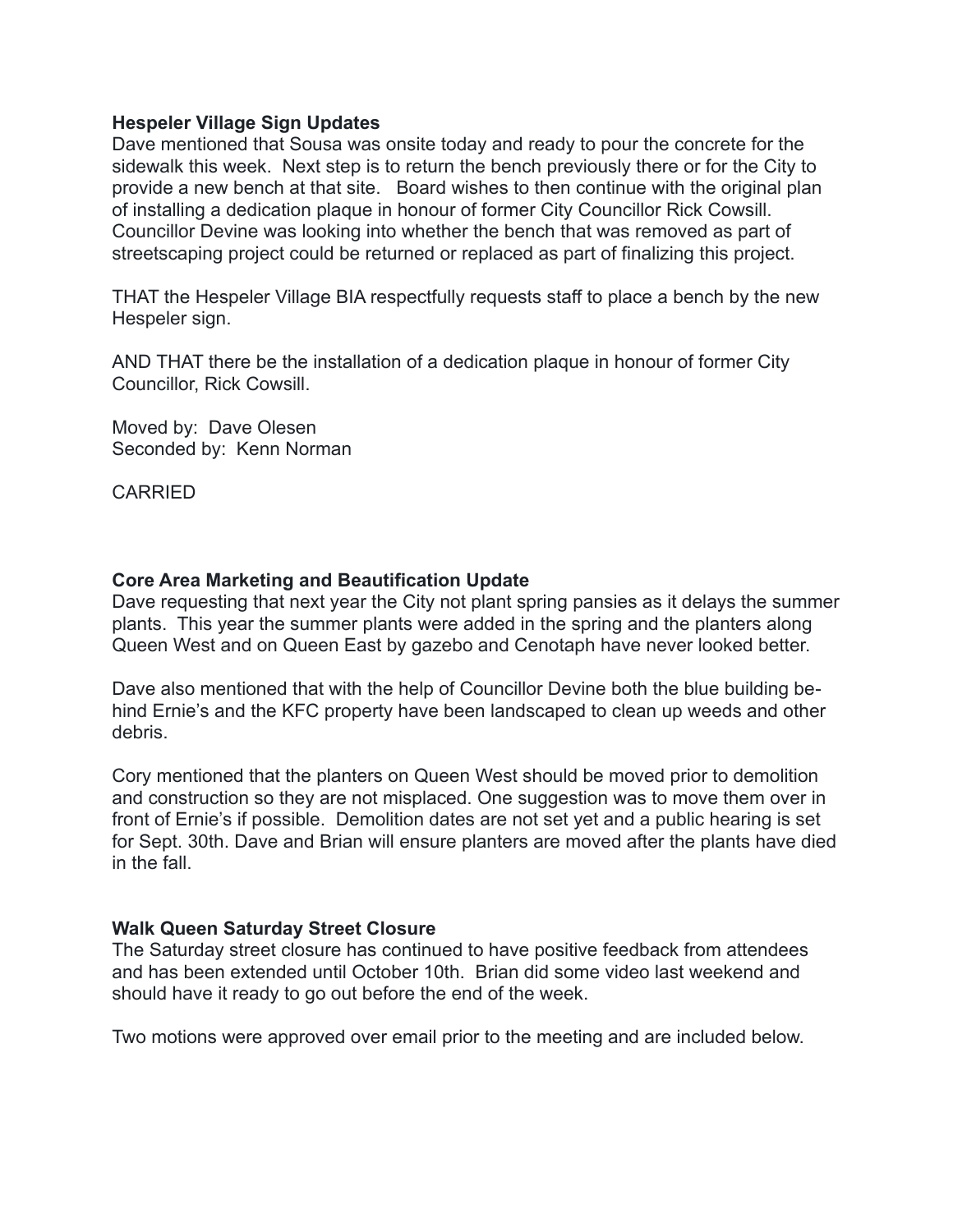**Hespeler Village Sign Updates**

Dave mentioned that Sousa was onsite today and ready to pour the concrete for the sidewalk this week. Next step is to return the bench previously there or for the City to provide a new bench at that site. Board wishes to then continue with the original plan of installing a dedication plaque in honour of former City Councillor Rick Cowsill. Councillor Devine was looking into whether the bench that was removed as part of streetscaping project could be returned or replaced as part of finalizing this project.

THAT the Hespeler Village BIA respectfully requests staff to place a bench by the new Hespeler sign.

AND THAT there be the installation of a dedication plaque in honour of former City Councillor, Rick Cowsill.

Moved by: Dave Olesen
Seconded by: Kenn Norman

CARRIED

**Core Area Marketing and Beautification Update**

Dave requesting that next year the City not plant spring pansies as it delays the summer plants. This year the summer plants were added in the spring and the planters along Queen West and on Queen East by gazebo and Cenotaph have never looked better.

Dave also mentioned that with the help of Councillor Devine both the blue building behind Ernie's and the KFC property have been landscaped to clean up weeds and other debris.

Cory mentioned that the planters on Queen West should be moved prior to demolition and construction so they are not misplaced. One suggestion was to move them over in front of Ernie's if possible. Demolition dates are not set yet and a public hearing is set for Sept. 30th. Dave and Brian will ensure planters are moved after the plants have died in the fall.

**Walk Queen Saturday Street Closure**

The Saturday street closure has continued to have positive feedback from attendees and has been extended until October 10th. Brian did some video last weekend and should have it ready to go out before the end of the week.

Two motions were approved over email prior to the meeting and are included below.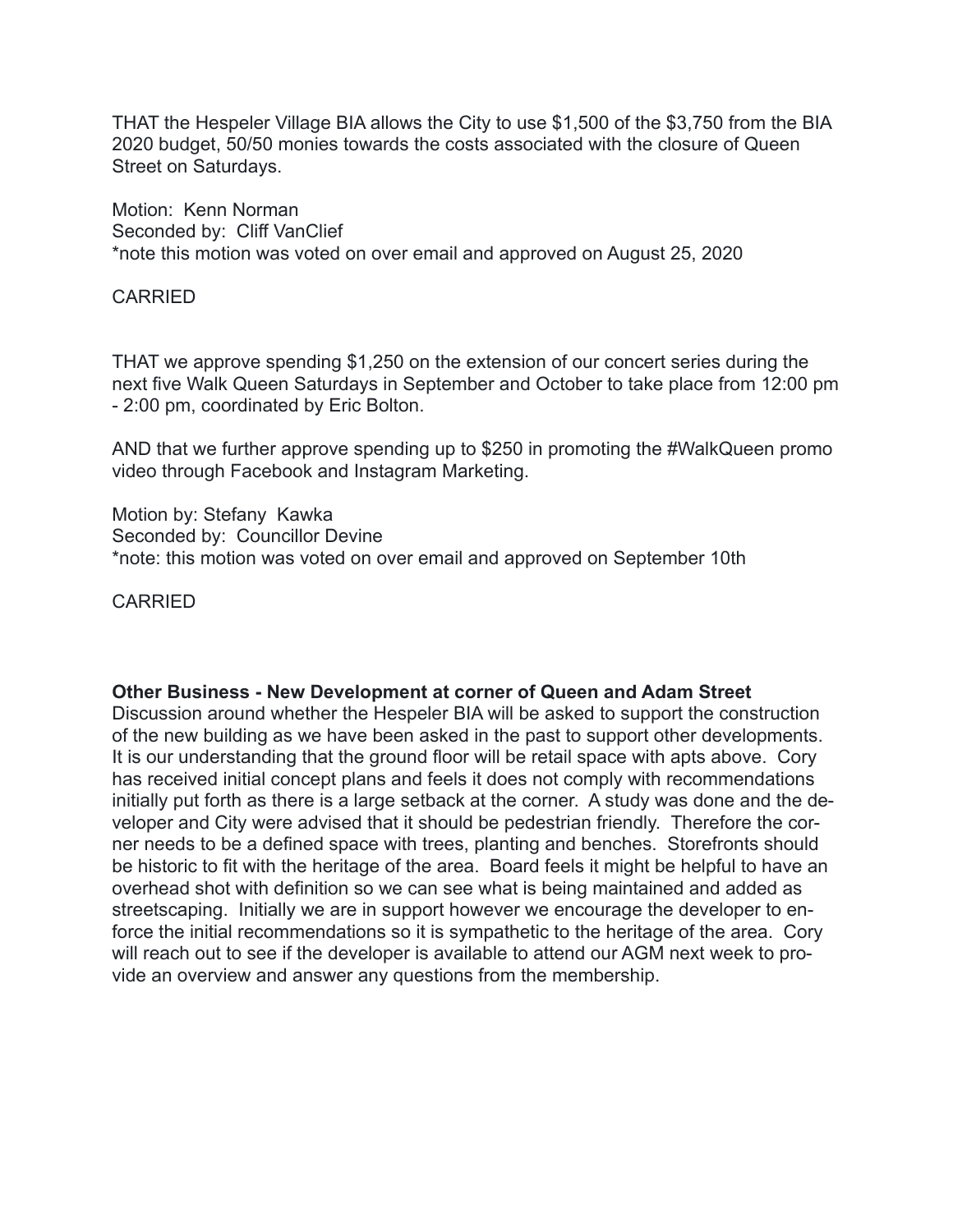THAT the Hespeler Village BIA allows the City to use $1,500 of the $3,750 from the BIA 2020 budget, 50/50 monies towards the costs associated with the closure of Queen Street on Saturdays.

Motion: Kenn Norman  
Seconded by: Cliff VanClief  
*note this motion was voted on over email and approved on August 25, 2020

CARRIED

THAT we approve spending $1,250 on the extension of our concert series during the next five Walk Queen Saturdays in September and October to take place from 12:00 pm - 2:00 pm, coordinated by Eric Bolton.

AND that we further approve spending up to $250 in promoting the #WalkQueen promo video through Facebook and Instagram Marketing.

Motion by: Stefany Kawka  
Seconded by: Councillor Devine  
*note: this motion was voted on over email and approved on September 10th

CARRIED

**Other Business - New Development at corner of Queen and Adam Street**  
Discussion around whether the Hespeler BIA will be asked to support the construction of the new building as we have been asked in the past to support other developments. It is our understanding that the ground floor will be retail space with apts above. Cory has received initial concept plans and feels it does not comply with recommendations initially put forth as there is a large setback at the corner. A study was done and the developer and City were advised that it should be pedestrian friendly. Therefore the corner needs to be a defined space with trees, planting and benches. Storefronts should be historic to fit with the heritage of the area. Board feels it might be helpful to have an overhead shot with definition so we can see what is being maintained and added as streetscaping. Initially we are in support however we encourage the developer to enforce the initial recommendations so it is sympathetic to the heritage of the area. Cory will reach out to see if the developer is available to attend our AGM next week to provide an overview and answer any questions from the membership.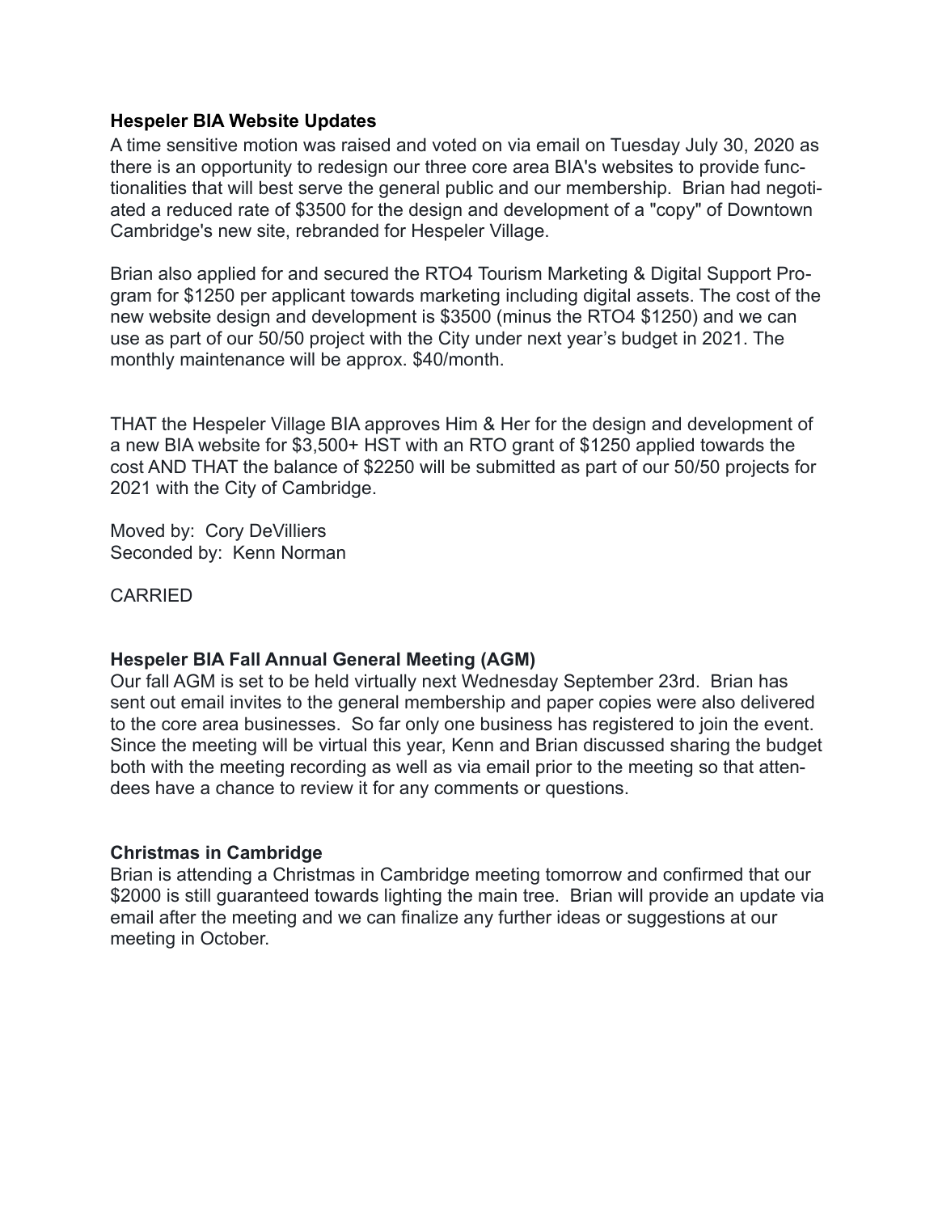**Hespeler BIA Website Updates**

A time sensitive motion was raised and voted on via email on Tuesday July 30, 2020 as there is an opportunity to redesign our three core area BIA's websites to provide functionalities that will best serve the general public and our membership. Brian had negotiated a reduced rate of $3500 for the design and development of a "copy" of Downtown Cambridge's new site, rebranded for Hespeler Village.

Brian also applied for and secured the RTO4 Tourism Marketing & Digital Support Program for $1250 per applicant towards marketing including digital assets. The cost of the new website design and development is $3500 (minus the RTO4 $1250) and we can use as part of our 50/50 project with the City under next year's budget in 2021. The monthly maintenance will be approx. $40/month.

THAT the Hespeler Village BIA approves Him & Her for the design and development of a new BIA website for $3,500+ HST with an RTO grant of $1250 applied towards the cost AND THAT the balance of $2250 will be submitted as part of our 50/50 projects for 2021 with the City of Cambridge.

Moved by: Cory DeVilliers  
Seconded by: Kenn Norman

CARRIED

**Hespeler BIA Fall Annual General Meeting (AGM)**

Our fall AGM is set to be held virtually next Wednesday September 23rd. Brian has sent out email invites to the general membership and paper copies were also delivered to the core area businesses. So far only one business has registered to join the event. Since the meeting will be virtual this year, Kenn and Brian discussed sharing the budget both with the meeting recording as well as via email prior to the meeting so that attendees have a chance to review it for any comments or questions.

**Christmas in Cambridge**

Brian is attending a Christmas in Cambridge meeting tomorrow and confirmed that our $2000 is still guaranteed towards lighting the main tree. Brian will provide an update via email after the meeting and we can finalize any further ideas or suggestions at our meeting in October.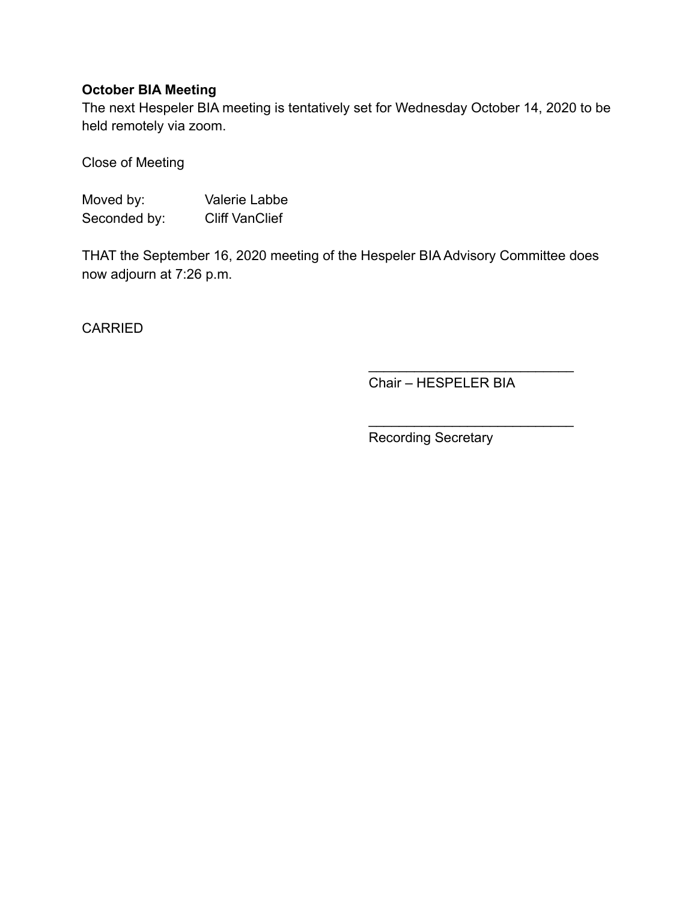**October BIA Meeting**

The next Hespeler BIA meeting is tentatively set for Wednesday October 14, 2020 to be held remotely via zoom.

Close of Meeting

Moved by: Valerie Labbe
Seconded by: Cliff VanClief

THAT the September 16, 2020 meeting of the Hespeler BIA Advisory Committee does now adjourn at 7:26 p.m.

CARRIED

___________________________
Chair – HESPELER BIA

___________________________
Recording Secretary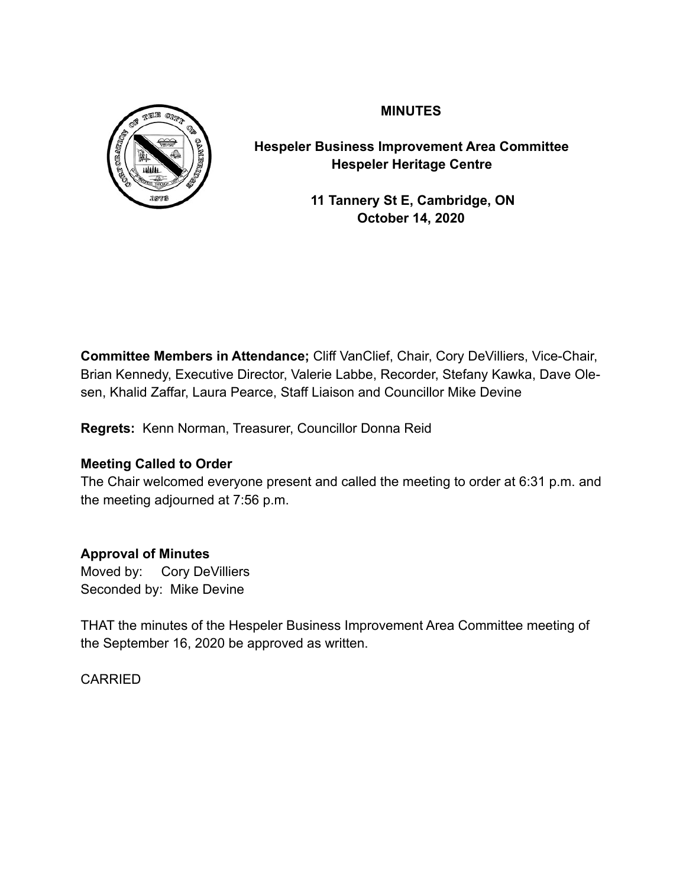**MINUTES**

**Hespeler Business Improvement Area Committee**
**Hespeler Heritage Centre**

**11 Tannery St E, Cambridge, ON**
**October 14, 2020**

**Committee Members in Attendance;** Cliff VanClief, Chair, Cory DeVilliers, Vice-Chair, Brian Kennedy, Executive Director, Valerie Labbe, Recorder, Stefany Kawka, Dave Olesen, Khalid Zaffar, Laura Pearce, Staff Liaison and Councillor Mike Devine

**Regrets:** Kenn Norman, Treasurer, Councillor Donna Reid

**Meeting Called to Order**

The Chair welcomed everyone present and called the meeting to order at 6:31 p.m. and the meeting adjourned at 7:56 p.m.

**Approval of Minutes**

Moved by: Cory DeVilliers
Seconded by: Mike Devine

THAT the minutes of the Hespeler Business Improvement Area Committee meeting of the September 16, 2020 be approved as written.

CARRIED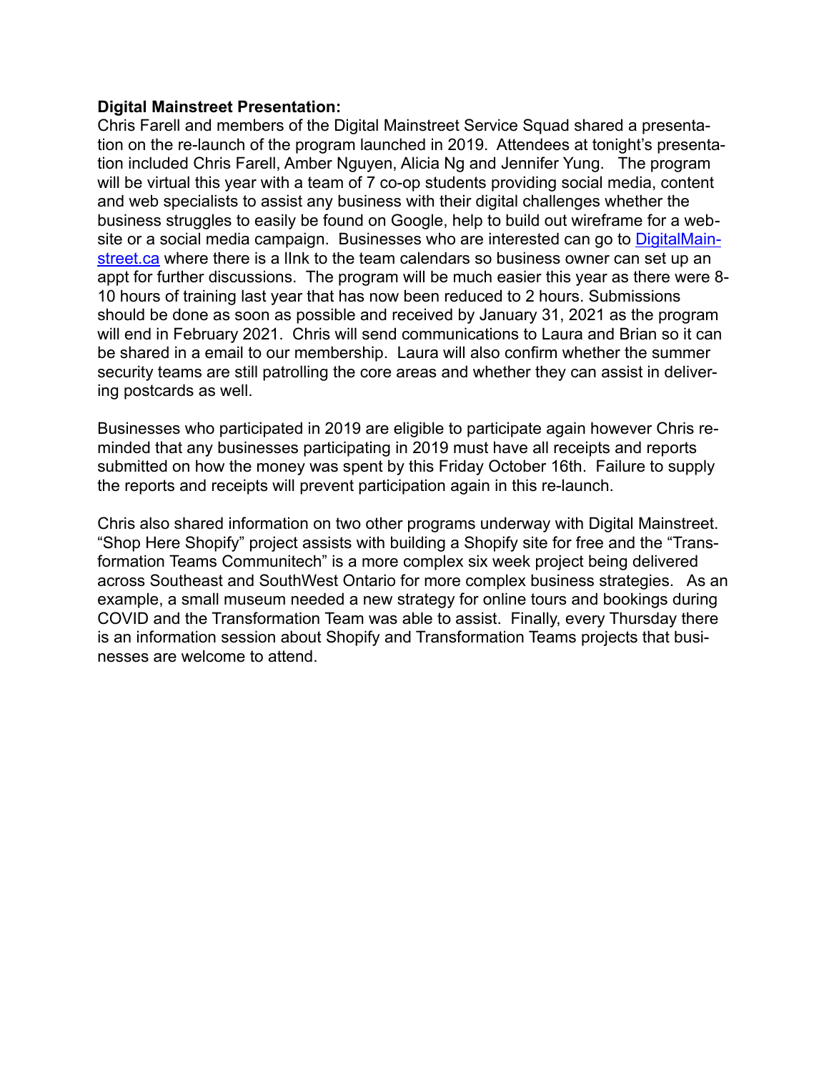**Digital Mainstreet Presentation:**

Chris Farell and members of the Digital Mainstreet Service Squad shared a presentation on the re-launch of the program launched in 2019. Attendees at tonight's presentation included Chris Farell, Amber Nguyen, Alicia Ng and Jennifer Yung. The program will be virtual this year with a team of 7 co-op students providing social media, content and web specialists to assist any business with their digital challenges whether the business struggles to easily be found on Google, help to build out wireframe for a website or a social media campaign. Businesses who are interested can go to [DigitalMainstreet.ca](DigitalMainstreet.ca) where there is a lInk to the team calendars so business owner can set up an appt for further discussions. The program will be much easier this year as there were 8-10 hours of training last year that has now been reduced to 2 hours. Submissions should be done as soon as possible and received by January 31, 2021 as the program will end in February 2021. Chris will send communications to Laura and Brian so it can be shared in a email to our membership. Laura will also confirm whether the summer security teams are still patrolling the core areas and whether they can assist in delivering postcards as well.

Businesses who participated in 2019 are eligible to participate again however Chris reminded that any businesses participating in 2019 must have all receipts and reports submitted on how the money was spent by this Friday October 16th. Failure to supply the reports and receipts will prevent participation again in this re-launch.

Chris also shared information on two other programs underway with Digital Mainstreet. "Shop Here Shopify" project assists with building a Shopify site for free and the "Transformation Teams Communitech" is a more complex six week project being delivered across Southeast and SouthWest Ontario for more complex business strategies. As an example, a small museum needed a new strategy for online tours and bookings during COVID and the Transformation Team was able to assist. Finally, every Thursday there is an information session about Shopify and Transformation Teams projects that businesses are welcome to attend.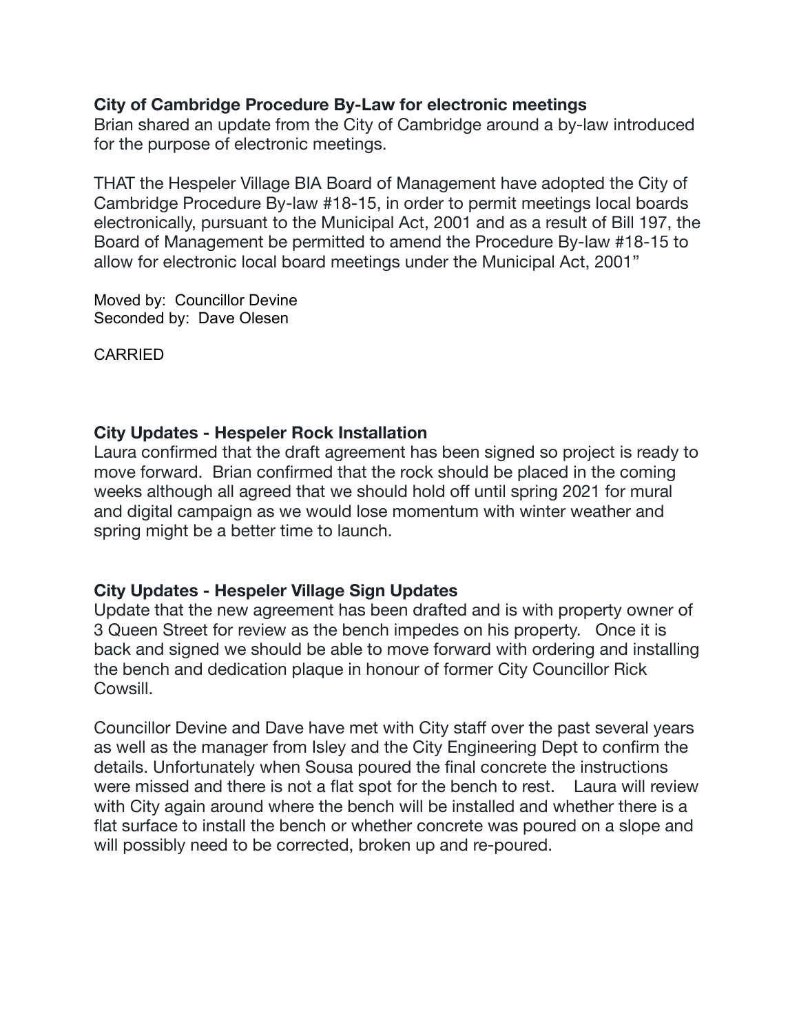**City of Cambridge Procedure By-Law for electronic meetings**
Brian shared an update from the City of Cambridge around a by-law introduced for the purpose of electronic meetings.

THAT the Hespeler Village BIA Board of Management have adopted the City of Cambridge Procedure By-law #18-15, in order to permit meetings local boards electronically, pursuant to the Municipal Act, 2001 and as a result of Bill 197, the Board of Management be permitted to amend the Procedure By-law #18-15 to allow for electronic local board meetings under the Municipal Act, 2001"

Moved by: Councillor Devine
Seconded by: Dave Olesen

CARRIED

**City Updates - Hespeler Rock Installation**
Laura confirmed that the draft agreement has been signed so project is ready to move forward. Brian confirmed that the rock should be placed in the coming weeks although all agreed that we should hold off until spring 2021 for mural and digital campaign as we would lose momentum with winter weather and spring might be a better time to launch.

**City Updates - Hespeler Village Sign Updates**
Update that the new agreement has been drafted and is with property owner of 3 Queen Street for review as the bench impedes on his property. Once it is back and signed we should be able to move forward with ordering and installing the bench and dedication plaque in honour of former City Councillor Rick Cowsill.

Councillor Devine and Dave have met with City staff over the past several years as well as the manager from Isley and the City Engineering Dept to confirm the details. Unfortunately when Sousa poured the final concrete the instructions were missed and there is not a flat spot for the bench to rest. Laura will review with City again around where the bench will be installed and whether there is a flat surface to install the bench or whether concrete was poured on a slope and will possibly need to be corrected, broken up and re-poured.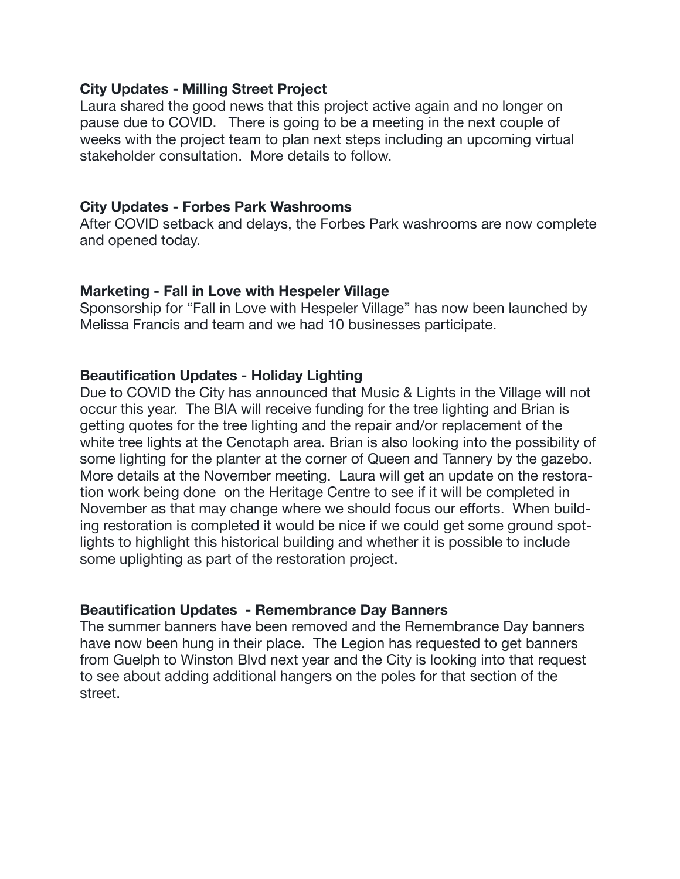**City Updates - Milling Street Project**
Laura shared the good news that this project active again and no longer on pause due to COVID. There is going to be a meeting in the next couple of weeks with the project team to plan next steps including an upcoming virtual stakeholder consultation. More details to follow.

**City Updates - Forbes Park Washrooms**
After COVID setback and delays, the Forbes Park washrooms are now complete and opened today.

**Marketing - Fall in Love with Hespeler Village**
Sponsorship for "Fall in Love with Hespeler Village" has now been launched by Melissa Francis and team and we had 10 businesses participate.

**Beautification Updates - Holiday Lighting**
Due to COVID the City has announced that Music & Lights in the Village will not occur this year. The BIA will receive funding for the tree lighting and Brian is getting quotes for the tree lighting and the repair and/or replacement of the white tree lights at the Cenotaph area. Brian is also looking into the possibility of some lighting for the planter at the corner of Queen and Tannery by the gazebo. More details at the November meeting. Laura will get an update on the restoration work being done on the Heritage Centre to see if it will be completed in November as that may change where we should focus our efforts. When building restoration is completed it would be nice if we could get some ground spotlights to highlight this historical building and whether it is possible to include some uplighting as part of the restoration project.

**Beautification Updates - Remembrance Day Banners**
The summer banners have been removed and the Remembrance Day banners have now been hung in their place. The Legion has requested to get banners from Guelph to Winston Blvd next year and the City is looking into that request to see about adding additional hangers on the poles for that section of the street.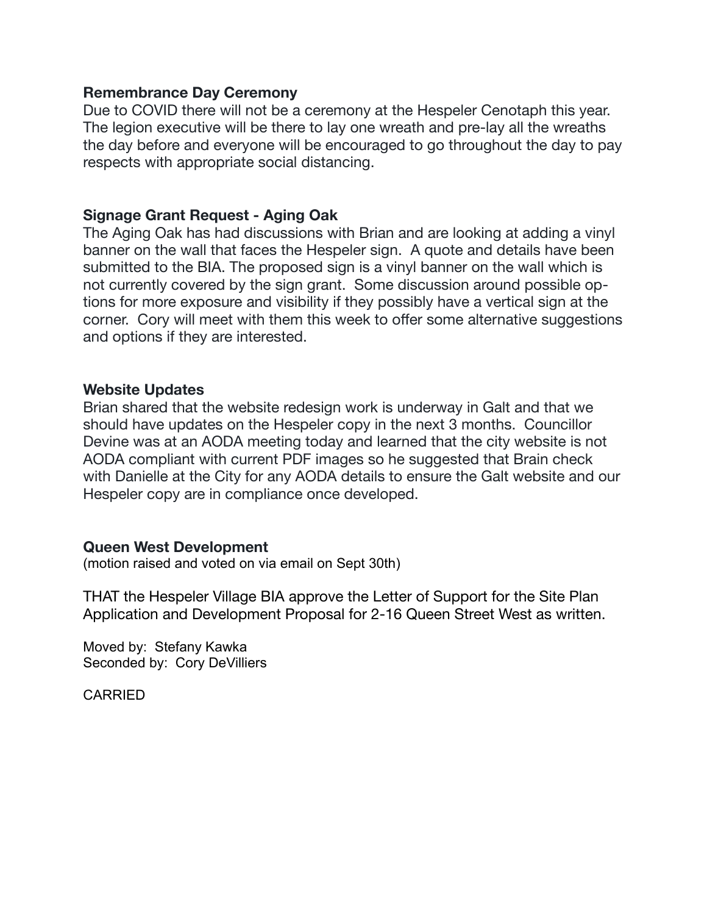**Remembrance Day Ceremony**

Due to COVID there will not be a ceremony at the Hespeler Cenotaph this year. The legion executive will be there to lay one wreath and pre-lay all the wreaths the day before and everyone will be encouraged to go throughout the day to pay respects with appropriate social distancing.

**Signage Grant Request - Aging Oak**

The Aging Oak has had discussions with Brian and are looking at adding a vinyl banner on the wall that faces the Hespeler sign. A quote and details have been submitted to the BIA. The proposed sign is a vinyl banner on the wall which is not currently covered by the sign grant. Some discussion around possible options for more exposure and visibility if they possibly have a vertical sign at the corner. Cory will meet with them this week to offer some alternative suggestions and options if they are interested.

**Website Updates**

Brian shared that the website redesign work is underway in Galt and that we should have updates on the Hespeler copy in the next 3 months. Councillor Devine was at an AODA meeting today and learned that the city website is not AODA compliant with current PDF images so he suggested that Brain check with Danielle at the City for any AODA details to ensure the Galt website and our Hespeler copy are in compliance once developed.

**Queen West Development**

(motion raised and voted on via email on Sept 30th)

THAT the Hespeler Village BIA approve the Letter of Support for the Site Plan Application and Development Proposal for 2-16 Queen Street West as written.

Moved by: Stefany Kawka
Seconded by: Cory DeVilliers

CARRIED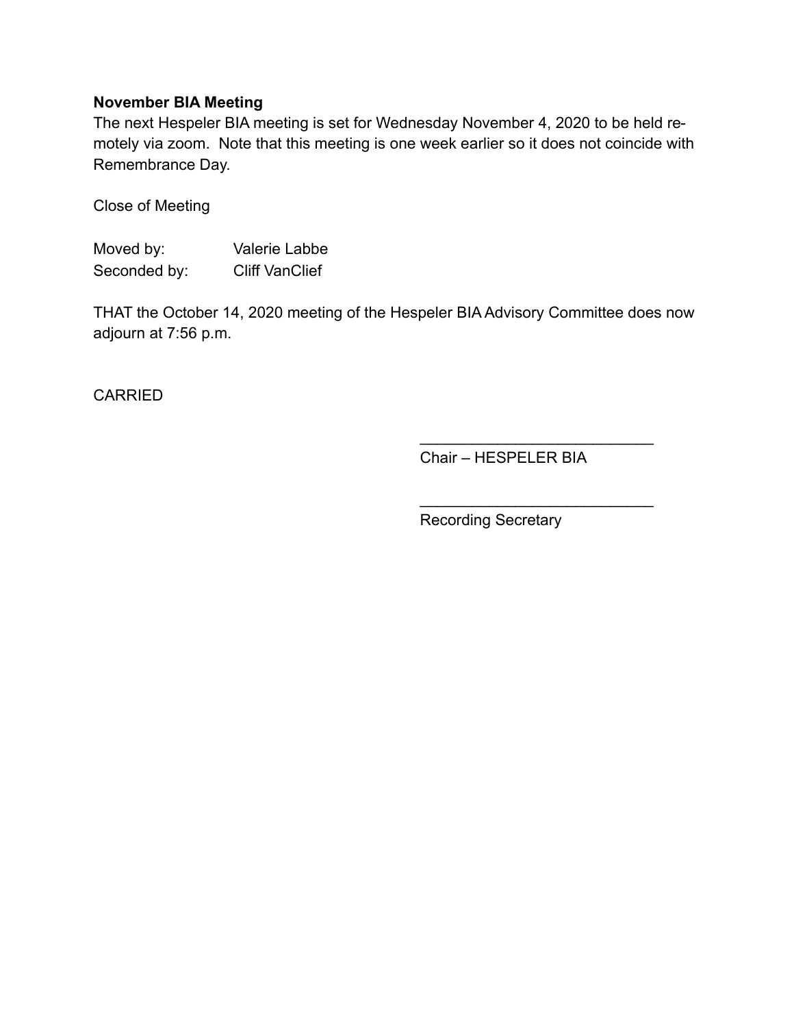**November BIA Meeting**

The next Hespeler BIA meeting is set for Wednesday November 4, 2020 to be held remotely via zoom. Note that this meeting is one week earlier so it does not coincide with Remembrance Day.

Close of Meeting

Moved by: Valerie Labbe
Seconded by: Cliff VanClief

THAT the October 14, 2020 meeting of the Hespeler BIA Advisory Committee does now adjourn at 7:56 p.m.

CARRIED

___________________________
Chair – HESPELER BIA

___________________________
Recording Secretary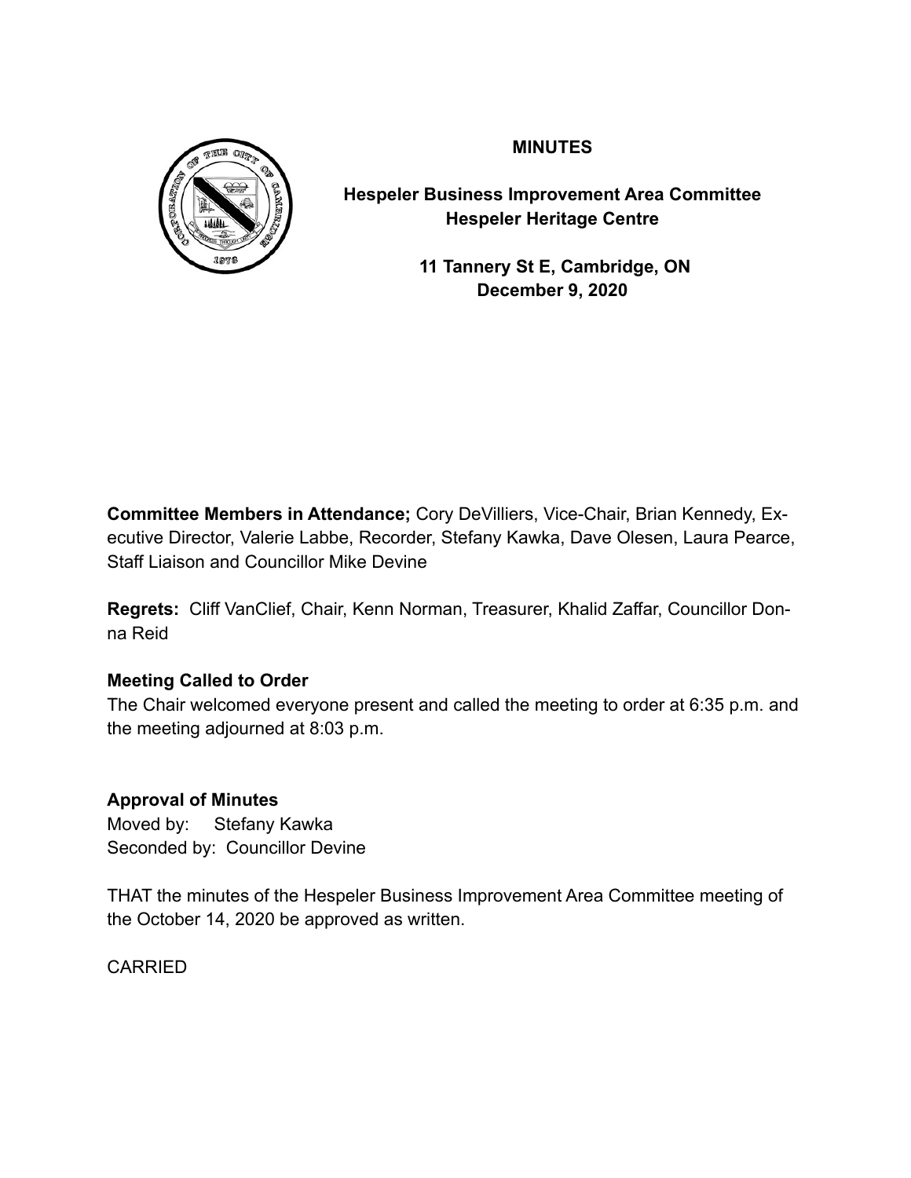**MINUTES**

**Hespeler Business Improvement Area Committee**
**Hespeler Heritage Centre**

**11 Tannery St E, Cambridge, ON**
**December 9, 2020**

**Committee Members in Attendance;** Cory DeVilliers, Vice-Chair, Brian Kennedy, Executive Director, Valerie Labbe, Recorder, Stefany Kawka, Dave Olesen, Laura Pearce, Staff Liaison and Councillor Mike Devine

**Regrets:** Cliff VanClief, Chair, Kenn Norman, Treasurer, Khalid Zaffar, Councillor Donna Reid

**Meeting Called to Order**

The Chair welcomed everyone present and called the meeting to order at 6:35 p.m. and the meeting adjourned at 8:03 p.m.

**Approval of Minutes**

Moved by: Stefany Kawka
Seconded by: Councillor Devine

THAT the minutes of the Hespeler Business Improvement Area Committee meeting of the October 14, 2020 be approved as written.

CARRIED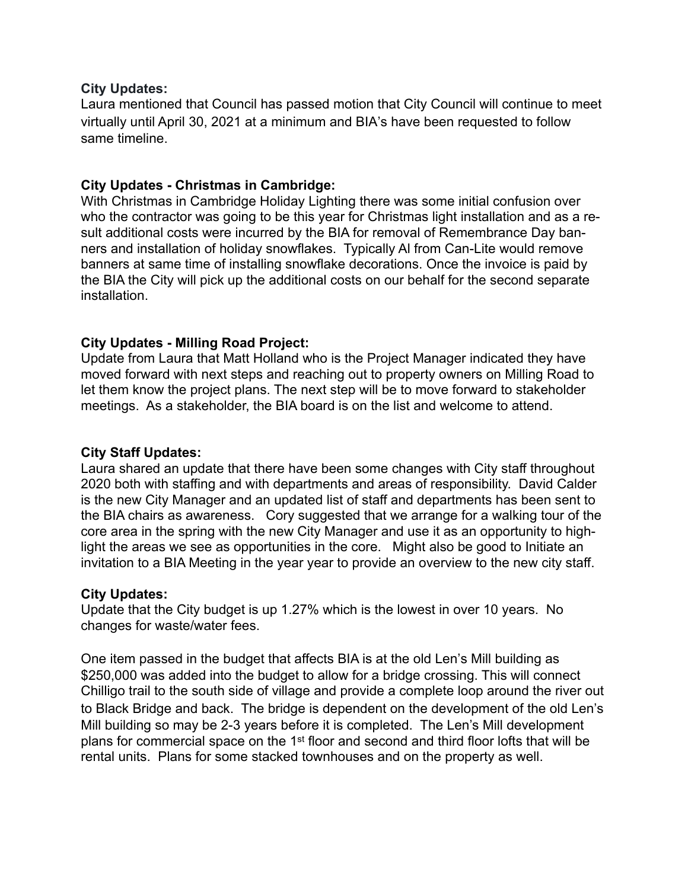**City Updates:**
Laura mentioned that Council has passed motion that City Council will continue to meet virtually until April 30, 2021 at a minimum and BIA's have been requested to follow same timeline.

**City Updates - Christmas in Cambridge:**
With Christmas in Cambridge Holiday Lighting there was some initial confusion over who the contractor was going to be this year for Christmas light installation and as a result additional costs were incurred by the BIA for removal of Remembrance Day banners and installation of holiday snowflakes. Typically Al from Can-Lite would remove banners at same time of installing snowflake decorations. Once the invoice is paid by the BIA the City will pick up the additional costs on our behalf for the second separate installation.

**City Updates - Milling Road Project:**
Update from Laura that Matt Holland who is the Project Manager indicated they have moved forward with next steps and reaching out to property owners on Milling Road to let them know the project plans. The next step will be to move forward to stakeholder meetings. As a stakeholder, the BIA board is on the list and welcome to attend.

**City Staff Updates:**
Laura shared an update that there have been some changes with City staff throughout 2020 both with staffing and with departments and areas of responsibility. David Calder is the new City Manager and an updated list of staff and departments has been sent to the BIA chairs as awareness. Cory suggested that we arrange for a walking tour of the core area in the spring with the new City Manager and use it as an opportunity to highlight the areas we see as opportunities in the core. Might also be good to Initiate an invitation to a BIA Meeting in the year year to provide an overview to the new city staff.

**City Updates:**
Update that the City budget is up 1.27% which is the lowest in over 10 years. No changes for waste/water fees.

One item passed in the budget that affects BIA is at the old Len's Mill building as $250,000 was added into the budget to allow for a bridge crossing. This will connect Chilligo trail to the south side of village and provide a complete loop around the river out to Black Bridge and back. The bridge is dependent on the development of the old Len's Mill building so may be 2-3 years before it is completed. The Len's Mill development plans for commercial space on the 1st floor and second and third floor lofts that will be rental units. Plans for some stacked townhouses and on the property as well.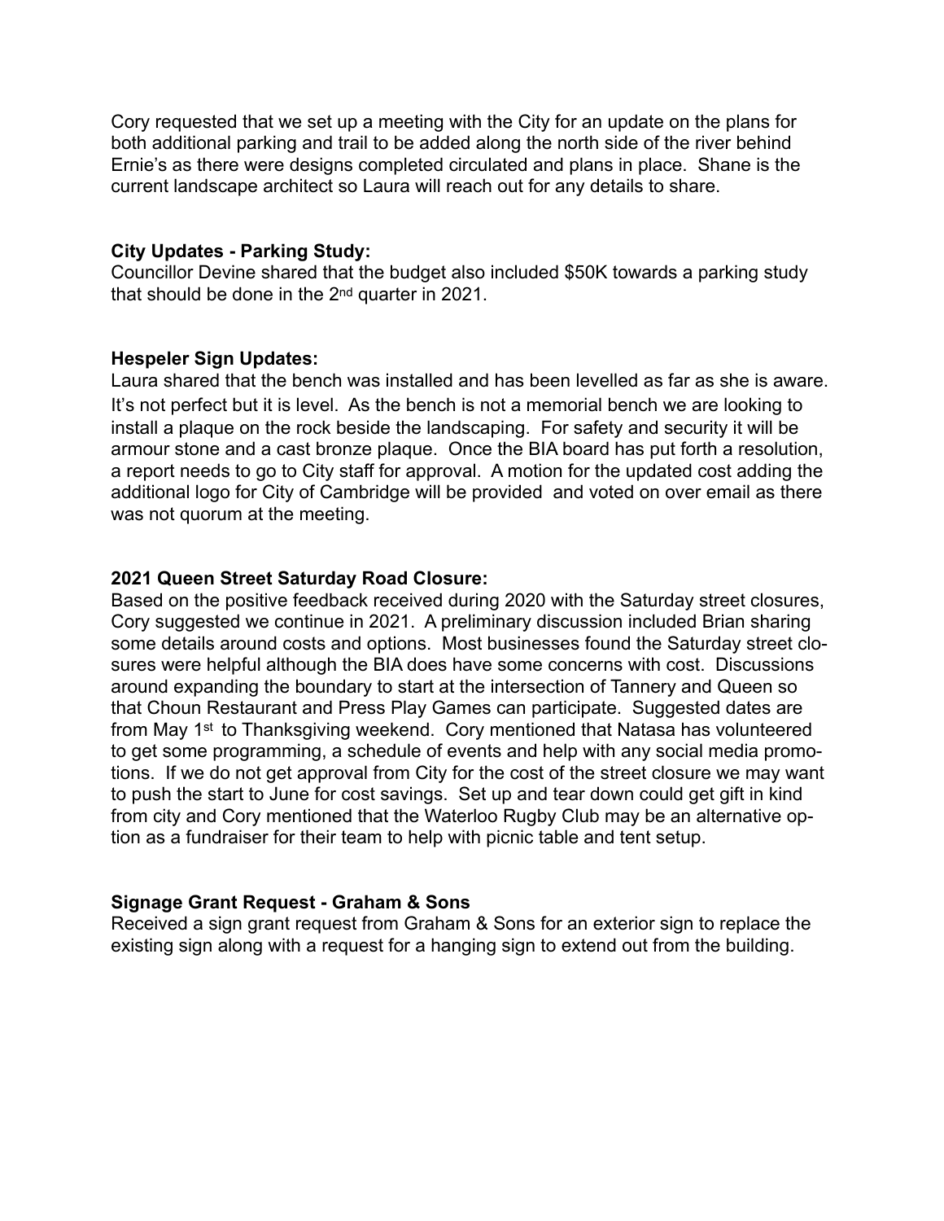Cory requested that we set up a meeting with the City for an update on the plans for both additional parking and trail to be added along the north side of the river behind Ernie's as there were designs completed circulated and plans in place. Shane is the current landscape architect so Laura will reach out for any details to share.

**City Updates - Parking Study:**

Councillor Devine shared that the budget also included $50K towards a parking study that should be done in the 2nd quarter in 2021.

**Hespeler Sign Updates:**

Laura shared that the bench was installed and has been levelled as far as she is aware. It's not perfect but it is level. As the bench is not a memorial bench we are looking to install a plaque on the rock beside the landscaping. For safety and security it will be armour stone and a cast bronze plaque. Once the BIA board has put forth a resolution, a report needs to go to City staff for approval. A motion for the updated cost adding the additional logo for City of Cambridge will be provided and voted on over email as there was not quorum at the meeting.

**2021 Queen Street Saturday Road Closure:**

Based on the positive feedback received during 2020 with the Saturday street closures, Cory suggested we continue in 2021. A preliminary discussion included Brian sharing some details around costs and options. Most businesses found the Saturday street closures were helpful although the BIA does have some concerns with cost. Discussions around expanding the boundary to start at the intersection of Tannery and Queen so that Choun Restaurant and Press Play Games can participate. Suggested dates are from May 1st to Thanksgiving weekend. Cory mentioned that Natasa has volunteered to get some programming, a schedule of events and help with any social media promotions. If we do not get approval from City for the cost of the street closure we may want to push the start to June for cost savings. Set up and tear down could get gift in kind from city and Cory mentioned that the Waterloo Rugby Club may be an alternative option as a fundraiser for their team to help with picnic table and tent setup.

**Signage Grant Request - Graham & Sons**

Received a sign grant request from Graham & Sons for an exterior sign to replace the existing sign along with a request for a hanging sign to extend out from the building.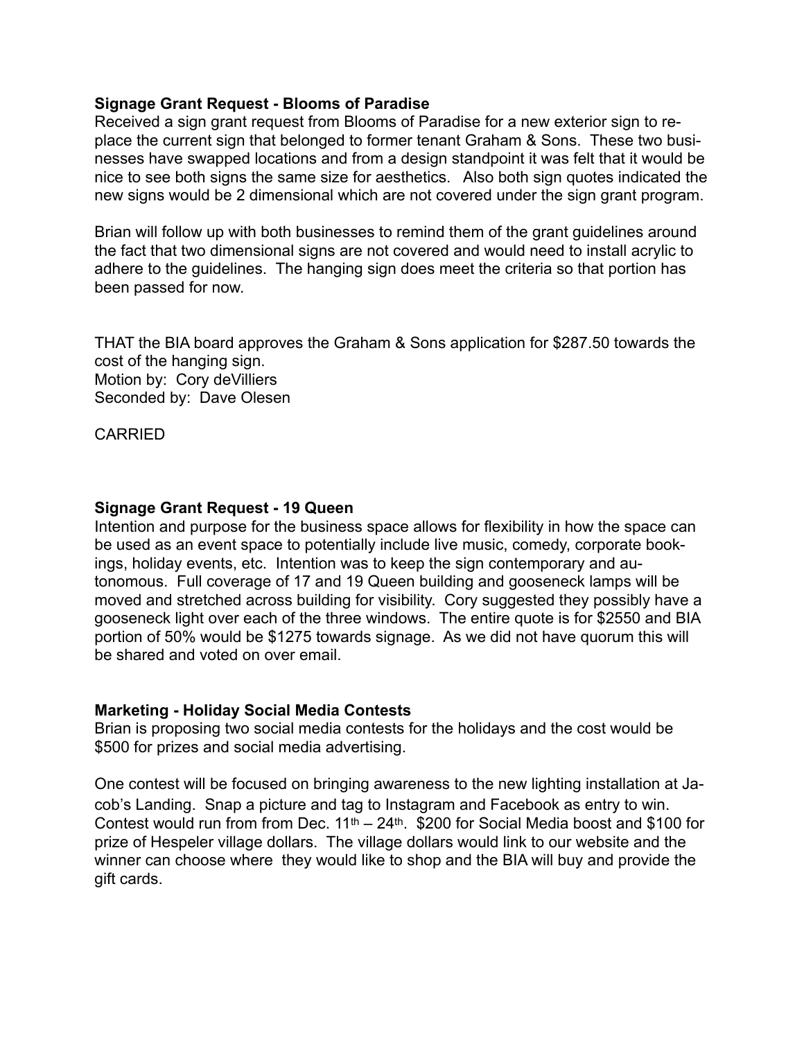**Signage Grant Request - Blooms of Paradise**
Received a sign grant request from Blooms of Paradise for a new exterior sign to replace the current sign that belonged to former tenant Graham & Sons. These two businesses have swapped locations and from a design standpoint it was felt that it would be nice to see both signs the same size for aesthetics. Also both sign quotes indicated the new signs would be 2 dimensional which are not covered under the sign grant program.

Brian will follow up with both businesses to remind them of the grant guidelines around the fact that two dimensional signs are not covered and would need to install acrylic to adhere to the guidelines. The hanging sign does meet the criteria so that portion has been passed for now.

THAT the BIA board approves the Graham & Sons application for $287.50 towards the cost of the hanging sign.
Motion by: Cory deVilliers
Seconded by: Dave Olesen

CARRIED

**Signage Grant Request - 19 Queen**
Intention and purpose for the business space allows for flexibility in how the space can be used as an event space to potentially include live music, comedy, corporate bookings, holiday events, etc. Intention was to keep the sign contemporary and autonomous. Full coverage of 17 and 19 Queen building and gooseneck lamps will be moved and stretched across building for visibility. Cory suggested they possibly have a gooseneck light over each of the three windows. The entire quote is for $2550 and BIA portion of 50% would be $1275 towards signage. As we did not have quorum this will be shared and voted on over email.

**Marketing - Holiday Social Media Contests**
Brian is proposing two social media contests for the holidays and the cost would be $500 for prizes and social media advertising.

One contest will be focused on bringing awareness to the new lighting installation at Jacob's Landing. Snap a picture and tag to Instagram and Facebook as entry to win. Contest would run from from Dec. 11th – 24th. $200 for Social Media boost and $100 for prize of Hespeler village dollars. The village dollars would link to our website and the winner can choose where they would like to shop and the BIA will buy and provide the gift cards.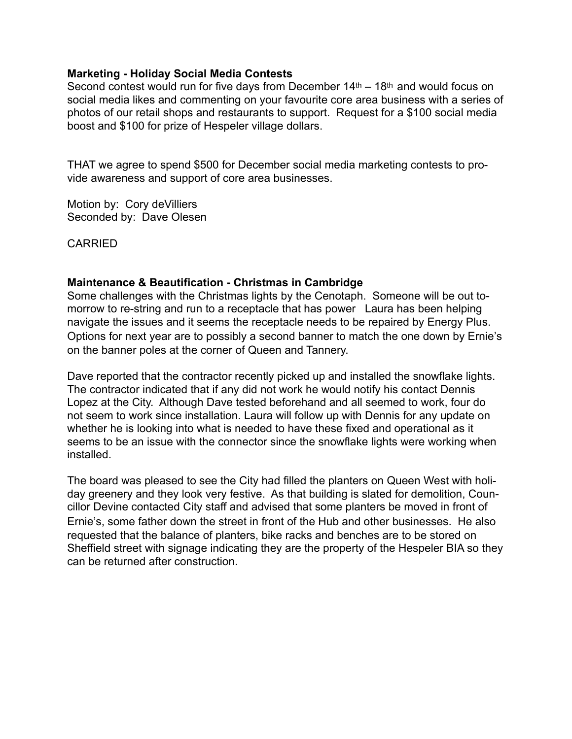**Marketing - Holiday Social Media Contests**
Second contest would run for five days from December 14th – 18th and would focus on social media likes and commenting on your favourite core area business with a series of photos of our retail shops and restaurants to support. Request for a $100 social media boost and $100 for prize of Hespeler village dollars.

THAT we agree to spend $500 for December social media marketing contests to provide awareness and support of core area businesses.

Motion by: Cory deVilliers
Seconded by: Dave Olesen

CARRIED

**Maintenance & Beautification - Christmas in Cambridge**
Some challenges with the Christmas lights by the Cenotaph. Someone will be out tomorrow to re-string and run to a receptacle that has power Laura has been helping navigate the issues and it seems the receptacle needs to be repaired by Energy Plus. Options for next year are to possibly a second banner to match the one down by Ernie's on the banner poles at the corner of Queen and Tannery.

Dave reported that the contractor recently picked up and installed the snowflake lights. The contractor indicated that if any did not work he would notify his contact Dennis Lopez at the City. Although Dave tested beforehand and all seemed to work, four do not seem to work since installation. Laura will follow up with Dennis for any update on whether he is looking into what is needed to have these fixed and operational as it seems to be an issue with the connector since the snowflake lights were working when installed.

The board was pleased to see the City had filled the planters on Queen West with holiday greenery and they look very festive. As that building is slated for demolition, Councillor Devine contacted City staff and advised that some planters be moved in front of Ernie's, some father down the street in front of the Hub and other businesses. He also requested that the balance of planters, bike racks and benches are to be stored on Sheffield street with signage indicating they are the property of the Hespeler BIA so they can be returned after construction.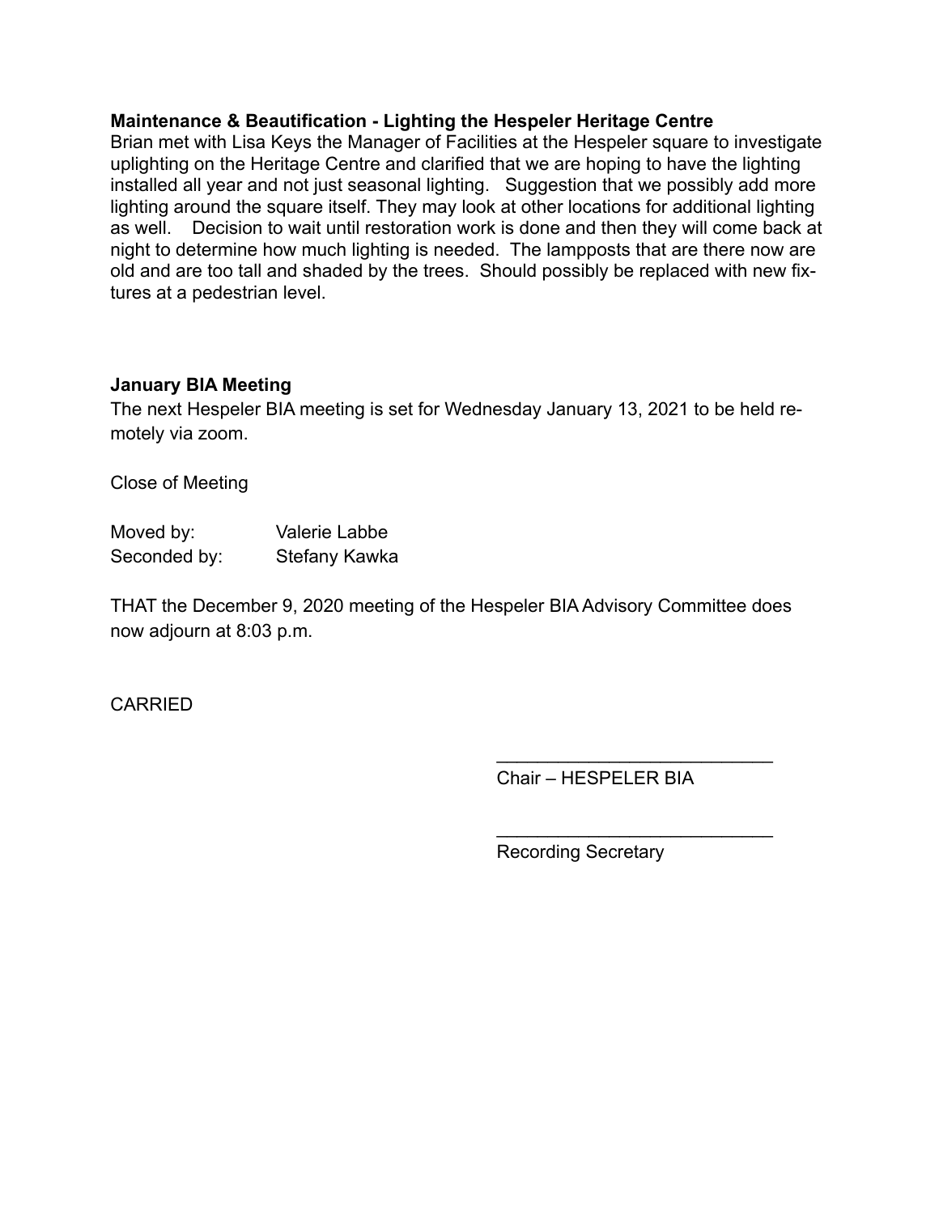**Maintenance & Beautification - Lighting the Hespeler Heritage Centre**
Brian met with Lisa Keys the Manager of Facilities at the Hespeler square to investigate uplighting on the Heritage Centre and clarified that we are hoping to have the lighting installed all year and not just seasonal lighting. Suggestion that we possibly add more lighting around the square itself. They may look at other locations for additional lighting as well. Decision to wait until restoration work is done and then they will come back at night to determine how much lighting is needed. The lampposts that are there now are old and are too tall and shaded by the trees. Should possibly be replaced with new fixtures at a pedestrian level.

**January BIA Meeting**
The next Hespeler BIA meeting is set for Wednesday January 13, 2021 to be held remotely via zoom.

Close of Meeting

Moved by: Valerie Labbe
Seconded by: Stefany Kawka

THAT the December 9, 2020 meeting of the Hespeler BIA Advisory Committee does now adjourn at 8:03 p.m.

CARRIED

___________________________
Chair – HESPELER BIA

___________________________
Recording Secretary